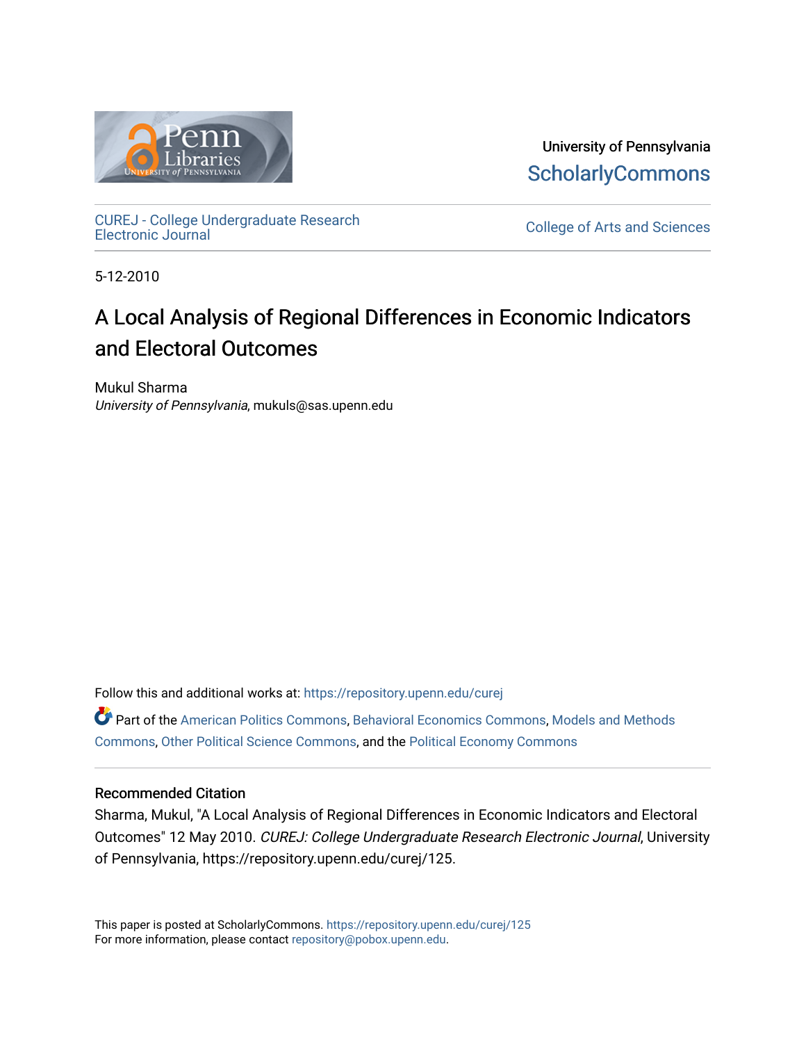University of Pennsylvania
ScholarlyCommons

CUREJ - College Undergraduate Research Electronic Journal

College of Arts and Sciences

5-12-2010

# A Local Analysis of Regional Differences in Economic Indicators and Electoral Outcomes

Mukul Sharma
*University of Pennsylvania*, mukuls@sas.upenn.edu

Follow this and additional works at: https://repository.upenn.edu/curej

Part of the American Politics Commons, Behavioral Economics Commons, Models and Methods Commons, Other Political Science Commons, and the Political Economy Commons

## Recommended Citation

Sharma, Mukul, "A Local Analysis of Regional Differences in Economic Indicators and Electoral Outcomes" 12 May 2010. *CUREJ: College Undergraduate Research Electronic Journal*, University of Pennsylvania, https://repository.upenn.edu/curej/125.

This paper is posted at ScholarlyCommons. https://repository.upenn.edu/curej/125
For more information, please contact repository@pobox.upenn.edu.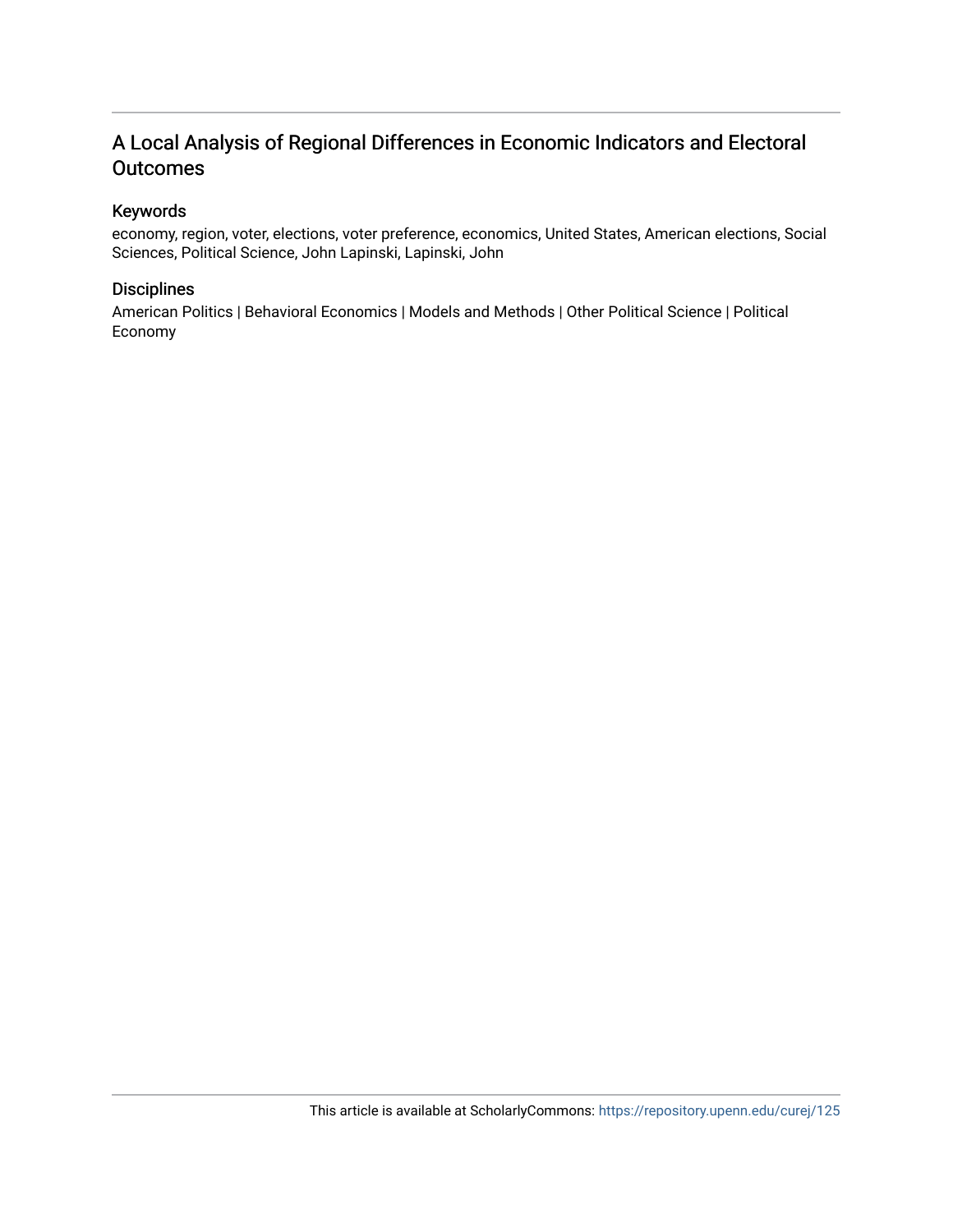# A Local Analysis of Regional Differences in Economic Indicators and Electoral Outcomes

## Keywords

economy, region, voter, elections, voter preference, economics, United States, American elections, Social Sciences, Political Science, John Lapinski, Lapinski, John

## Disciplines

American Politics | Behavioral Economics | Models and Methods | Other Political Science | Political Economy

This article is available at ScholarlyCommons: https://repository.upenn.edu/curej/125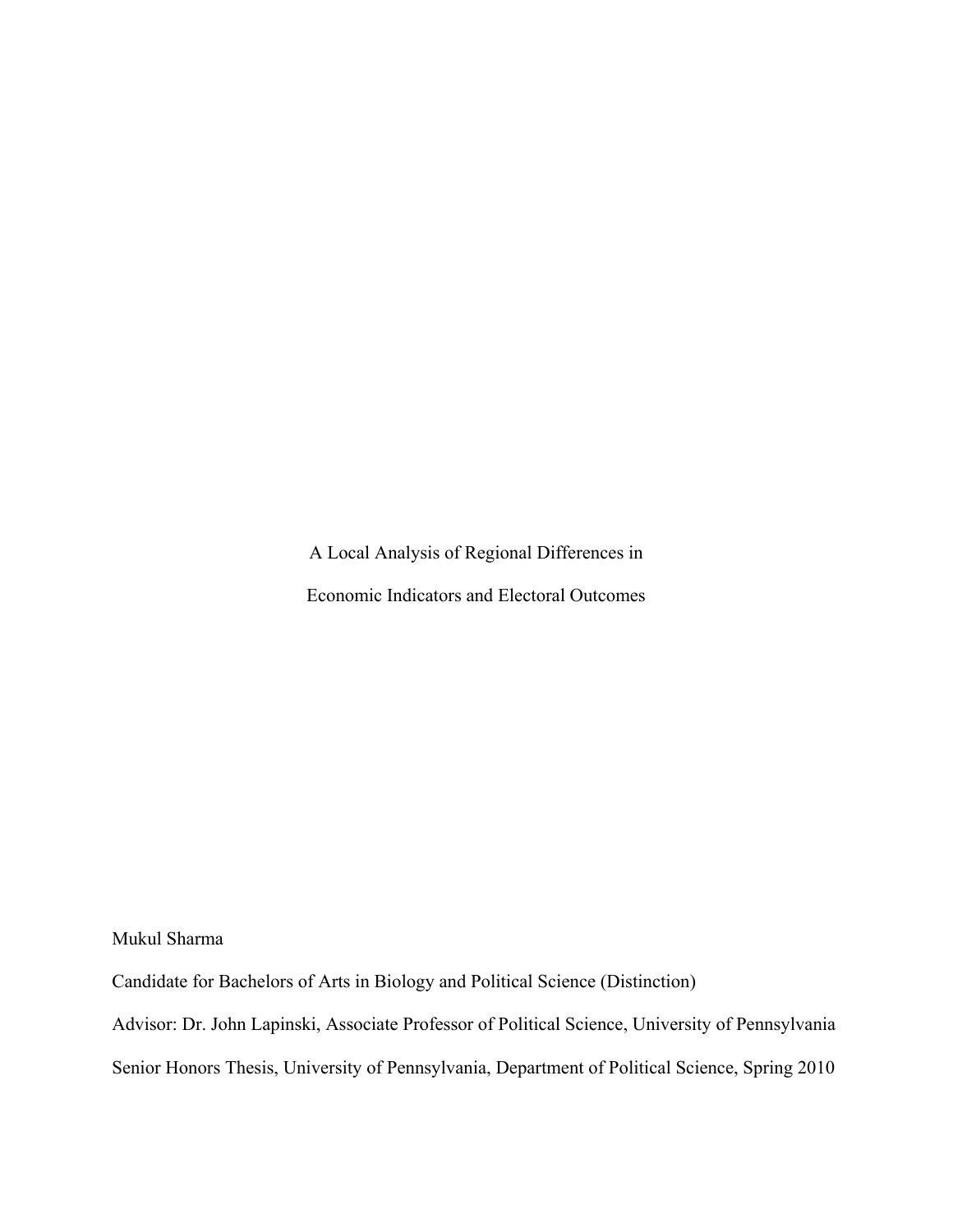# A Local Analysis of Regional Differences in Economic Indicators and Electoral Outcomes

Mukul Sharma

Candidate for Bachelors of Arts in Biology and Political Science (Distinction)

Advisor: Dr. John Lapinski, Associate Professor of Political Science, University of Pennsylvania

Senior Honors Thesis, University of Pennsylvania, Department of Political Science, Spring 2010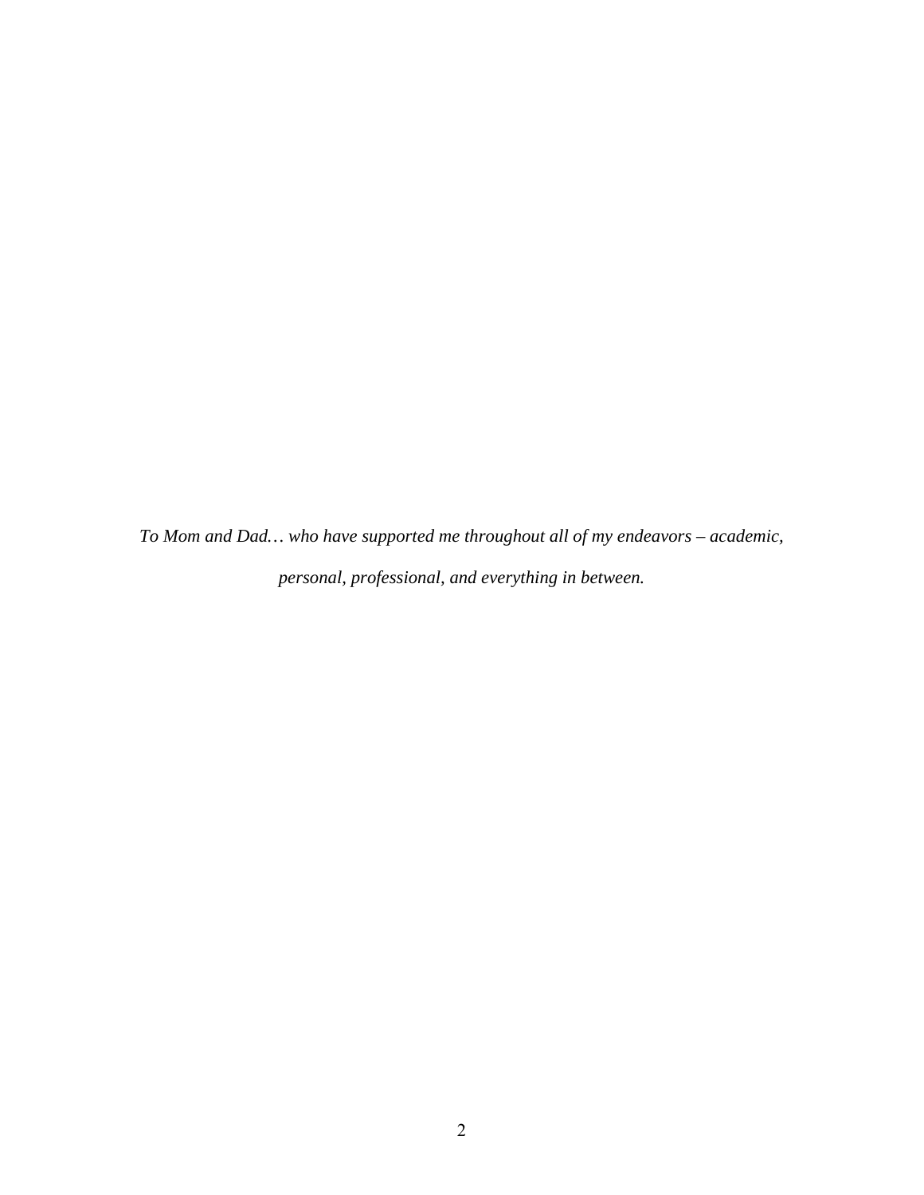*To Mom and Dad… who have supported me throughout all of my endeavors – academic, personal, professional, and everything in between.*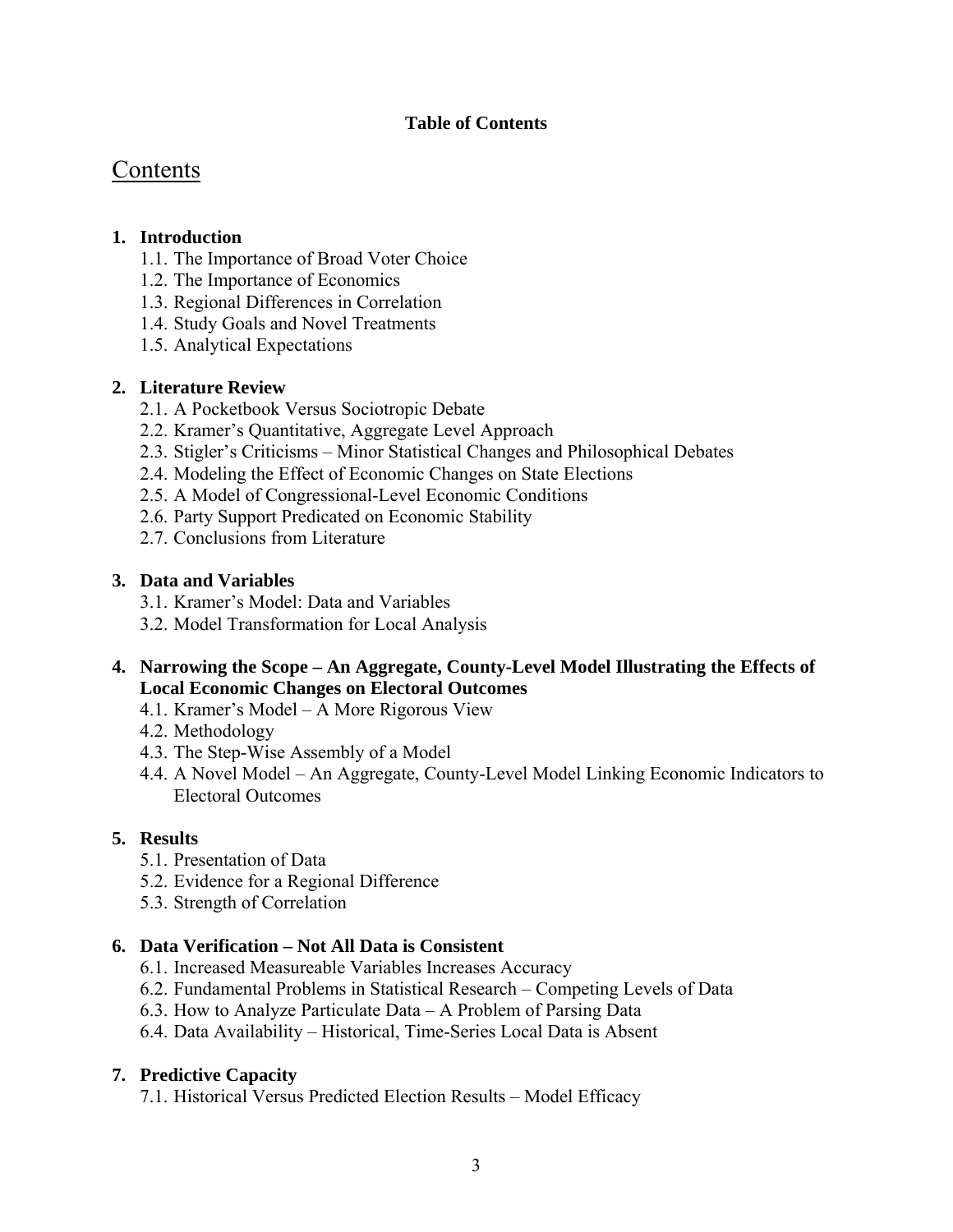**Table of Contents**

# Contents

**1. Introduction**
- 1.1. The Importance of Broad Voter Choice
- 1.2. The Importance of Economics
- 1.3. Regional Differences in Correlation
- 1.4. Study Goals and Novel Treatments
- 1.5. Analytical Expectations

**2. Literature Review**
- 2.1. A Pocketbook Versus Sociotropic Debate
- 2.2. Kramer's Quantitative, Aggregate Level Approach
- 2.3. Stigler's Criticisms – Minor Statistical Changes and Philosophical Debates
- 2.4. Modeling the Effect of Economic Changes on State Elections
- 2.5. A Model of Congressional-Level Economic Conditions
- 2.6. Party Support Predicated on Economic Stability
- 2.7. Conclusions from Literature

**3. Data and Variables**
- 3.1. Kramer's Model: Data and Variables
- 3.2. Model Transformation for Local Analysis

**4. Narrowing the Scope – An Aggregate, County-Level Model Illustrating the Effects of Local Economic Changes on Electoral Outcomes**
- 4.1. Kramer's Model – A More Rigorous View
- 4.2. Methodology
- 4.3. The Step-Wise Assembly of a Model
- 4.4. A Novel Model – An Aggregate, County-Level Model Linking Economic Indicators to Electoral Outcomes

**5. Results**
- 5.1. Presentation of Data
- 5.2. Evidence for a Regional Difference
- 5.3. Strength of Correlation

**6. Data Verification – Not All Data is Consistent**
- 6.1. Increased Measureable Variables Increases Accuracy
- 6.2. Fundamental Problems in Statistical Research – Competing Levels of Data
- 6.3. How to Analyze Particulate Data – A Problem of Parsing Data
- 6.4. Data Availability – Historical, Time-Series Local Data is Absent

**7. Predictive Capacity**
- 7.1. Historical Versus Predicted Election Results – Model Efficacy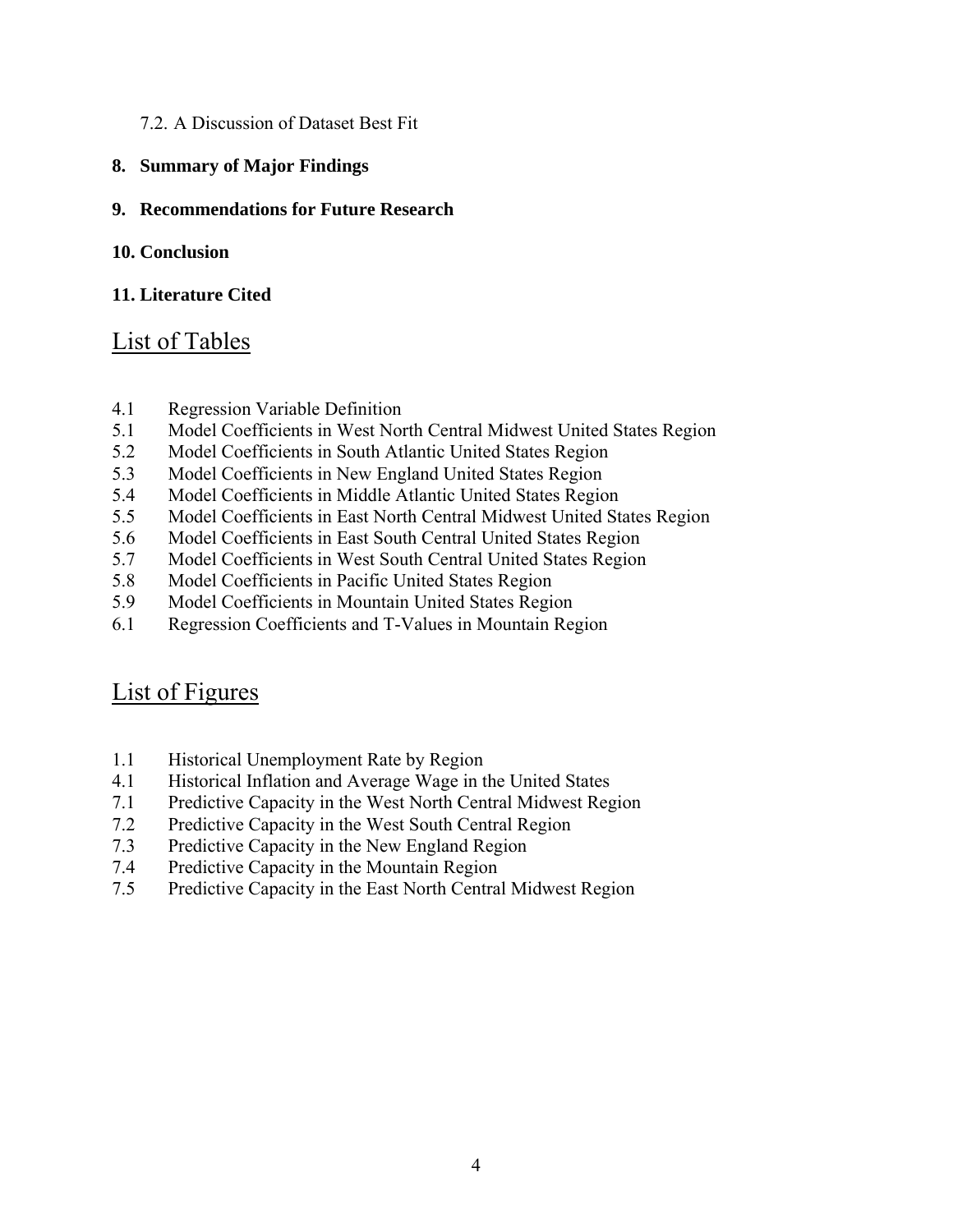7.2. A Discussion of Dataset Best Fit

**8. Summary of Major Findings**

**9. Recommendations for Future Research**

**10. Conclusion**

**11. Literature Cited**

## List of Tables

4.1 Regression Variable Definition
5.1 Model Coefficients in West North Central Midwest United States Region
5.2 Model Coefficients in South Atlantic United States Region
5.3 Model Coefficients in New England United States Region
5.4 Model Coefficients in Middle Atlantic United States Region
5.5 Model Coefficients in East North Central Midwest United States Region
5.6 Model Coefficients in East South Central United States Region
5.7 Model Coefficients in West South Central United States Region
5.8 Model Coefficients in Pacific United States Region
5.9 Model Coefficients in Mountain United States Region
6.1 Regression Coefficients and T-Values in Mountain Region

## List of Figures

1.1 Historical Unemployment Rate by Region
4.1 Historical Inflation and Average Wage in the United States
7.1 Predictive Capacity in the West North Central Midwest Region
7.2 Predictive Capacity in the West South Central Region
7.3 Predictive Capacity in the New England Region
7.4 Predictive Capacity in the Mountain Region
7.5 Predictive Capacity in the East North Central Midwest Region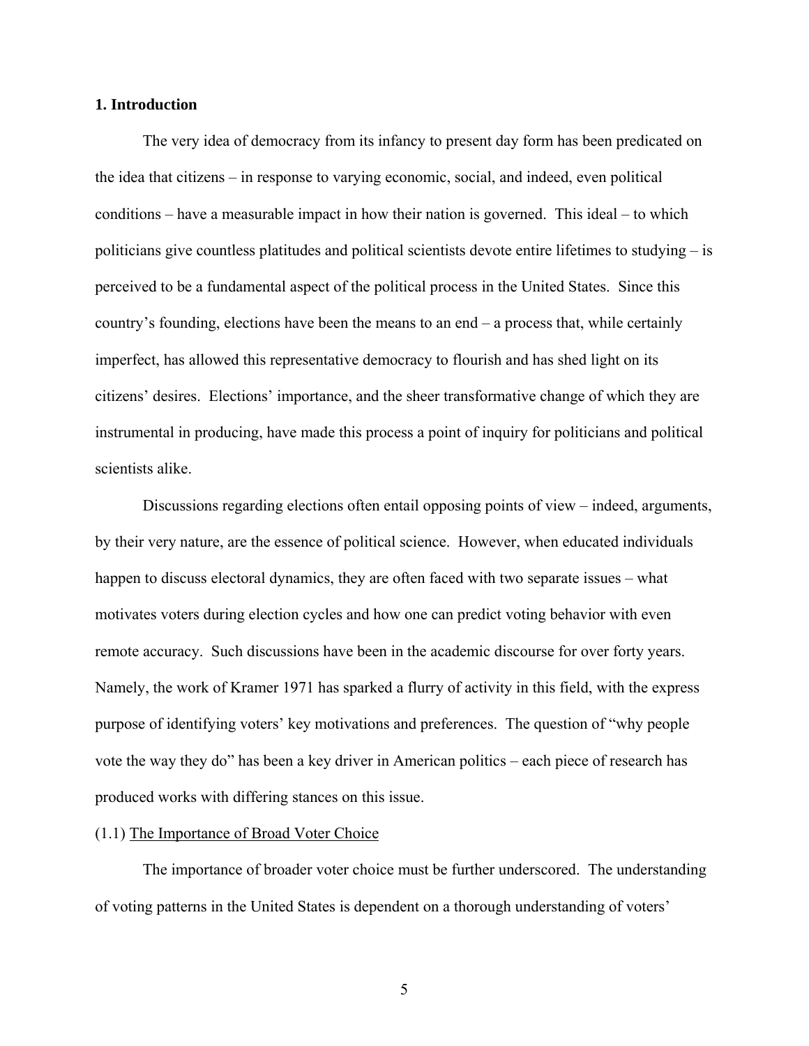## 1. Introduction

The very idea of democracy from its infancy to present day form has been predicated on the idea that citizens – in response to varying economic, social, and indeed, even political conditions – have a measurable impact in how their nation is governed. This ideal – to which politicians give countless platitudes and political scientists devote entire lifetimes to studying – is perceived to be a fundamental aspect of the political process in the United States. Since this country's founding, elections have been the means to an end – a process that, while certainly imperfect, has allowed this representative democracy to flourish and has shed light on its citizens' desires. Elections' importance, and the sheer transformative change of which they are instrumental in producing, have made this process a point of inquiry for politicians and political scientists alike.

Discussions regarding elections often entail opposing points of view – indeed, arguments, by their very nature, are the essence of political science. However, when educated individuals happen to discuss electoral dynamics, they are often faced with two separate issues – what motivates voters during election cycles and how one can predict voting behavior with even remote accuracy. Such discussions have been in the academic discourse for over forty years. Namely, the work of Kramer 1971 has sparked a flurry of activity in this field, with the express purpose of identifying voters' key motivations and preferences. The question of "why people vote the way they do" has been a key driver in American politics – each piece of research has produced works with differing stances on this issue.

### (1.1) The Importance of Broad Voter Choice

The importance of broader voter choice must be further underscored. The understanding of voting patterns in the United States is dependent on a thorough understanding of voters'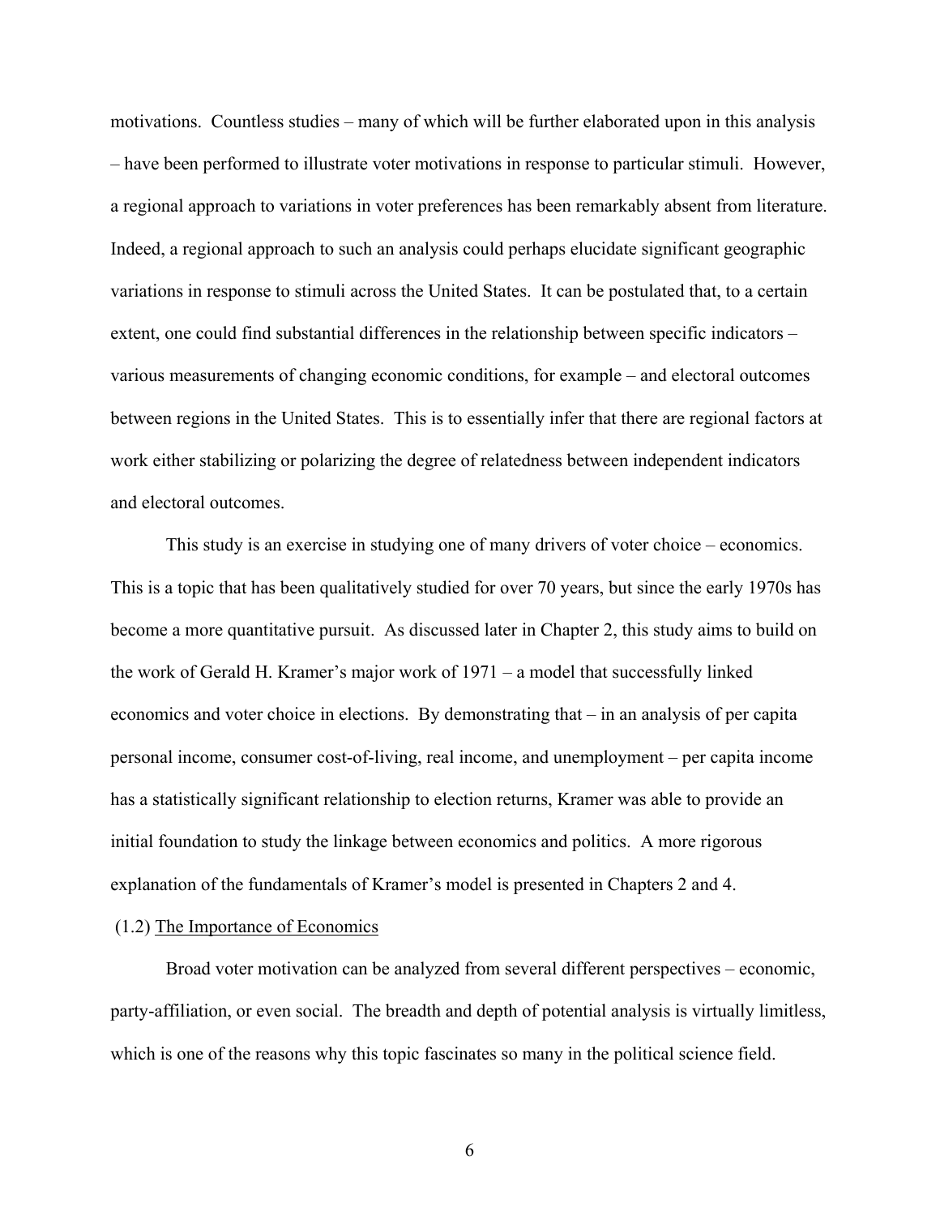motivations. Countless studies – many of which will be further elaborated upon in this analysis – have been performed to illustrate voter motivations in response to particular stimuli. However, a regional approach to variations in voter preferences has been remarkably absent from literature. Indeed, a regional approach to such an analysis could perhaps elucidate significant geographic variations in response to stimuli across the United States. It can be postulated that, to a certain extent, one could find substantial differences in the relationship between specific indicators – various measurements of changing economic conditions, for example – and electoral outcomes between regions in the United States. This is to essentially infer that there are regional factors at work either stabilizing or polarizing the degree of relatedness between independent indicators and electoral outcomes.

This study is an exercise in studying one of many drivers of voter choice – economics. This is a topic that has been qualitatively studied for over 70 years, but since the early 1970s has become a more quantitative pursuit. As discussed later in Chapter 2, this study aims to build on the work of Gerald H. Kramer's major work of 1971 – a model that successfully linked economics and voter choice in elections. By demonstrating that – in an analysis of per capita personal income, consumer cost-of-living, real income, and unemployment – per capita income has a statistically significant relationship to election returns, Kramer was able to provide an initial foundation to study the linkage between economics and politics. A more rigorous explanation of the fundamentals of Kramer's model is presented in Chapters 2 and 4.

(1.2) <u>The Importance of Economics</u>

Broad voter motivation can be analyzed from several different perspectives – economic, party-affiliation, or even social. The breadth and depth of potential analysis is virtually limitless, which is one of the reasons why this topic fascinates so many in the political science field.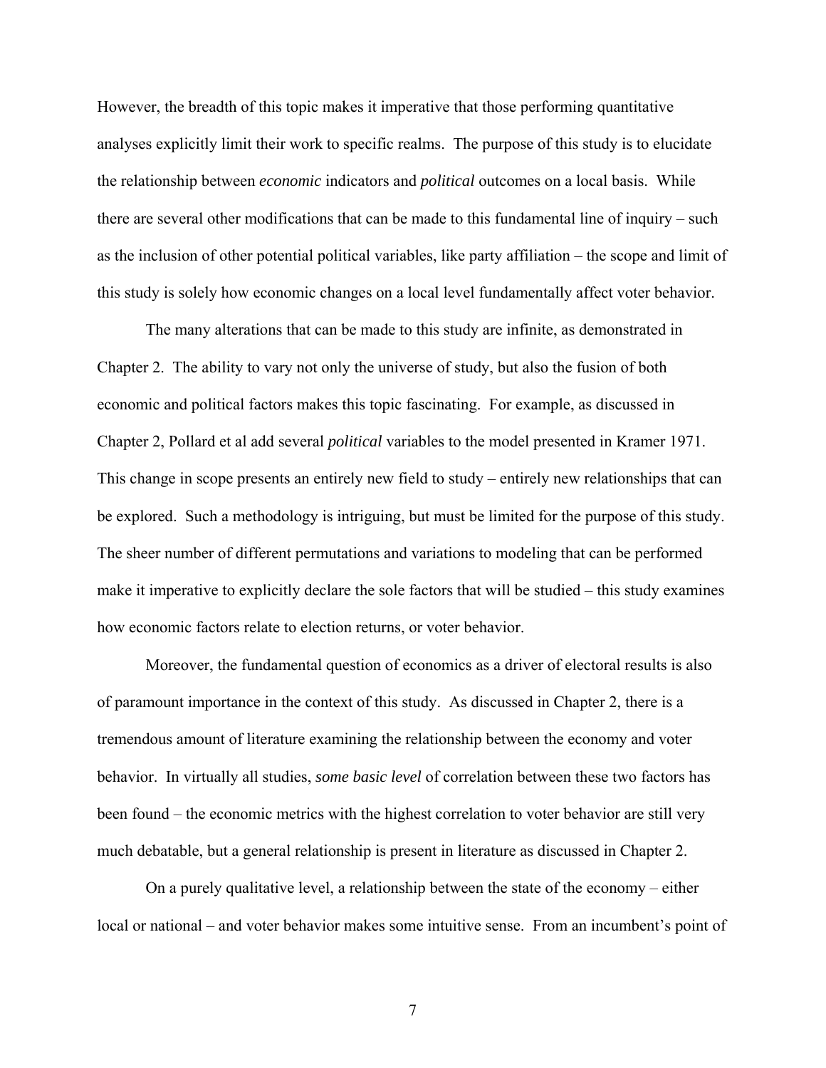However, the breadth of this topic makes it imperative that those performing quantitative analyses explicitly limit their work to specific realms. The purpose of this study is to elucidate the relationship between *economic* indicators and *political* outcomes on a local basis. While there are several other modifications that can be made to this fundamental line of inquiry – such as the inclusion of other potential political variables, like party affiliation – the scope and limit of this study is solely how economic changes on a local level fundamentally affect voter behavior.

The many alterations that can be made to this study are infinite, as demonstrated in Chapter 2. The ability to vary not only the universe of study, but also the fusion of both economic and political factors makes this topic fascinating. For example, as discussed in Chapter 2, Pollard et al add several *political* variables to the model presented in Kramer 1971. This change in scope presents an entirely new field to study – entirely new relationships that can be explored. Such a methodology is intriguing, but must be limited for the purpose of this study. The sheer number of different permutations and variations to modeling that can be performed make it imperative to explicitly declare the sole factors that will be studied – this study examines how economic factors relate to election returns, or voter behavior.

Moreover, the fundamental question of economics as a driver of electoral results is also of paramount importance in the context of this study. As discussed in Chapter 2, there is a tremendous amount of literature examining the relationship between the economy and voter behavior. In virtually all studies, *some basic level* of correlation between these two factors has been found – the economic metrics with the highest correlation to voter behavior are still very much debatable, but a general relationship is present in literature as discussed in Chapter 2.

On a purely qualitative level, a relationship between the state of the economy – either local or national – and voter behavior makes some intuitive sense. From an incumbent's point of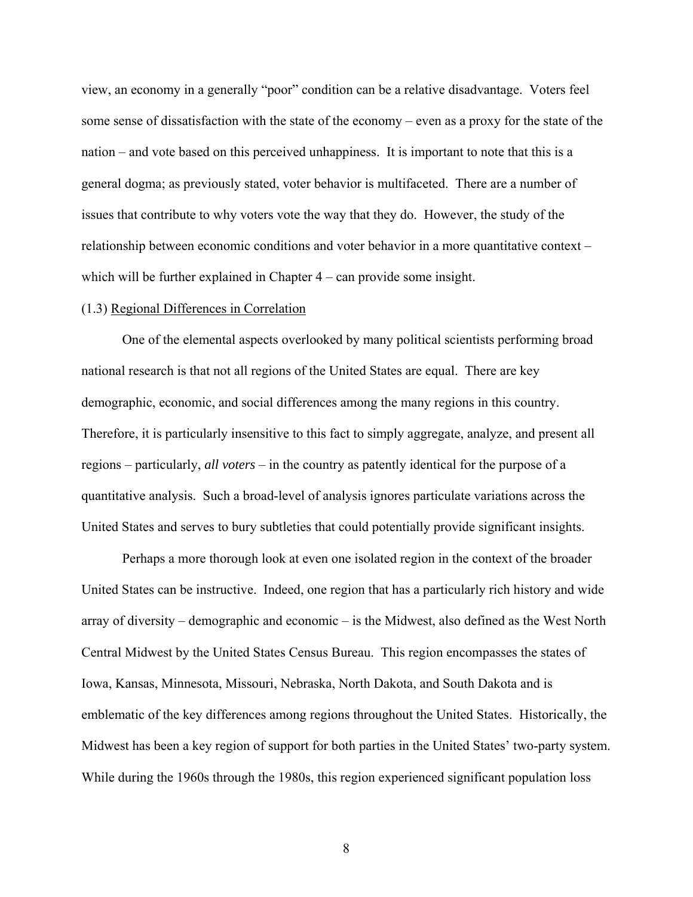view, an economy in a generally "poor" condition can be a relative disadvantage. Voters feel some sense of dissatisfaction with the state of the economy – even as a proxy for the state of the nation – and vote based on this perceived unhappiness. It is important to note that this is a general dogma; as previously stated, voter behavior is multifaceted. There are a number of issues that contribute to why voters vote the way that they do. However, the study of the relationship between economic conditions and voter behavior in a more quantitative context – which will be further explained in Chapter 4 – can provide some insight.

### (1.3) Regional Differences in Correlation

One of the elemental aspects overlooked by many political scientists performing broad national research is that not all regions of the United States are equal. There are key demographic, economic, and social differences among the many regions in this country. Therefore, it is particularly insensitive to this fact to simply aggregate, analyze, and present all regions – particularly, *all voters* – in the country as patently identical for the purpose of a quantitative analysis. Such a broad-level of analysis ignores particulate variations across the United States and serves to bury subtleties that could potentially provide significant insights.

Perhaps a more thorough look at even one isolated region in the context of the broader United States can be instructive. Indeed, one region that has a particularly rich history and wide array of diversity – demographic and economic – is the Midwest, also defined as the West North Central Midwest by the United States Census Bureau. This region encompasses the states of Iowa, Kansas, Minnesota, Missouri, Nebraska, North Dakota, and South Dakota and is emblematic of the key differences among regions throughout the United States. Historically, the Midwest has been a key region of support for both parties in the United States' two-party system. While during the 1960s through the 1980s, this region experienced significant population loss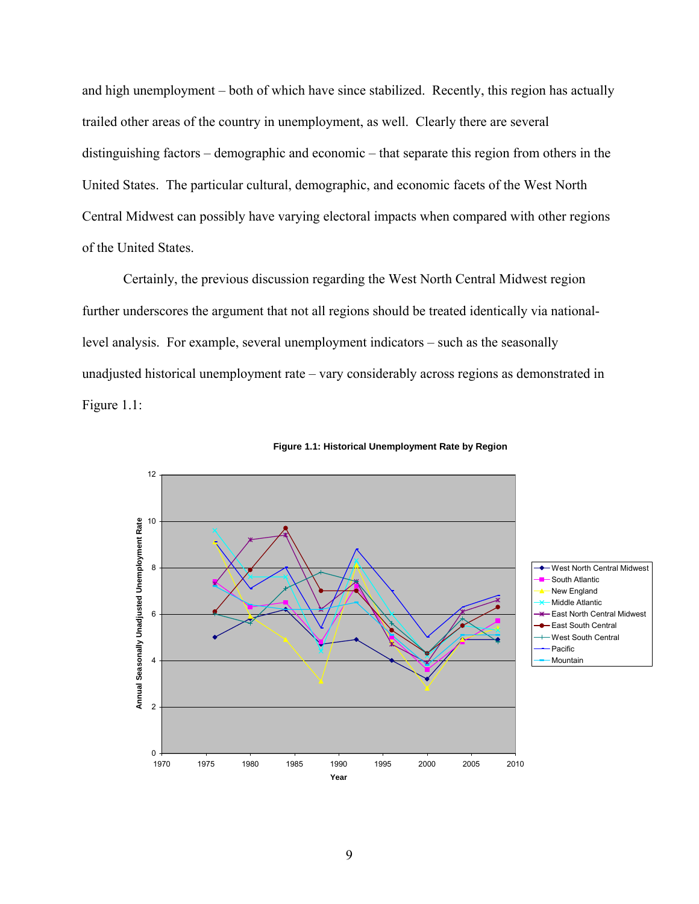and high unemployment – both of which have since stabilized. Recently, this region has actually trailed other areas of the country in unemployment, as well. Clearly there are several distinguishing factors – demographic and economic – that separate this region from others in the United States. The particular cultural, demographic, and economic facets of the West North Central Midwest can possibly have varying electoral impacts when compared with other regions of the United States.

Certainly, the previous discussion regarding the West North Central Midwest region further underscores the argument that not all regions should be treated identically via national-level analysis. For example, several unemployment indicators – such as the seasonally unadjusted historical unemployment rate – vary considerably across regions as demonstrated in Figure 1.1:

**Figure 1.1: Historical Unemployment Rate by Region**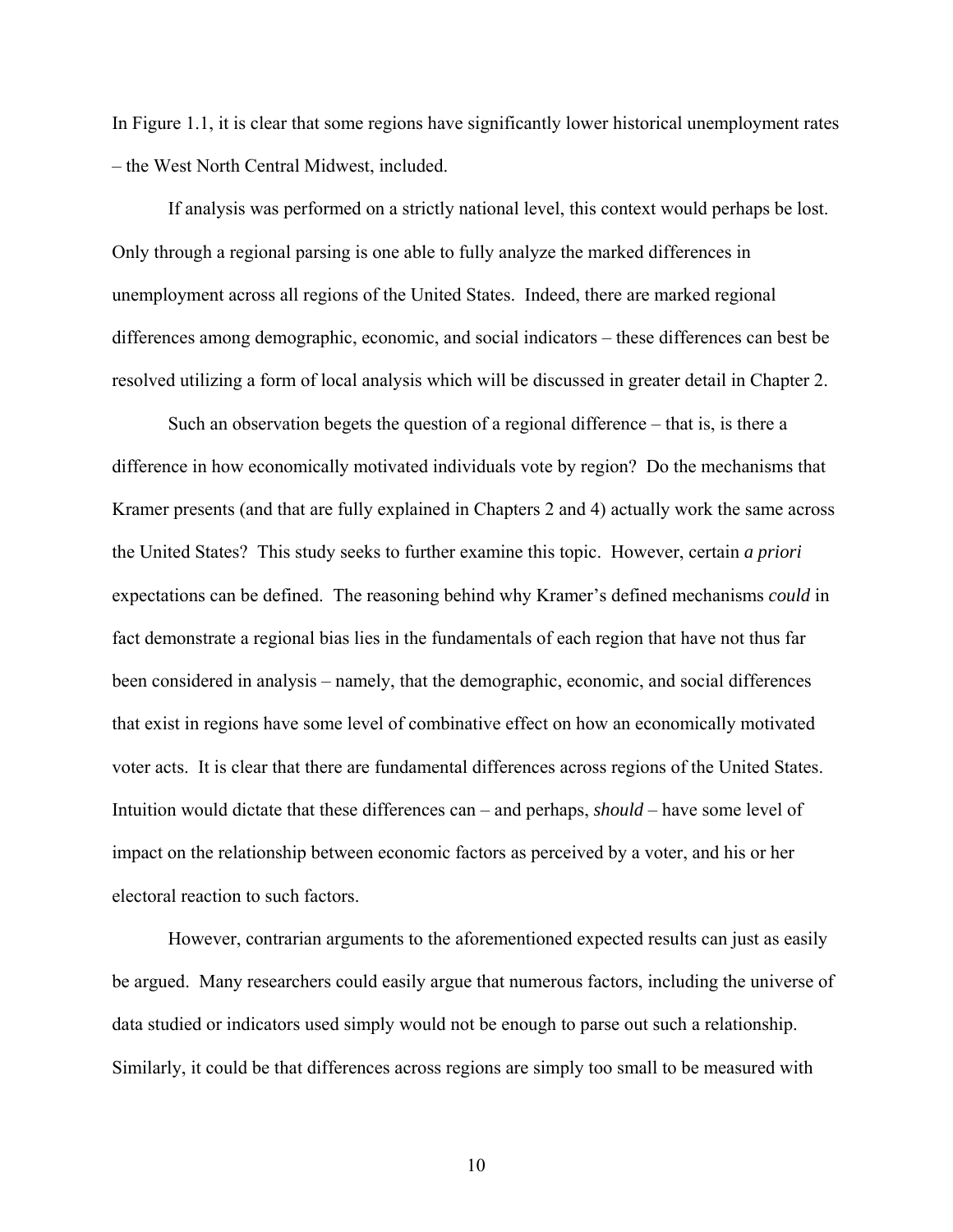In Figure 1.1, it is clear that some regions have significantly lower historical unemployment rates – the West North Central Midwest, included.

If analysis was performed on a strictly national level, this context would perhaps be lost. Only through a regional parsing is one able to fully analyze the marked differences in unemployment across all regions of the United States. Indeed, there are marked regional differences among demographic, economic, and social indicators – these differences can best be resolved utilizing a form of local analysis which will be discussed in greater detail in Chapter 2.

Such an observation begets the question of a regional difference – that is, is there a difference in how economically motivated individuals vote by region? Do the mechanisms that Kramer presents (and that are fully explained in Chapters 2 and 4) actually work the same across the United States? This study seeks to further examine this topic. However, certain *a priori* expectations can be defined. The reasoning behind why Kramer's defined mechanisms *could* in fact demonstrate a regional bias lies in the fundamentals of each region that have not thus far been considered in analysis – namely, that the demographic, economic, and social differences that exist in regions have some level of combinative effect on how an economically motivated voter acts. It is clear that there are fundamental differences across regions of the United States. Intuition would dictate that these differences can – and perhaps, *should* – have some level of impact on the relationship between economic factors as perceived by a voter, and his or her electoral reaction to such factors.

However, contrarian arguments to the aforementioned expected results can just as easily be argued. Many researchers could easily argue that numerous factors, including the universe of data studied or indicators used simply would not be enough to parse out such a relationship. Similarly, it could be that differences across regions are simply too small to be measured with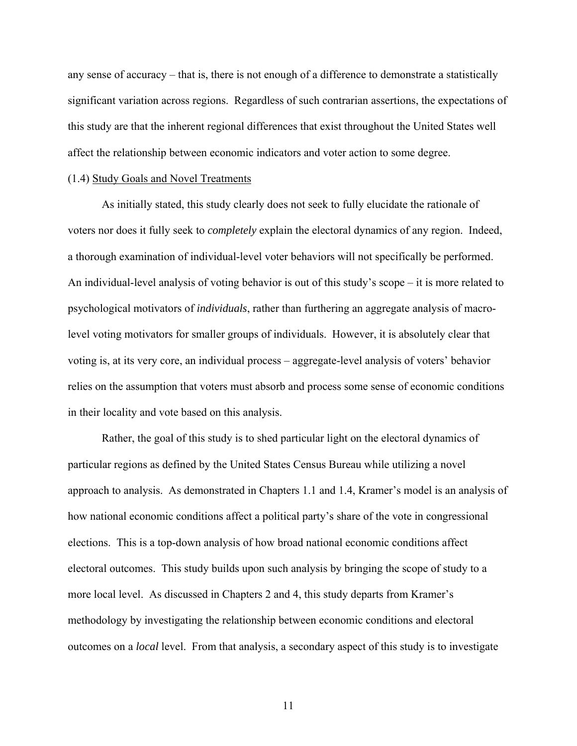any sense of accuracy – that is, there is not enough of a difference to demonstrate a statistically significant variation across regions. Regardless of such contrarian assertions, the expectations of this study are that the inherent regional differences that exist throughout the United States well affect the relationship between economic indicators and voter action to some degree.

### (1.4) Study Goals and Novel Treatments

As initially stated, this study clearly does not seek to fully elucidate the rationale of voters nor does it fully seek to *completely* explain the electoral dynamics of any region. Indeed, a thorough examination of individual-level voter behaviors will not specifically be performed. An individual-level analysis of voting behavior is out of this study's scope – it is more related to psychological motivators of *individuals*, rather than furthering an aggregate analysis of macro-level voting motivators for smaller groups of individuals. However, it is absolutely clear that voting is, at its very core, an individual process – aggregate-level analysis of voters' behavior relies on the assumption that voters must absorb and process some sense of economic conditions in their locality and vote based on this analysis.

Rather, the goal of this study is to shed particular light on the electoral dynamics of particular regions as defined by the United States Census Bureau while utilizing a novel approach to analysis. As demonstrated in Chapters 1.1 and 1.4, Kramer's model is an analysis of how national economic conditions affect a political party's share of the vote in congressional elections. This is a top-down analysis of how broad national economic conditions affect electoral outcomes. This study builds upon such analysis by bringing the scope of study to a more local level. As discussed in Chapters 2 and 4, this study departs from Kramer's methodology by investigating the relationship between economic conditions and electoral outcomes on a *local* level. From that analysis, a secondary aspect of this study is to investigate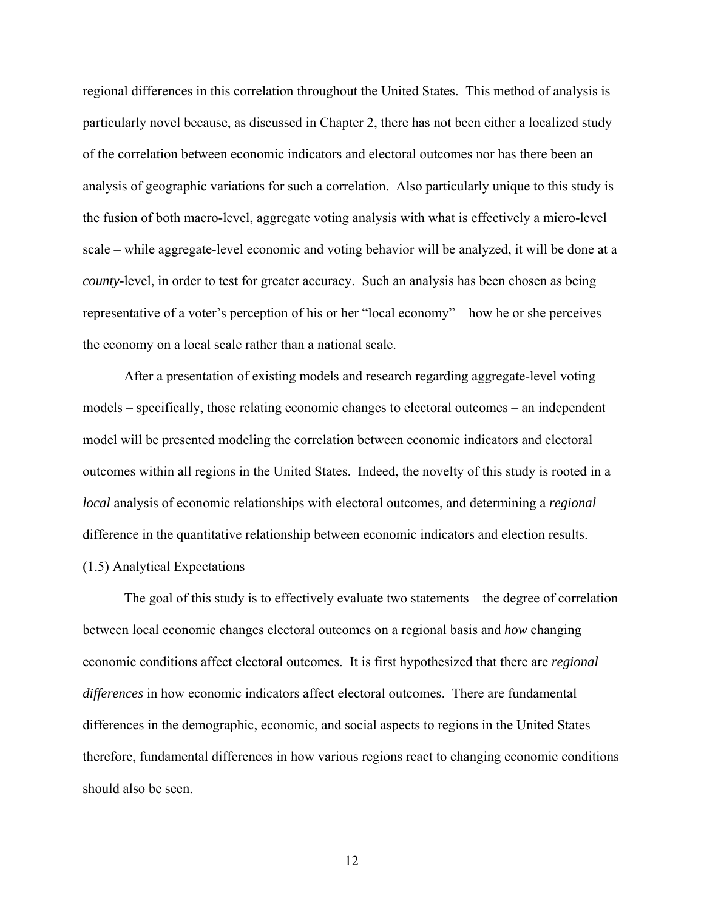regional differences in this correlation throughout the United States. This method of analysis is particularly novel because, as discussed in Chapter 2, there has not been either a localized study of the correlation between economic indicators and electoral outcomes nor has there been an analysis of geographic variations for such a correlation. Also particularly unique to this study is the fusion of both macro-level, aggregate voting analysis with what is effectively a micro-level scale – while aggregate-level economic and voting behavior will be analyzed, it will be done at a *county*-level, in order to test for greater accuracy. Such an analysis has been chosen as being representative of a voter's perception of his or her "local economy" – how he or she perceives the economy on a local scale rather than a national scale.

After a presentation of existing models and research regarding aggregate-level voting models – specifically, those relating economic changes to electoral outcomes – an independent model will be presented modeling the correlation between economic indicators and electoral outcomes within all regions in the United States. Indeed, the novelty of this study is rooted in a *local* analysis of economic relationships with electoral outcomes, and determining a *regional* difference in the quantitative relationship between economic indicators and election results.

(1.5) Analytical Expectations

The goal of this study is to effectively evaluate two statements – the degree of correlation between local economic changes electoral outcomes on a regional basis and *how* changing economic conditions affect electoral outcomes. It is first hypothesized that there are *regional differences* in how economic indicators affect electoral outcomes. There are fundamental differences in the demographic, economic, and social aspects to regions in the United States – therefore, fundamental differences in how various regions react to changing economic conditions should also be seen.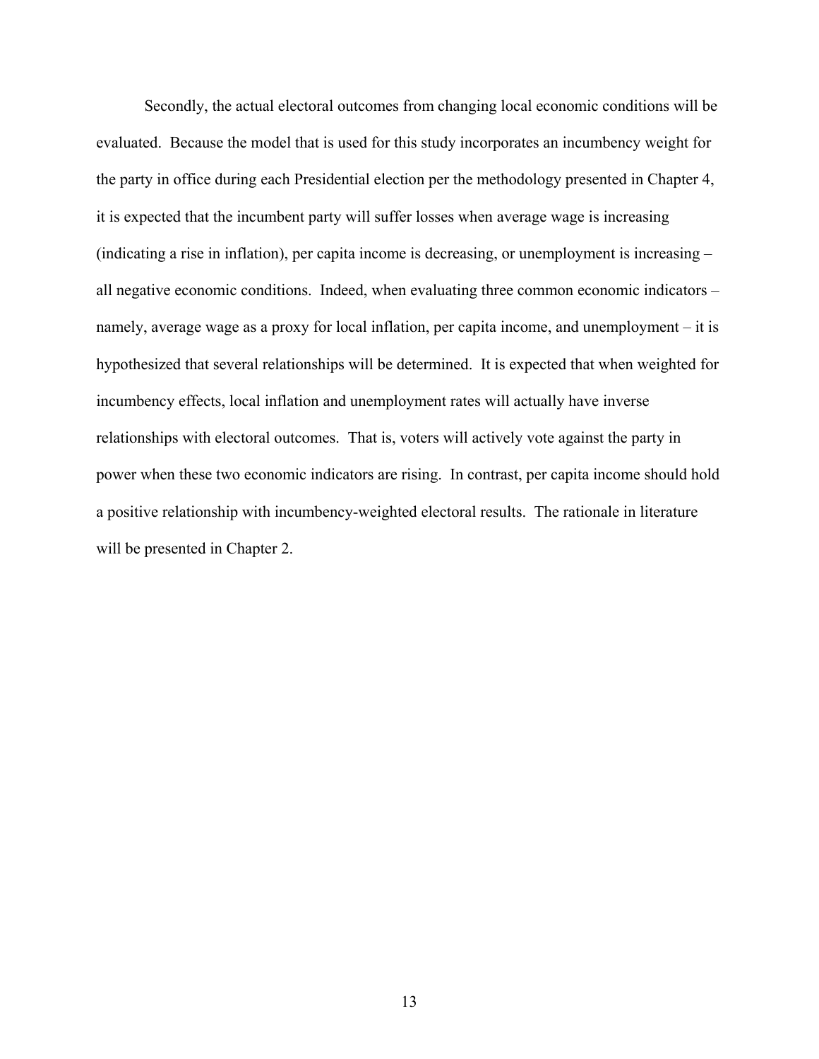Secondly, the actual electoral outcomes from changing local economic conditions will be evaluated. Because the model that is used for this study incorporates an incumbency weight for the party in office during each Presidential election per the methodology presented in Chapter 4, it is expected that the incumbent party will suffer losses when average wage is increasing (indicating a rise in inflation), per capita income is decreasing, or unemployment is increasing – all negative economic conditions. Indeed, when evaluating three common economic indicators – namely, average wage as a proxy for local inflation, per capita income, and unemployment – it is hypothesized that several relationships will be determined. It is expected that when weighted for incumbency effects, local inflation and unemployment rates will actually have inverse relationships with electoral outcomes. That is, voters will actively vote against the party in power when these two economic indicators are rising. In contrast, per capita income should hold a positive relationship with incumbency-weighted electoral results. The rationale in literature will be presented in Chapter 2.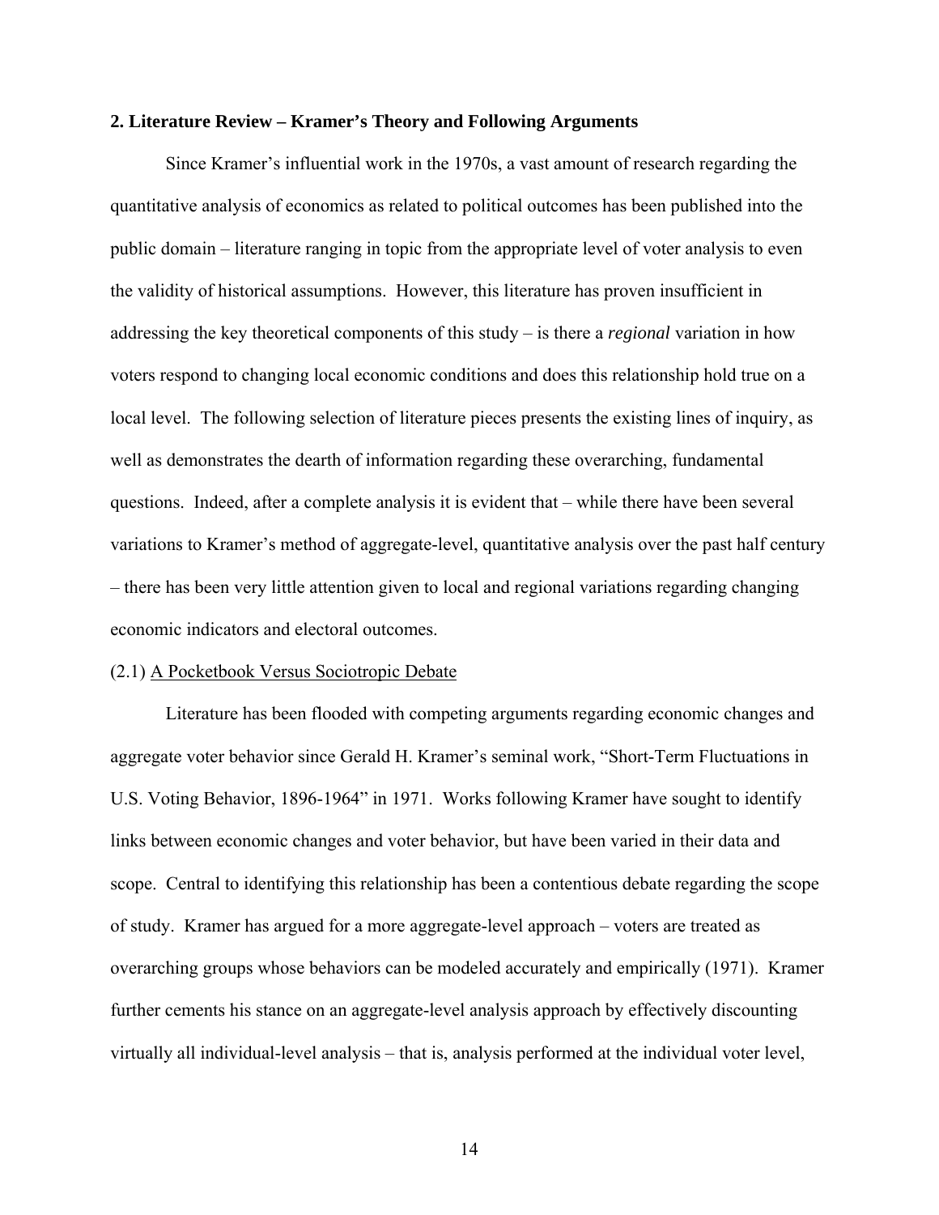## 2. Literature Review – Kramer's Theory and Following Arguments

Since Kramer's influential work in the 1970s, a vast amount of research regarding the quantitative analysis of economics as related to political outcomes has been published into the public domain – literature ranging in topic from the appropriate level of voter analysis to even the validity of historical assumptions. However, this literature has proven insufficient in addressing the key theoretical components of this study – is there a *regional* variation in how voters respond to changing local economic conditions and does this relationship hold true on a local level. The following selection of literature pieces presents the existing lines of inquiry, as well as demonstrates the dearth of information regarding these overarching, fundamental questions. Indeed, after a complete analysis it is evident that – while there have been several variations to Kramer's method of aggregate-level, quantitative analysis over the past half century – there has been very little attention given to local and regional variations regarding changing economic indicators and electoral outcomes.

### (2.1) A Pocketbook Versus Sociotropic Debate

Literature has been flooded with competing arguments regarding economic changes and aggregate voter behavior since Gerald H. Kramer's seminal work, "Short-Term Fluctuations in U.S. Voting Behavior, 1896-1964" in 1971. Works following Kramer have sought to identify links between economic changes and voter behavior, but have been varied in their data and scope. Central to identifying this relationship has been a contentious debate regarding the scope of study. Kramer has argued for a more aggregate-level approach – voters are treated as overarching groups whose behaviors can be modeled accurately and empirically (1971). Kramer further cements his stance on an aggregate-level analysis approach by effectively discounting virtually all individual-level analysis – that is, analysis performed at the individual voter level,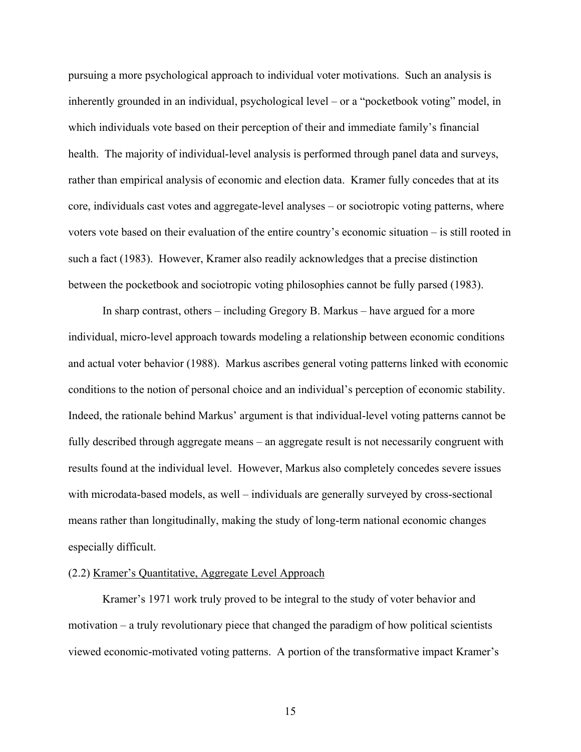pursuing a more psychological approach to individual voter motivations. Such an analysis is inherently grounded in an individual, psychological level – or a "pocketbook voting" model, in which individuals vote based on their perception of their and immediate family's financial health. The majority of individual-level analysis is performed through panel data and surveys, rather than empirical analysis of economic and election data. Kramer fully concedes that at its core, individuals cast votes and aggregate-level analyses – or sociotropic voting patterns, where voters vote based on their evaluation of the entire country's economic situation – is still rooted in such a fact (1983). However, Kramer also readily acknowledges that a precise distinction between the pocketbook and sociotropic voting philosophies cannot be fully parsed (1983).

In sharp contrast, others – including Gregory B. Markus – have argued for a more individual, micro-level approach towards modeling a relationship between economic conditions and actual voter behavior (1988). Markus ascribes general voting patterns linked with economic conditions to the notion of personal choice and an individual's perception of economic stability. Indeed, the rationale behind Markus' argument is that individual-level voting patterns cannot be fully described through aggregate means – an aggregate result is not necessarily congruent with results found at the individual level. However, Markus also completely concedes severe issues with microdata-based models, as well – individuals are generally surveyed by cross-sectional means rather than longitudinally, making the study of long-term national economic changes especially difficult.

### (2.2) Kramer's Quantitative, Aggregate Level Approach

Kramer's 1971 work truly proved to be integral to the study of voter behavior and motivation – a truly revolutionary piece that changed the paradigm of how political scientists viewed economic-motivated voting patterns. A portion of the transformative impact Kramer's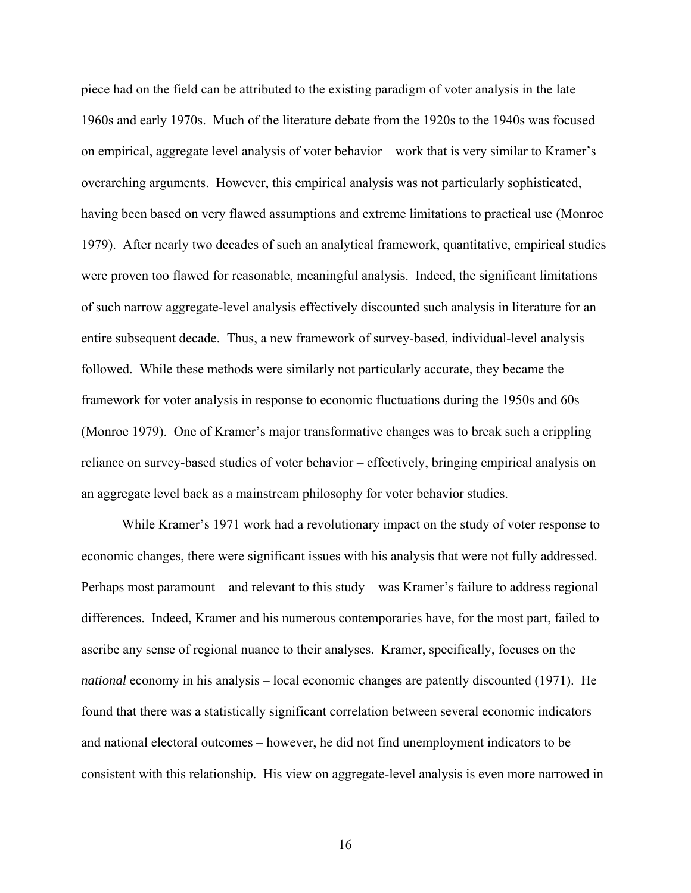piece had on the field can be attributed to the existing paradigm of voter analysis in the late 1960s and early 1970s. Much of the literature debate from the 1920s to the 1940s was focused on empirical, aggregate level analysis of voter behavior – work that is very similar to Kramer's overarching arguments. However, this empirical analysis was not particularly sophisticated, having been based on very flawed assumptions and extreme limitations to practical use (Monroe 1979). After nearly two decades of such an analytical framework, quantitative, empirical studies were proven too flawed for reasonable, meaningful analysis. Indeed, the significant limitations of such narrow aggregate-level analysis effectively discounted such analysis in literature for an entire subsequent decade. Thus, a new framework of survey-based, individual-level analysis followed. While these methods were similarly not particularly accurate, they became the framework for voter analysis in response to economic fluctuations during the 1950s and 60s (Monroe 1979). One of Kramer's major transformative changes was to break such a crippling reliance on survey-based studies of voter behavior – effectively, bringing empirical analysis on an aggregate level back as a mainstream philosophy for voter behavior studies.

While Kramer's 1971 work had a revolutionary impact on the study of voter response to economic changes, there were significant issues with his analysis that were not fully addressed. Perhaps most paramount – and relevant to this study – was Kramer's failure to address regional differences. Indeed, Kramer and his numerous contemporaries have, for the most part, failed to ascribe any sense of regional nuance to their analyses. Kramer, specifically, focuses on the *national* economy in his analysis – local economic changes are patently discounted (1971). He found that there was a statistically significant correlation between several economic indicators and national electoral outcomes – however, he did not find unemployment indicators to be consistent with this relationship. His view on aggregate-level analysis is even more narrowed in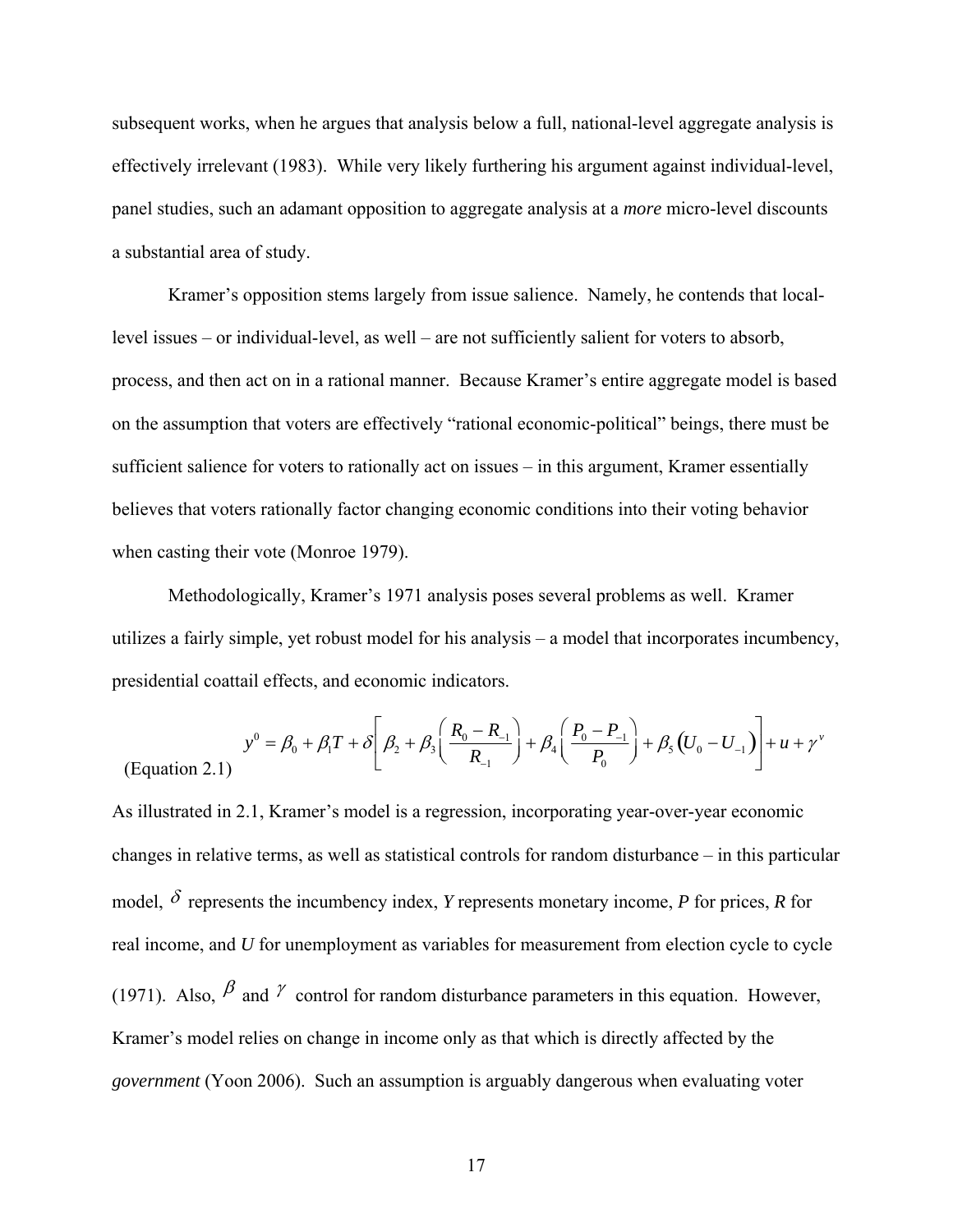subsequent works, when he argues that analysis below a full, national-level aggregate analysis is effectively irrelevant (1983). While very likely furthering his argument against individual-level, panel studies, such an adamant opposition to aggregate analysis at a *more* micro-level discounts a substantial area of study.

Kramer's opposition stems largely from issue salience. Namely, he contends that local-level issues – or individual-level, as well – are not sufficiently salient for voters to absorb, process, and then act on in a rational manner. Because Kramer's entire aggregate model is based on the assumption that voters are effectively "rational economic-political" beings, there must be sufficient salience for voters to rationally act on issues – in this argument, Kramer essentially believes that voters rationally factor changing economic conditions into their voting behavior when casting their vote (Monroe 1979).

Methodologically, Kramer's 1971 analysis poses several problems as well. Kramer utilizes a fairly simple, yet robust model for his analysis – a model that incorporates incumbency, presidential coattail effects, and economic indicators.

$$y^0 = \beta_0 + \beta_1 T + \delta\left[\beta_2 + \beta_3\left(\frac{R_0 - R_{-1}}{R_{-1}}\right) + \beta_4\left(\frac{P_0 - P_{-1}}{P_0}\right) + \beta_5\left(U_0 - U_{-1}\right)\right] + u + \gamma^v$$

(Equation 2.1)

As illustrated in 2.1, Kramer's model is a regression, incorporating year-over-year economic changes in relative terms, as well as statistical controls for random disturbance – in this particular model, $\delta$ represents the incumbency index, *Y* represents monetary income, *P* for prices, *R* for real income, and *U* for unemployment as variables for measurement from election cycle to cycle (1971). Also, $\beta$ and $\gamma$ control for random disturbance parameters in this equation. However, Kramer's model relies on change in income only as that which is directly affected by the *government* (Yoon 2006). Such an assumption is arguably dangerous when evaluating voter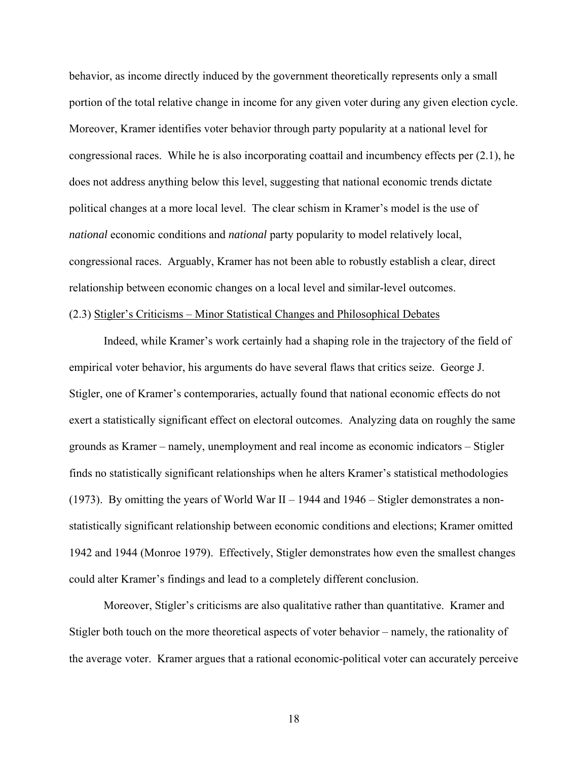behavior, as income directly induced by the government theoretically represents only a small portion of the total relative change in income for any given voter during any given election cycle. Moreover, Kramer identifies voter behavior through party popularity at a national level for congressional races. While he is also incorporating coattail and incumbency effects per (2.1), he does not address anything below this level, suggesting that national economic trends dictate political changes at a more local level. The clear schism in Kramer's model is the use of *national* economic conditions and *national* party popularity to model relatively local, congressional races. Arguably, Kramer has not been able to robustly establish a clear, direct relationship between economic changes on a local level and similar-level outcomes.

(2.3) Stigler's Criticisms – Minor Statistical Changes and Philosophical Debates

Indeed, while Kramer's work certainly had a shaping role in the trajectory of the field of empirical voter behavior, his arguments do have several flaws that critics seize. George J. Stigler, one of Kramer's contemporaries, actually found that national economic effects do not exert a statistically significant effect on electoral outcomes. Analyzing data on roughly the same grounds as Kramer – namely, unemployment and real income as economic indicators – Stigler finds no statistically significant relationships when he alters Kramer's statistical methodologies (1973). By omitting the years of World War II – 1944 and 1946 – Stigler demonstrates a non-statistically significant relationship between economic conditions and elections; Kramer omitted 1942 and 1944 (Monroe 1979). Effectively, Stigler demonstrates how even the smallest changes could alter Kramer's findings and lead to a completely different conclusion.

Moreover, Stigler's criticisms are also qualitative rather than quantitative. Kramer and Stigler both touch on the more theoretical aspects of voter behavior – namely, the rationality of the average voter. Kramer argues that a rational economic-political voter can accurately perceive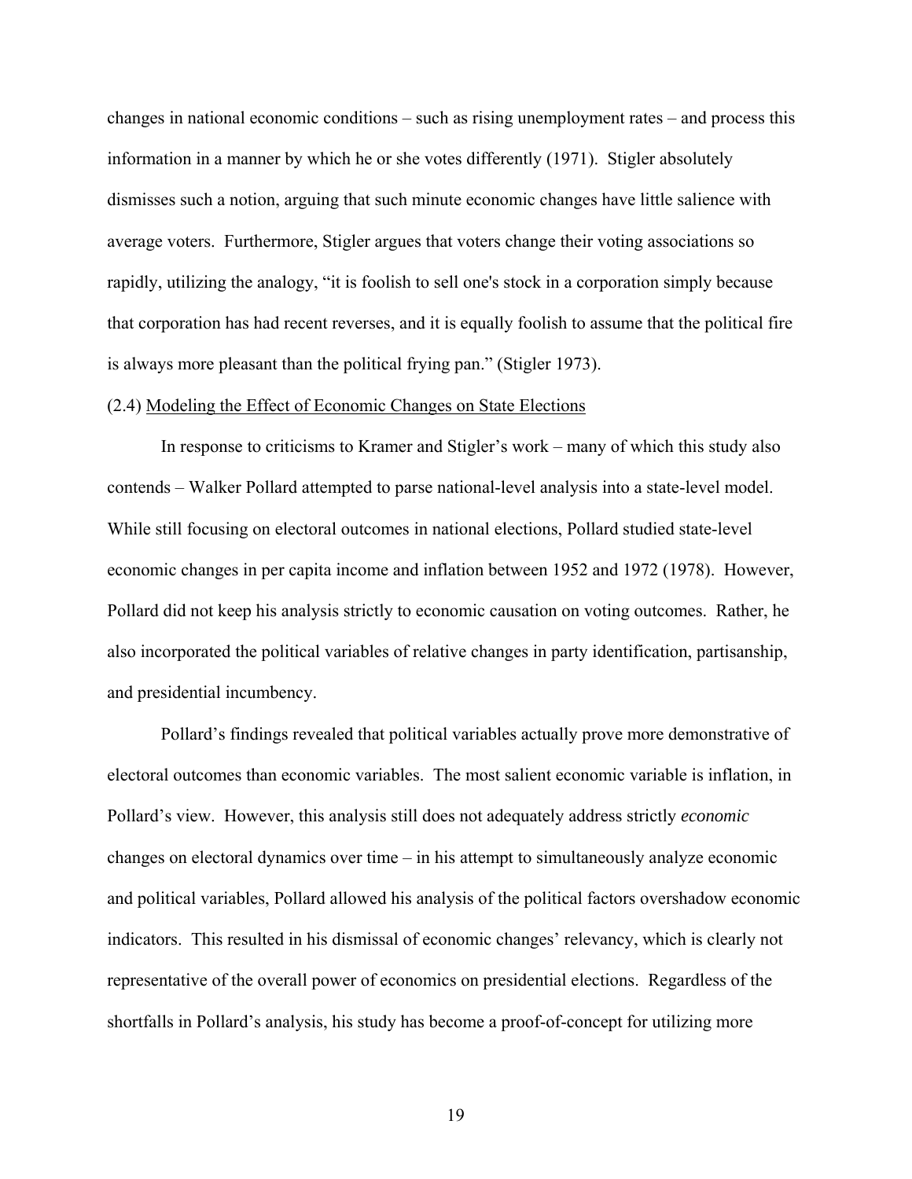changes in national economic conditions – such as rising unemployment rates – and process this information in a manner by which he or she votes differently (1971). Stigler absolutely dismisses such a notion, arguing that such minute economic changes have little salience with average voters. Furthermore, Stigler argues that voters change their voting associations so rapidly, utilizing the analogy, "it is foolish to sell one's stock in a corporation simply because that corporation has had recent reverses, and it is equally foolish to assume that the political fire is always more pleasant than the political frying pan." (Stigler 1973).

### (2.4) Modeling the Effect of Economic Changes on State Elections

In response to criticisms to Kramer and Stigler's work – many of which this study also contends – Walker Pollard attempted to parse national-level analysis into a state-level model. While still focusing on electoral outcomes in national elections, Pollard studied state-level economic changes in per capita income and inflation between 1952 and 1972 (1978). However, Pollard did not keep his analysis strictly to economic causation on voting outcomes. Rather, he also incorporated the political variables of relative changes in party identification, partisanship, and presidential incumbency.

Pollard's findings revealed that political variables actually prove more demonstrative of electoral outcomes than economic variables. The most salient economic variable is inflation, in Pollard's view. However, this analysis still does not adequately address strictly *economic* changes on electoral dynamics over time – in his attempt to simultaneously analyze economic and political variables, Pollard allowed his analysis of the political factors overshadow economic indicators. This resulted in his dismissal of economic changes' relevancy, which is clearly not representative of the overall power of economics on presidential elections. Regardless of the shortfalls in Pollard's analysis, his study has become a proof-of-concept for utilizing more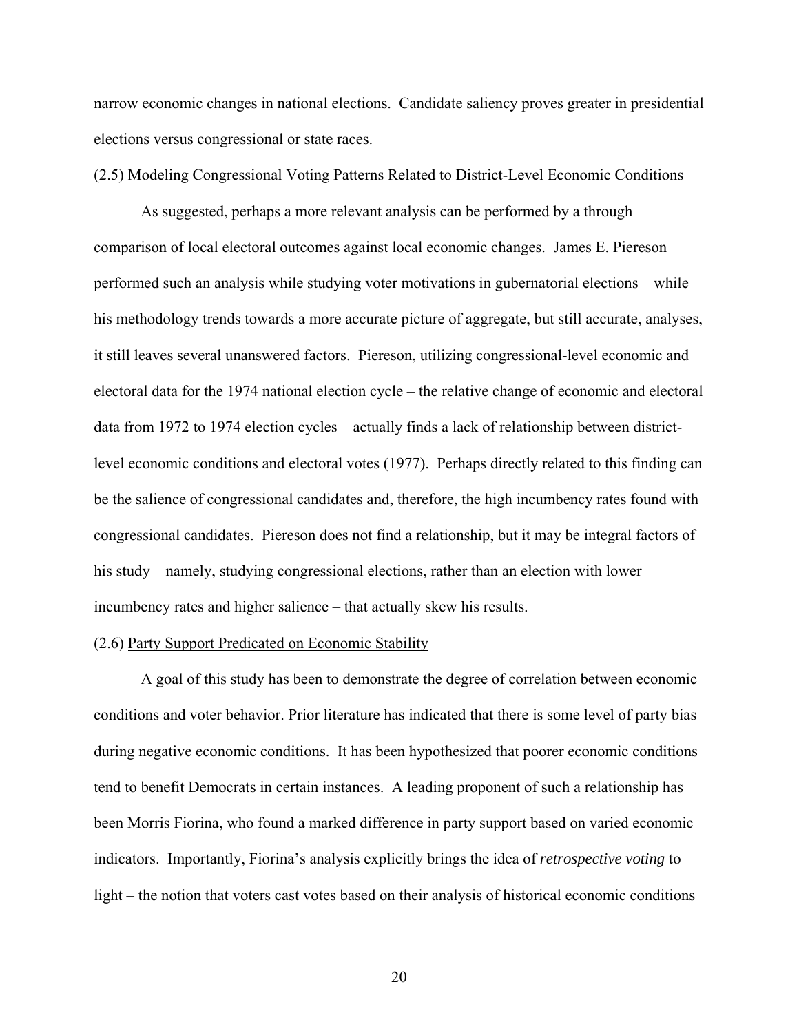narrow economic changes in national elections. Candidate saliency proves greater in presidential elections versus congressional or state races.

### (2.5) Modeling Congressional Voting Patterns Related to District-Level Economic Conditions

As suggested, perhaps a more relevant analysis can be performed by a through comparison of local electoral outcomes against local economic changes. James E. Piereson performed such an analysis while studying voter motivations in gubernatorial elections – while his methodology trends towards a more accurate picture of aggregate, but still accurate, analyses, it still leaves several unanswered factors. Piereson, utilizing congressional-level economic and electoral data for the 1974 national election cycle – the relative change of economic and electoral data from 1972 to 1974 election cycles – actually finds a lack of relationship between district-level economic conditions and electoral votes (1977). Perhaps directly related to this finding can be the salience of congressional candidates and, therefore, the high incumbency rates found with congressional candidates. Piereson does not find a relationship, but it may be integral factors of his study – namely, studying congressional elections, rather than an election with lower incumbency rates and higher salience – that actually skew his results.

### (2.6) Party Support Predicated on Economic Stability

A goal of this study has been to demonstrate the degree of correlation between economic conditions and voter behavior. Prior literature has indicated that there is some level of party bias during negative economic conditions. It has been hypothesized that poorer economic conditions tend to benefit Democrats in certain instances. A leading proponent of such a relationship has been Morris Fiorina, who found a marked difference in party support based on varied economic indicators. Importantly, Fiorina's analysis explicitly brings the idea of *retrospective voting* to light – the notion that voters cast votes based on their analysis of historical economic conditions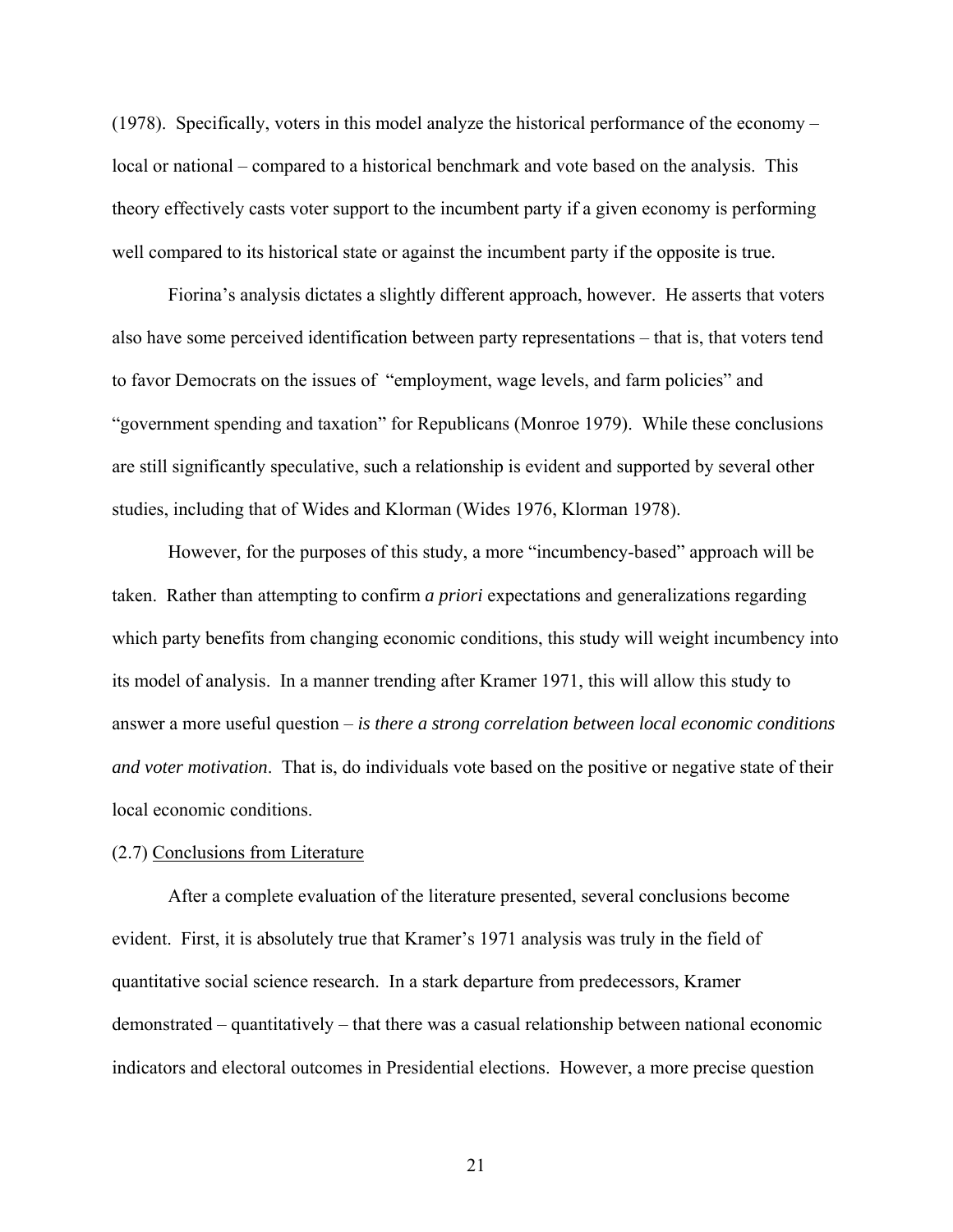(1978). Specifically, voters in this model analyze the historical performance of the economy – local or national – compared to a historical benchmark and vote based on the analysis. This theory effectively casts voter support to the incumbent party if a given economy is performing well compared to its historical state or against the incumbent party if the opposite is true.

Fiorina's analysis dictates a slightly different approach, however. He asserts that voters also have some perceived identification between party representations – that is, that voters tend to favor Democrats on the issues of "employment, wage levels, and farm policies" and "government spending and taxation" for Republicans (Monroe 1979). While these conclusions are still significantly speculative, such a relationship is evident and supported by several other studies, including that of Wides and Klorman (Wides 1976, Klorman 1978).

However, for the purposes of this study, a more "incumbency-based" approach will be taken. Rather than attempting to confirm *a priori* expectations and generalizations regarding which party benefits from changing economic conditions, this study will weight incumbency into its model of analysis. In a manner trending after Kramer 1971, this will allow this study to answer a more useful question – *is there a strong correlation between local economic conditions and voter motivation*. That is, do individuals vote based on the positive or negative state of their local economic conditions.

### (2.7) Conclusions from Literature

After a complete evaluation of the literature presented, several conclusions become evident. First, it is absolutely true that Kramer's 1971 analysis was truly in the field of quantitative social science research. In a stark departure from predecessors, Kramer demonstrated – quantitatively – that there was a casual relationship between national economic indicators and electoral outcomes in Presidential elections. However, a more precise question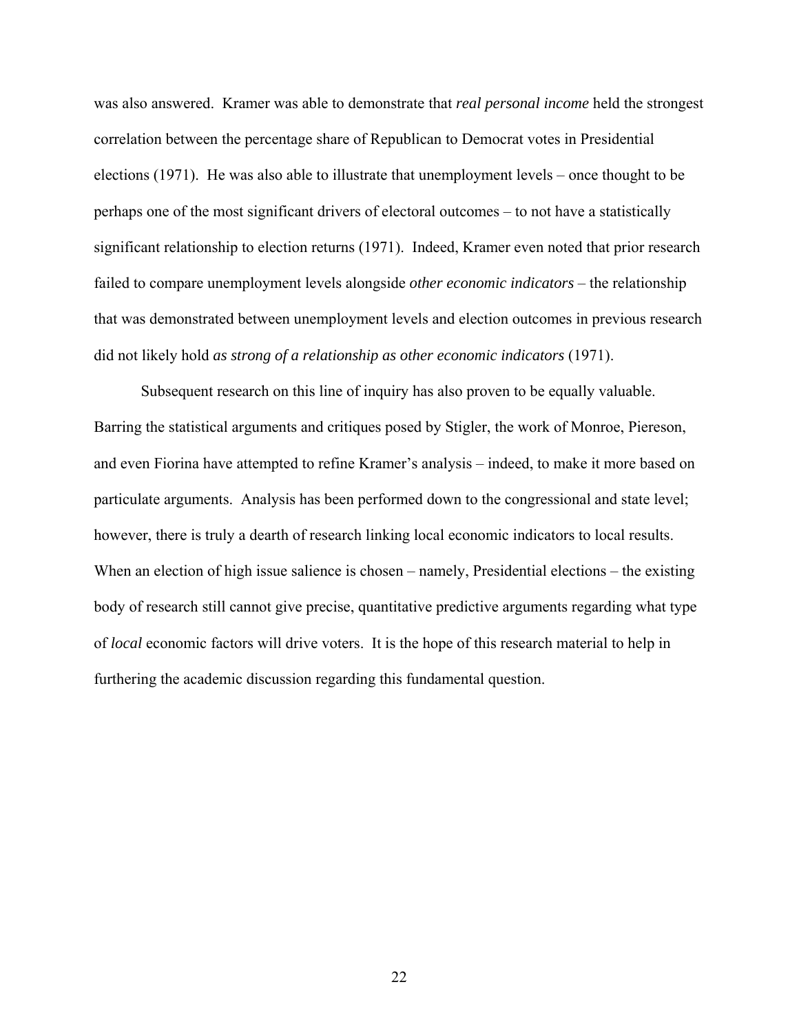was also answered. Kramer was able to demonstrate that *real personal income* held the strongest correlation between the percentage share of Republican to Democrat votes in Presidential elections (1971). He was also able to illustrate that unemployment levels – once thought to be perhaps one of the most significant drivers of electoral outcomes – to not have a statistically significant relationship to election returns (1971). Indeed, Kramer even noted that prior research failed to compare unemployment levels alongside *other economic indicators* – the relationship that was demonstrated between unemployment levels and election outcomes in previous research did not likely hold *as strong of a relationship as other economic indicators* (1971).

Subsequent research on this line of inquiry has also proven to be equally valuable. Barring the statistical arguments and critiques posed by Stigler, the work of Monroe, Piereson, and even Fiorina have attempted to refine Kramer's analysis – indeed, to make it more based on particulate arguments. Analysis has been performed down to the congressional and state level; however, there is truly a dearth of research linking local economic indicators to local results. When an election of high issue salience is chosen – namely, Presidential elections – the existing body of research still cannot give precise, quantitative predictive arguments regarding what type of *local* economic factors will drive voters. It is the hope of this research material to help in furthering the academic discussion regarding this fundamental question.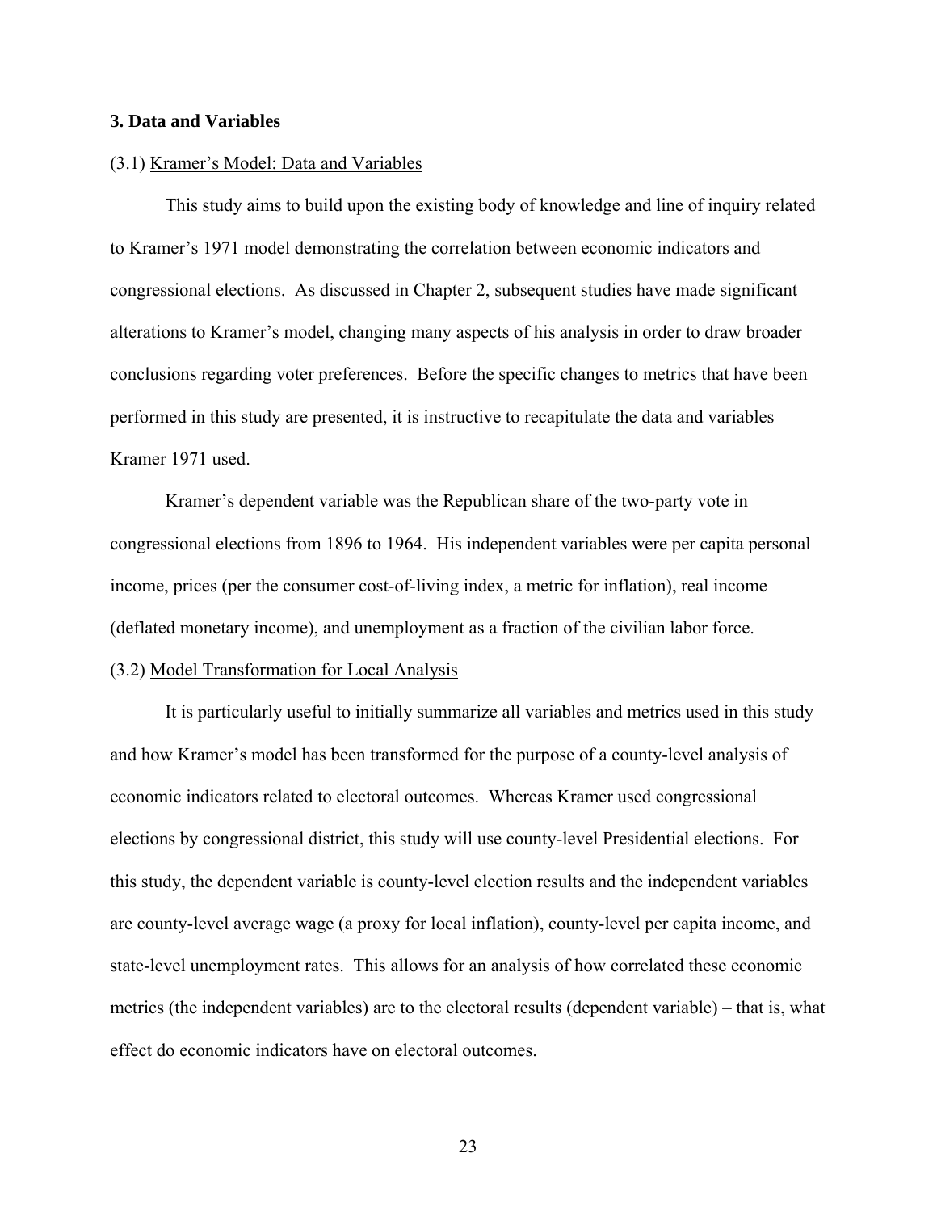## 3. Data and Variables

### (3.1) Kramer's Model: Data and Variables

This study aims to build upon the existing body of knowledge and line of inquiry related to Kramer's 1971 model demonstrating the correlation between economic indicators and congressional elections. As discussed in Chapter 2, subsequent studies have made significant alterations to Kramer's model, changing many aspects of his analysis in order to draw broader conclusions regarding voter preferences. Before the specific changes to metrics that have been performed in this study are presented, it is instructive to recapitulate the data and variables Kramer 1971 used.

Kramer's dependent variable was the Republican share of the two-party vote in congressional elections from 1896 to 1964. His independent variables were per capita personal income, prices (per the consumer cost-of-living index, a metric for inflation), real income (deflated monetary income), and unemployment as a fraction of the civilian labor force.

### (3.2) Model Transformation for Local Analysis

It is particularly useful to initially summarize all variables and metrics used in this study and how Kramer's model has been transformed for the purpose of a county-level analysis of economic indicators related to electoral outcomes. Whereas Kramer used congressional elections by congressional district, this study will use county-level Presidential elections. For this study, the dependent variable is county-level election results and the independent variables are county-level average wage (a proxy for local inflation), county-level per capita income, and state-level unemployment rates. This allows for an analysis of how correlated these economic metrics (the independent variables) are to the electoral results (dependent variable) – that is, what effect do economic indicators have on electoral outcomes.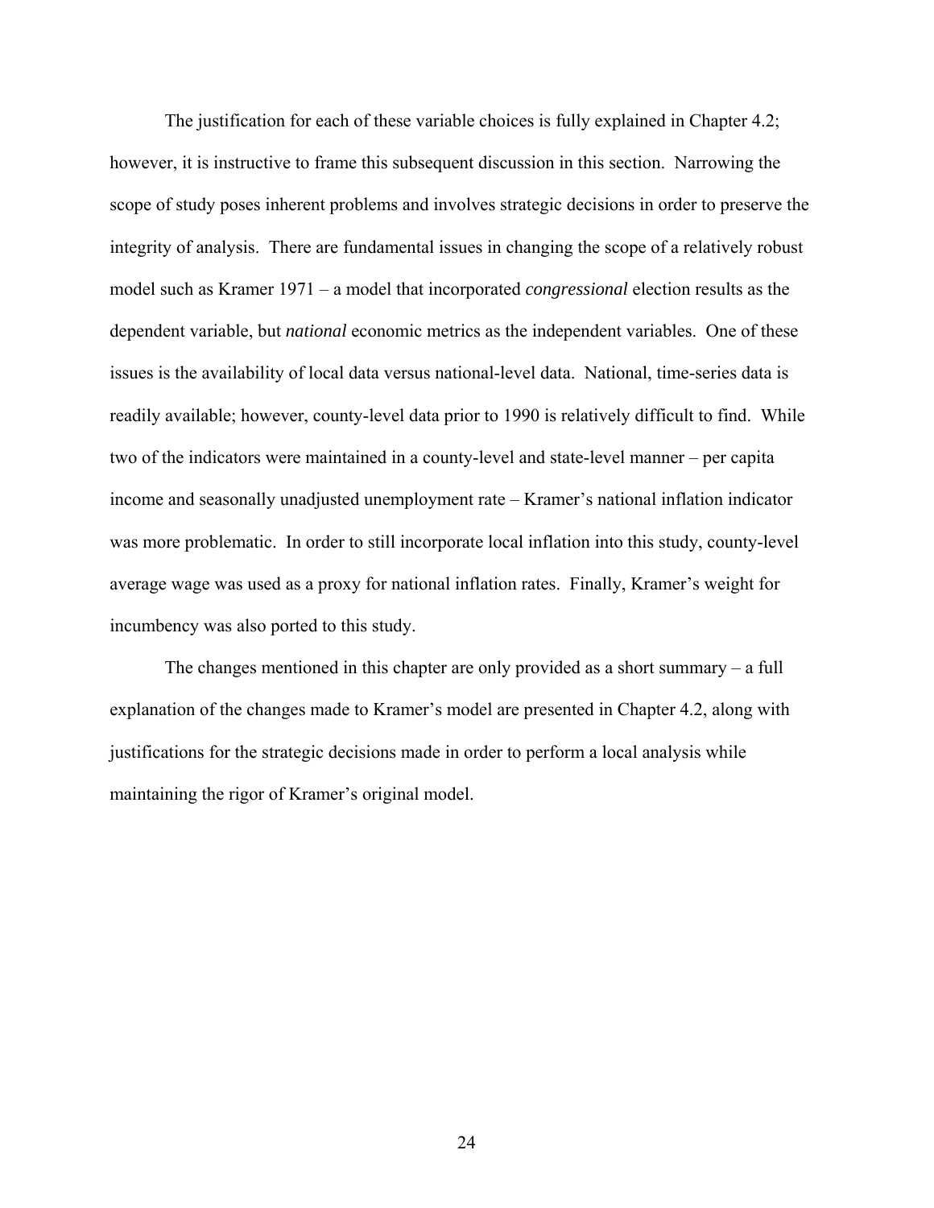The justification for each of these variable choices is fully explained in Chapter 4.2; however, it is instructive to frame this subsequent discussion in this section. Narrowing the scope of study poses inherent problems and involves strategic decisions in order to preserve the integrity of analysis. There are fundamental issues in changing the scope of a relatively robust model such as Kramer 1971 – a model that incorporated *congressional* election results as the dependent variable, but *national* economic metrics as the independent variables. One of these issues is the availability of local data versus national-level data. National, time-series data is readily available; however, county-level data prior to 1990 is relatively difficult to find. While two of the indicators were maintained in a county-level and state-level manner – per capita income and seasonally unadjusted unemployment rate – Kramer's national inflation indicator was more problematic. In order to still incorporate local inflation into this study, county-level average wage was used as a proxy for national inflation rates. Finally, Kramer's weight for incumbency was also ported to this study.

The changes mentioned in this chapter are only provided as a short summary – a full explanation of the changes made to Kramer's model are presented in Chapter 4.2, along with justifications for the strategic decisions made in order to perform a local analysis while maintaining the rigor of Kramer's original model.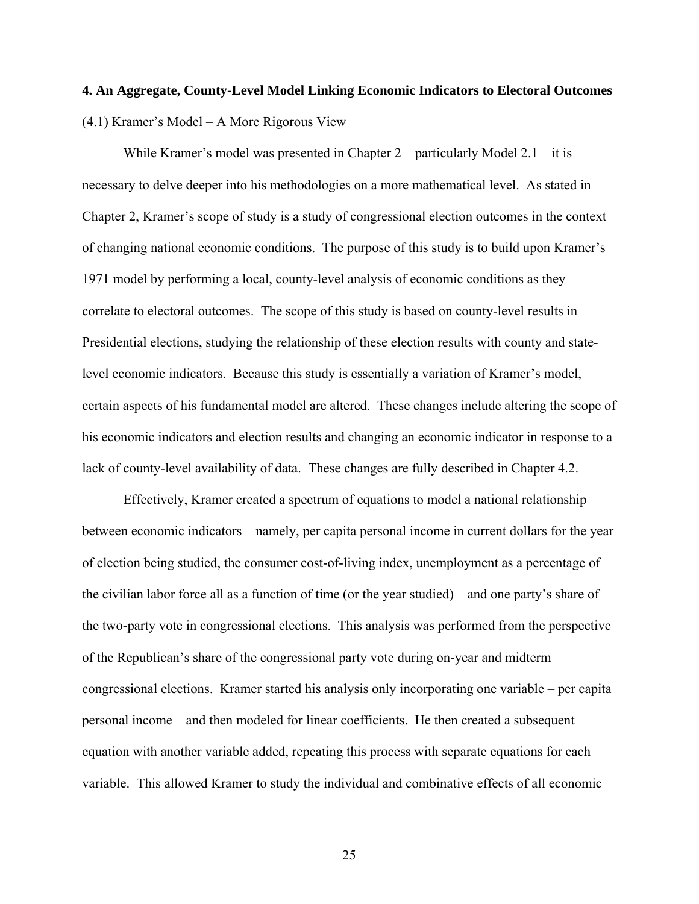## 4. An Aggregate, County-Level Model Linking Economic Indicators to Electoral Outcomes

### (4.1) Kramer's Model – A More Rigorous View

While Kramer's model was presented in Chapter 2 – particularly Model 2.1 – it is necessary to delve deeper into his methodologies on a more mathematical level. As stated in Chapter 2, Kramer's scope of study is a study of congressional election outcomes in the context of changing national economic conditions. The purpose of this study is to build upon Kramer's 1971 model by performing a local, county-level analysis of economic conditions as they correlate to electoral outcomes. The scope of this study is based on county-level results in Presidential elections, studying the relationship of these election results with county and state-level economic indicators. Because this study is essentially a variation of Kramer's model, certain aspects of his fundamental model are altered. These changes include altering the scope of his economic indicators and election results and changing an economic indicator in response to a lack of county-level availability of data. These changes are fully described in Chapter 4.2.

Effectively, Kramer created a spectrum of equations to model a national relationship between economic indicators – namely, per capita personal income in current dollars for the year of election being studied, the consumer cost-of-living index, unemployment as a percentage of the civilian labor force all as a function of time (or the year studied) – and one party's share of the two-party vote in congressional elections. This analysis was performed from the perspective of the Republican's share of the congressional party vote during on-year and midterm congressional elections. Kramer started his analysis only incorporating one variable – per capita personal income – and then modeled for linear coefficients. He then created a subsequent equation with another variable added, repeating this process with separate equations for each variable. This allowed Kramer to study the individual and combinative effects of all economic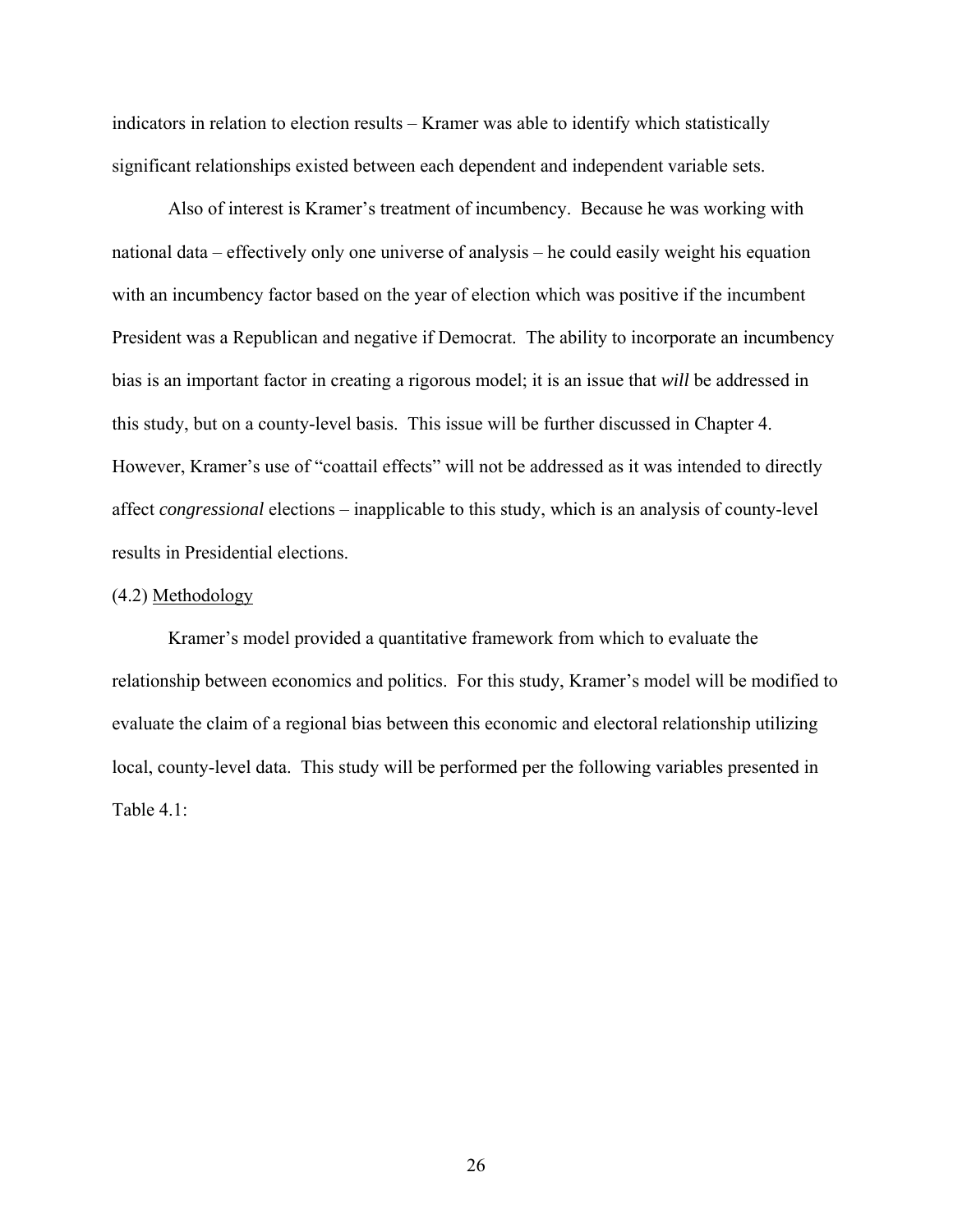indicators in relation to election results – Kramer was able to identify which statistically significant relationships existed between each dependent and independent variable sets.

Also of interest is Kramer's treatment of incumbency. Because he was working with national data – effectively only one universe of analysis – he could easily weight his equation with an incumbency factor based on the year of election which was positive if the incumbent President was a Republican and negative if Democrat. The ability to incorporate an incumbency bias is an important factor in creating a rigorous model; it is an issue that *will* be addressed in this study, but on a county-level basis. This issue will be further discussed in Chapter 4. However, Kramer's use of "coattail effects" will not be addressed as it was intended to directly affect *congressional* elections – inapplicable to this study, which is an analysis of county-level results in Presidential elections.

(4.2) Methodology

Kramer's model provided a quantitative framework from which to evaluate the relationship between economics and politics. For this study, Kramer's model will be modified to evaluate the claim of a regional bias between this economic and electoral relationship utilizing local, county-level data. This study will be performed per the following variables presented in Table 4.1: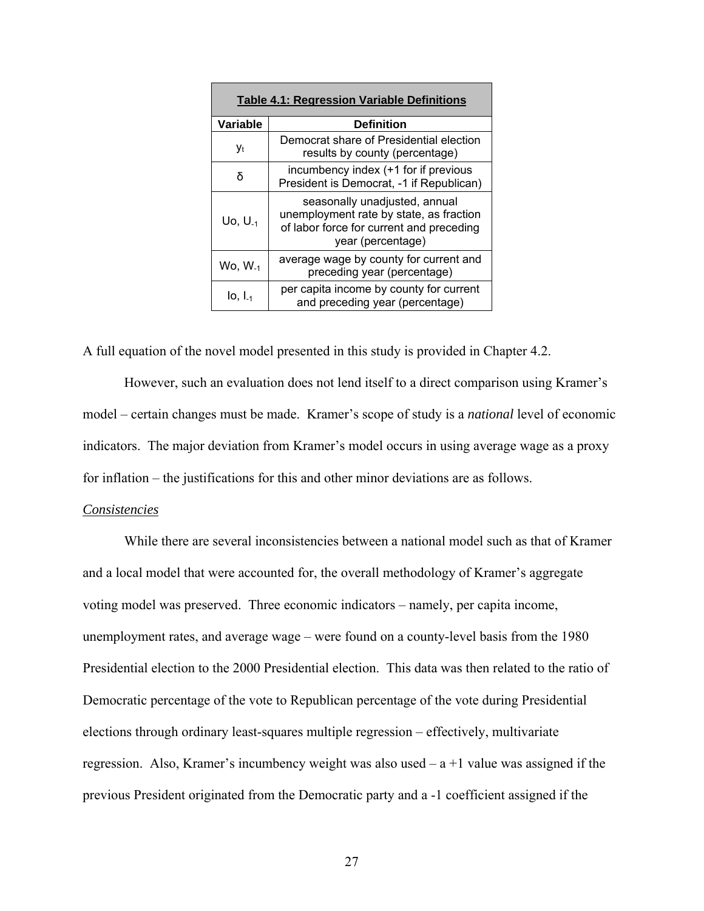| **Table 4.1: Regression Variable Definitions** | |
|---|---|
| **Variable** | **Definition** |
| $y_t$ | Democrat share of Presidential election results by county (percentage) |
| δ | incumbency index (+1 for if previous President is Democrat, -1 if Republican) |
| Uo, $U_{-1}$ | seasonally unadjusted, annual unemployment rate by state, as fraction of labor force for current and preceding year (percentage) |
| Wo, $W_{-1}$ | average wage by county for current and preceding year (percentage) |
| Io, $I_{-1}$ | per capita income by county for current and preceding year (percentage) |

A full equation of the novel model presented in this study is provided in Chapter 4.2.

However, such an evaluation does not lend itself to a direct comparison using Kramer's model – certain changes must be made. Kramer's scope of study is a *national* level of economic indicators. The major deviation from Kramer's model occurs in using average wage as a proxy for inflation – the justifications for this and other minor deviations are as follows.

*Consistencies*

While there are several inconsistencies between a national model such as that of Kramer and a local model that were accounted for, the overall methodology of Kramer's aggregate voting model was preserved. Three economic indicators – namely, per capita income, unemployment rates, and average wage – were found on a county-level basis from the 1980 Presidential election to the 2000 Presidential election. This data was then related to the ratio of Democratic percentage of the vote to Republican percentage of the vote during Presidential elections through ordinary least-squares multiple regression – effectively, multivariate regression. Also, Kramer's incumbency weight was also used – a +1 value was assigned if the previous President originated from the Democratic party and a -1 coefficient assigned if the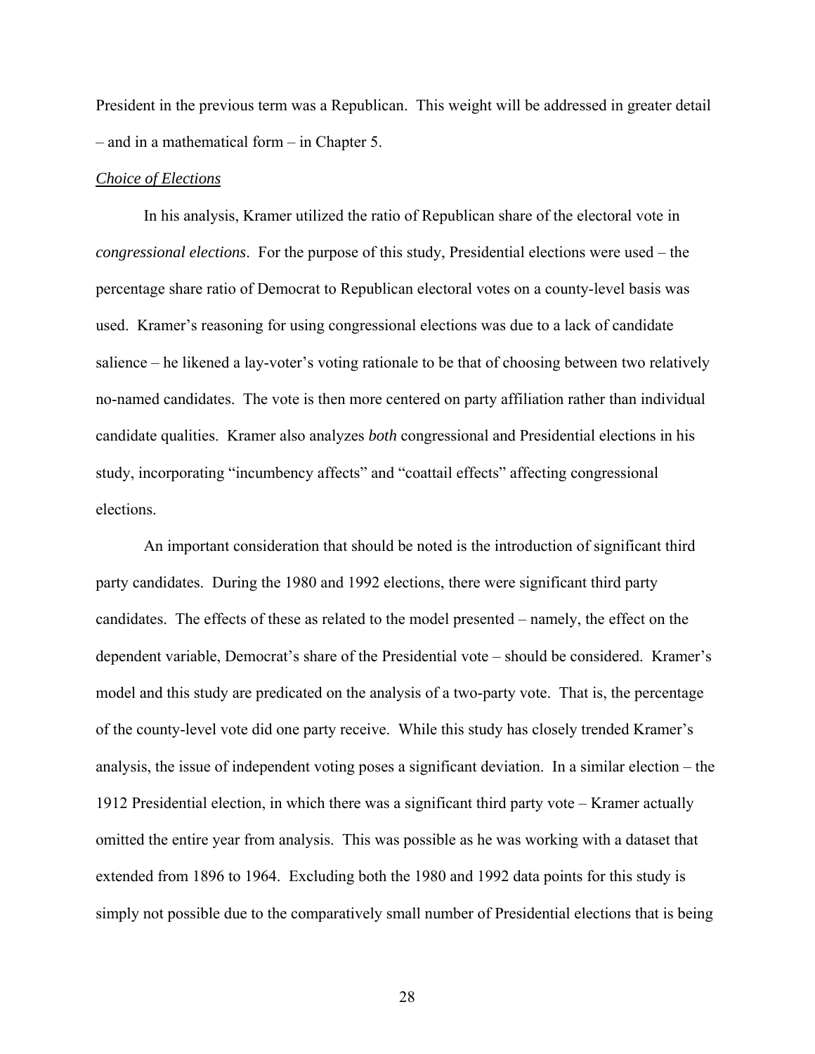President in the previous term was a Republican. This weight will be addressed in greater detail – and in a mathematical form – in Chapter 5.

<u>*Choice of Elections*</u>

In his analysis, Kramer utilized the ratio of Republican share of the electoral vote in *congressional elections*. For the purpose of this study, Presidential elections were used – the percentage share ratio of Democrat to Republican electoral votes on a county-level basis was used. Kramer's reasoning for using congressional elections was due to a lack of candidate salience – he likened a lay-voter's voting rationale to be that of choosing between two relatively no-named candidates. The vote is then more centered on party affiliation rather than individual candidate qualities. Kramer also analyzes *both* congressional and Presidential elections in his study, incorporating "incumbency affects" and "coattail effects" affecting congressional elections.

An important consideration that should be noted is the introduction of significant third party candidates. During the 1980 and 1992 elections, there were significant third party candidates. The effects of these as related to the model presented – namely, the effect on the dependent variable, Democrat's share of the Presidential vote – should be considered. Kramer's model and this study are predicated on the analysis of a two-party vote. That is, the percentage of the county-level vote did one party receive. While this study has closely trended Kramer's analysis, the issue of independent voting poses a significant deviation. In a similar election – the 1912 Presidential election, in which there was a significant third party vote – Kramer actually omitted the entire year from analysis. This was possible as he was working with a dataset that extended from 1896 to 1964. Excluding both the 1980 and 1992 data points for this study is simply not possible due to the comparatively small number of Presidential elections that is being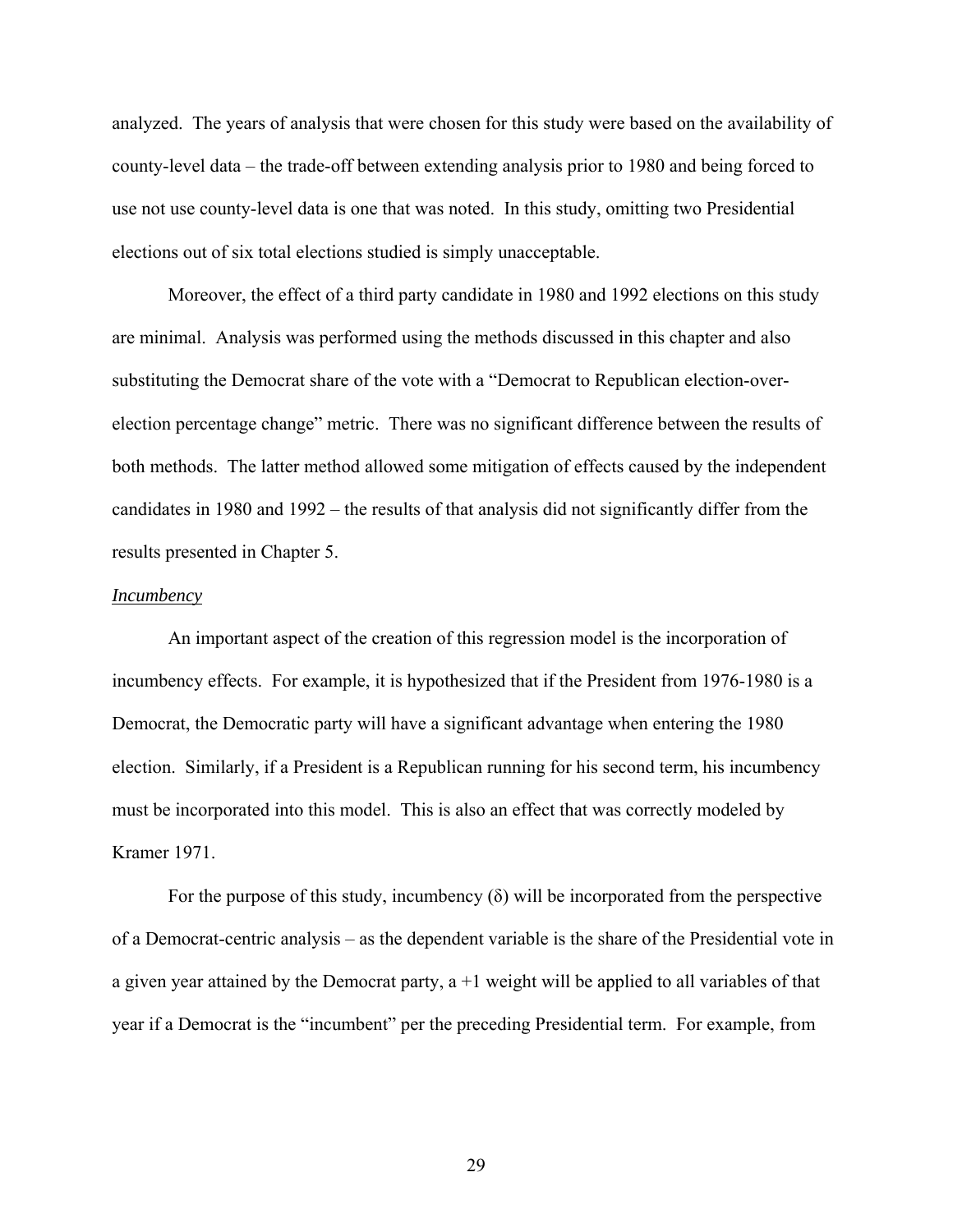analyzed. The years of analysis that were chosen for this study were based on the availability of county-level data – the trade-off between extending analysis prior to 1980 and being forced to use not use county-level data is one that was noted. In this study, omitting two Presidential elections out of six total elections studied is simply unacceptable.

Moreover, the effect of a third party candidate in 1980 and 1992 elections on this study are minimal. Analysis was performed using the methods discussed in this chapter and also substituting the Democrat share of the vote with a "Democrat to Republican election-over-election percentage change" metric. There was no significant difference between the results of both methods. The latter method allowed some mitigation of effects caused by the independent candidates in 1980 and 1992 – the results of that analysis did not significantly differ from the results presented in Chapter 5.

*Incumbency*

An important aspect of the creation of this regression model is the incorporation of incumbency effects. For example, it is hypothesized that if the President from 1976-1980 is a Democrat, the Democratic party will have a significant advantage when entering the 1980 election. Similarly, if a President is a Republican running for his second term, his incumbency must be incorporated into this model. This is also an effect that was correctly modeled by Kramer 1971.

For the purpose of this study, incumbency ($\delta$) will be incorporated from the perspective of a Democrat-centric analysis – as the dependent variable is the share of the Presidential vote in a given year attained by the Democrat party, a +1 weight will be applied to all variables of that year if a Democrat is the "incumbent" per the preceding Presidential term. For example, from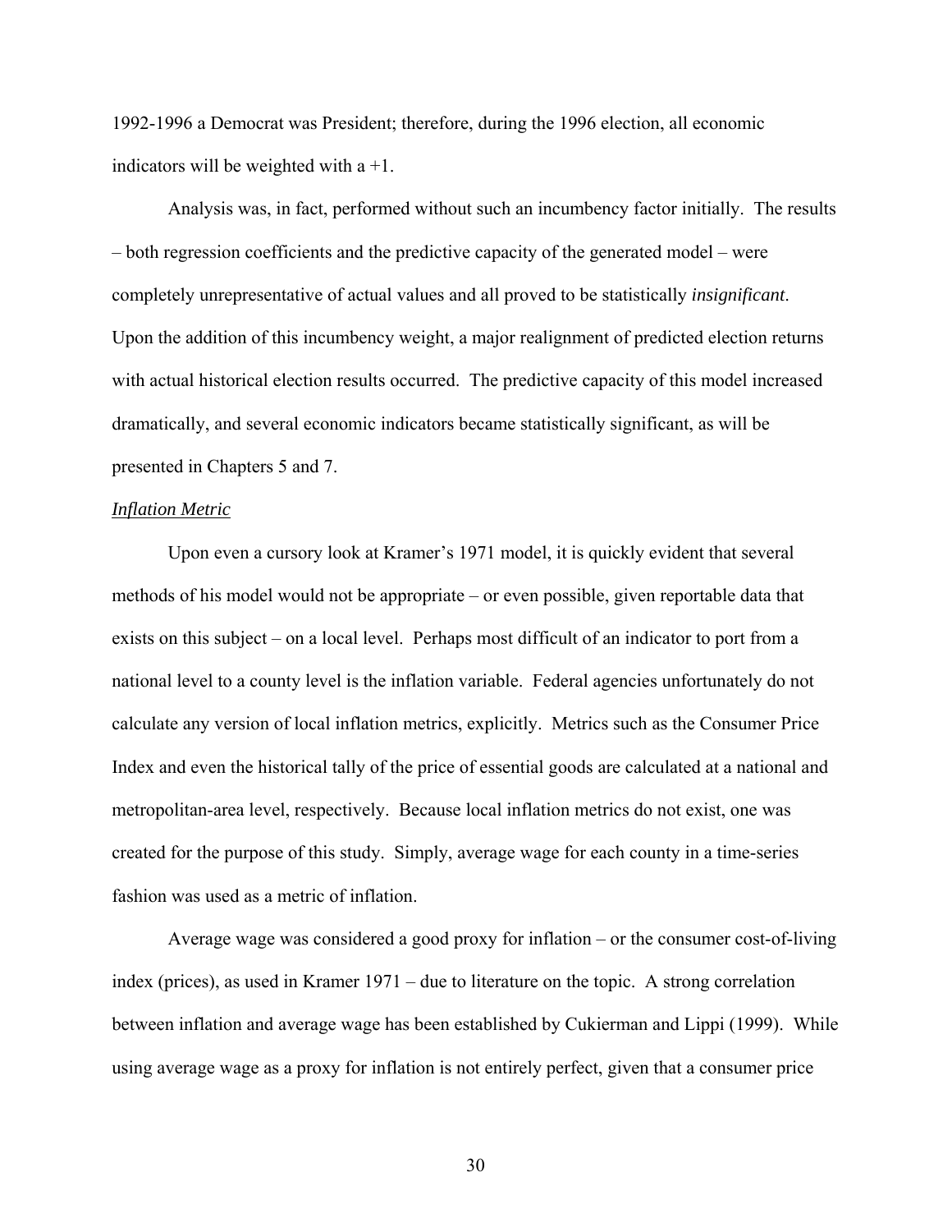1992-1996 a Democrat was President; therefore, during the 1996 election, all economic indicators will be weighted with a +1.

Analysis was, in fact, performed without such an incumbency factor initially. The results – both regression coefficients and the predictive capacity of the generated model – were completely unrepresentative of actual values and all proved to be statistically *insignificant*. Upon the addition of this incumbency weight, a major realignment of predicted election returns with actual historical election results occurred. The predictive capacity of this model increased dramatically, and several economic indicators became statistically significant, as will be presented in Chapters 5 and 7.

*Inflation Metric*

Upon even a cursory look at Kramer's 1971 model, it is quickly evident that several methods of his model would not be appropriate – or even possible, given reportable data that exists on this subject – on a local level. Perhaps most difficult of an indicator to port from a national level to a county level is the inflation variable. Federal agencies unfortunately do not calculate any version of local inflation metrics, explicitly. Metrics such as the Consumer Price Index and even the historical tally of the price of essential goods are calculated at a national and metropolitan-area level, respectively. Because local inflation metrics do not exist, one was created for the purpose of this study. Simply, average wage for each county in a time-series fashion was used as a metric of inflation.

Average wage was considered a good proxy for inflation – or the consumer cost-of-living index (prices), as used in Kramer 1971 – due to literature on the topic. A strong correlation between inflation and average wage has been established by Cukierman and Lippi (1999). While using average wage as a proxy for inflation is not entirely perfect, given that a consumer price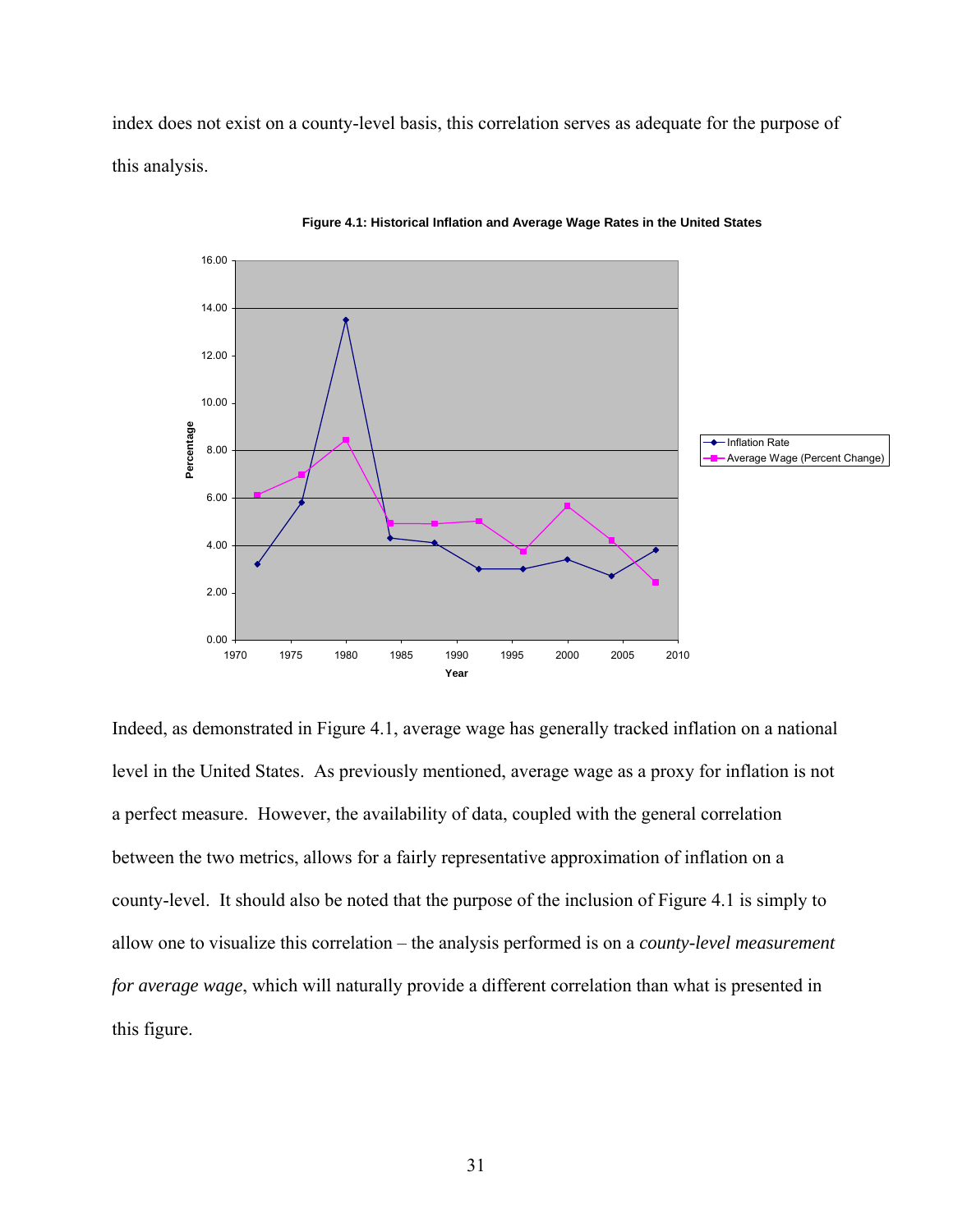index does not exist on a county-level basis, this correlation serves as adequate for the purpose of this analysis.

**Figure 4.1: Historical Inflation and Average Wage Rates in the United States**

Indeed, as demonstrated in Figure 4.1, average wage has generally tracked inflation on a national level in the United States. As previously mentioned, average wage as a proxy for inflation is not a perfect measure. However, the availability of data, coupled with the general correlation between the two metrics, allows for a fairly representative approximation of inflation on a county-level. It should also be noted that the purpose of the inclusion of Figure 4.1 is simply to allow one to visualize this correlation – the analysis performed is on a *county-level measurement for average wage*, which will naturally provide a different correlation than what is presented in this figure.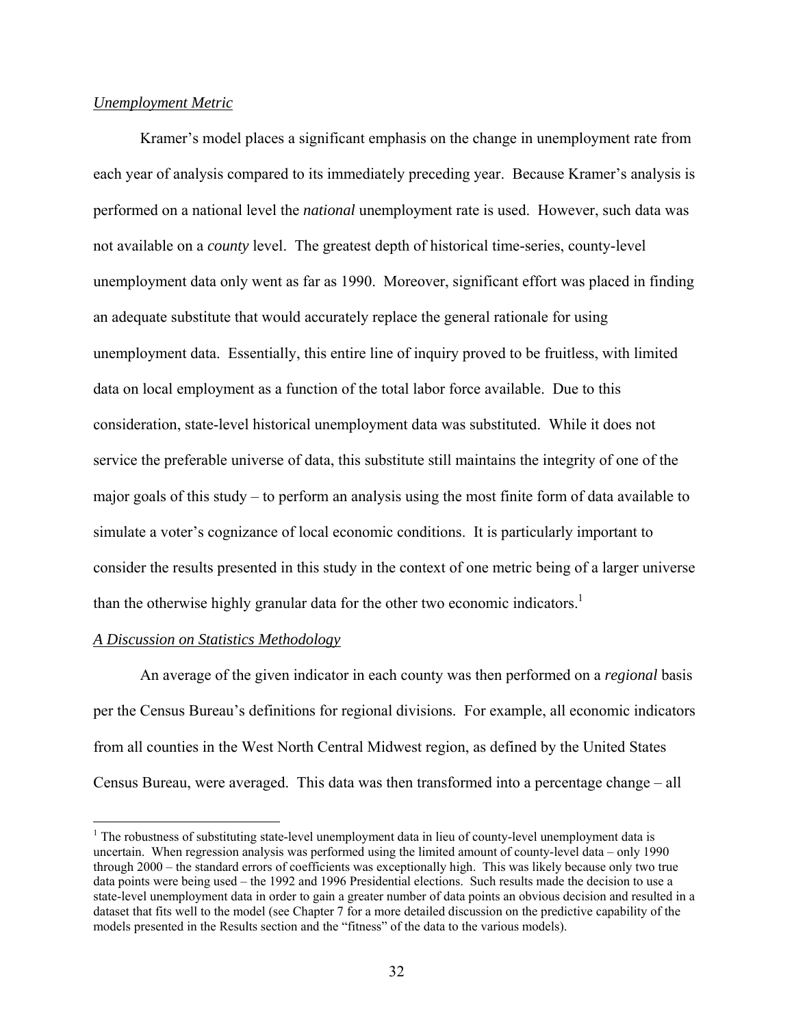*Unemployment Metric*

Kramer's model places a significant emphasis on the change in unemployment rate from each year of analysis compared to its immediately preceding year. Because Kramer's analysis is performed on a national level the *national* unemployment rate is used. However, such data was not available on a *county* level. The greatest depth of historical time-series, county-level unemployment data only went as far as 1990. Moreover, significant effort was placed in finding an adequate substitute that would accurately replace the general rationale for using unemployment data. Essentially, this entire line of inquiry proved to be fruitless, with limited data on local employment as a function of the total labor force available. Due to this consideration, state-level historical unemployment data was substituted. While it does not service the preferable universe of data, this substitute still maintains the integrity of one of the major goals of this study – to perform an analysis using the most finite form of data available to simulate a voter's cognizance of local economic conditions. It is particularly important to consider the results presented in this study in the context of one metric being of a larger universe than the otherwise highly granular data for the other two economic indicators.[1]

*A Discussion on Statistics Methodology*

An average of the given indicator in each county was then performed on a *regional* basis per the Census Bureau's definitions for regional divisions. For example, all economic indicators from all counties in the West North Central Midwest region, as defined by the United States Census Bureau, were averaged. This data was then transformed into a percentage change – all

[1] The robustness of substituting state-level unemployment data in lieu of county-level unemployment data is uncertain. When regression analysis was performed using the limited amount of county-level data – only 1990 through 2000 – the standard errors of coefficients was exceptionally high. This was likely because only two true data points were being used – the 1992 and 1996 Presidential elections. Such results made the decision to use a state-level unemployment data in order to gain a greater number of data points an obvious decision and resulted in a dataset that fits well to the model (see Chapter 7 for a more detailed discussion on the predictive capability of the models presented in the Results section and the "fitness" of the data to the various models).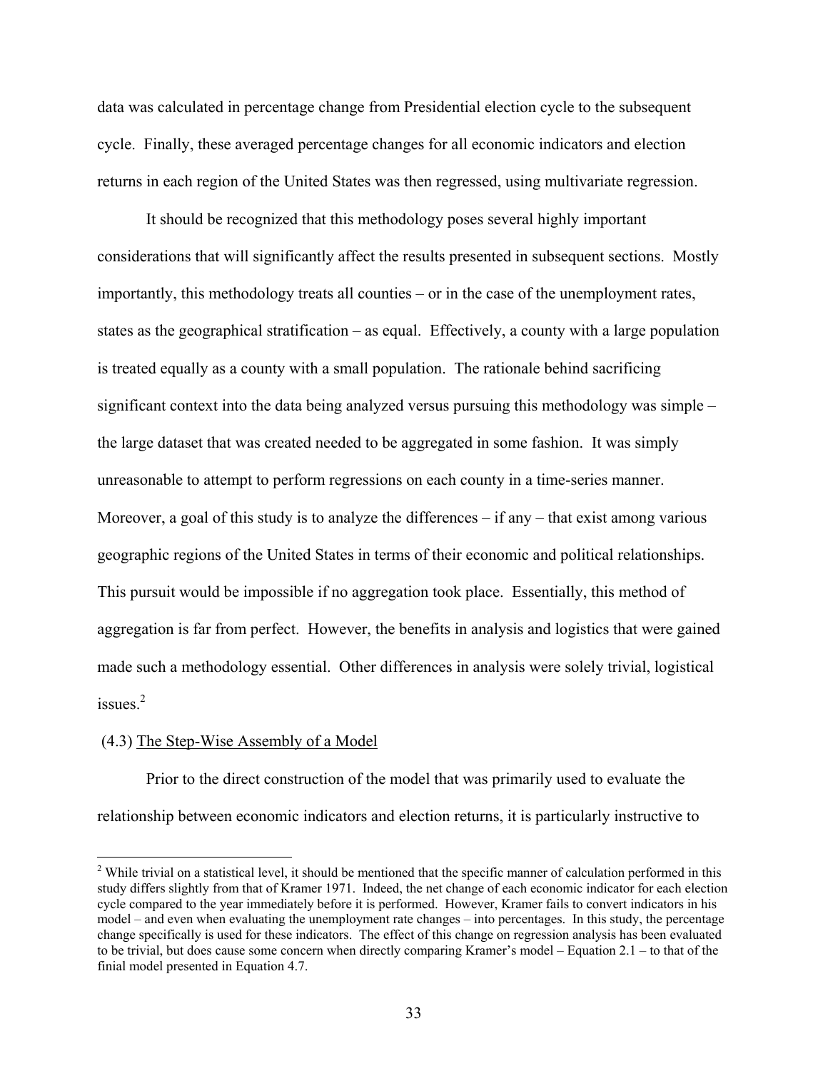data was calculated in percentage change from Presidential election cycle to the subsequent cycle. Finally, these averaged percentage changes for all economic indicators and election returns in each region of the United States was then regressed, using multivariate regression.

It should be recognized that this methodology poses several highly important considerations that will significantly affect the results presented in subsequent sections. Mostly importantly, this methodology treats all counties – or in the case of the unemployment rates, states as the geographical stratification – as equal. Effectively, a county with a large population is treated equally as a county with a small population. The rationale behind sacrificing significant context into the data being analyzed versus pursuing this methodology was simple – the large dataset that was created needed to be aggregated in some fashion. It was simply unreasonable to attempt to perform regressions on each county in a time-series manner. Moreover, a goal of this study is to analyze the differences – if any – that exist among various geographic regions of the United States in terms of their economic and political relationships. This pursuit would be impossible if no aggregation took place. Essentially, this method of aggregation is far from perfect. However, the benefits in analysis and logistics that were gained made such a methodology essential. Other differences in analysis were solely trivial, logistical issues.[2]

(4.3) <u>The Step-Wise Assembly of a Model</u>

Prior to the direct construction of the model that was primarily used to evaluate the relationship between economic indicators and election returns, it is particularly instructive to

[2] While trivial on a statistical level, it should be mentioned that the specific manner of calculation performed in this study differs slightly from that of Kramer 1971. Indeed, the net change of each economic indicator for each election cycle compared to the year immediately before it is performed. However, Kramer fails to convert indicators in his model – and even when evaluating the unemployment rate changes – into percentages. In this study, the percentage change specifically is used for these indicators. The effect of this change on regression analysis has been evaluated to be trivial, but does cause some concern when directly comparing Kramer's model – Equation 2.1 – to that of the finial model presented in Equation 4.7.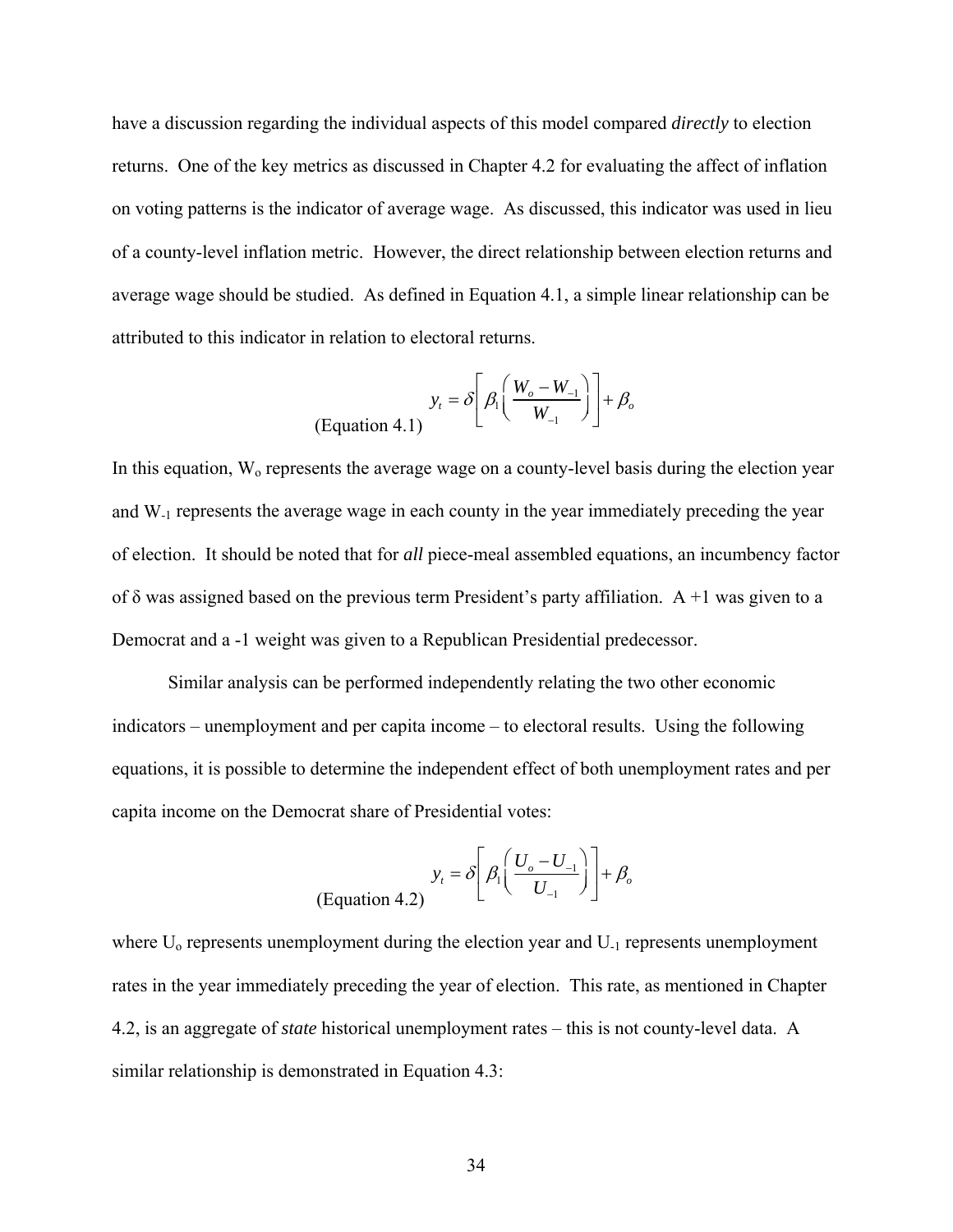have a discussion regarding the individual aspects of this model compared *directly* to election returns. One of the key metrics as discussed in Chapter 4.2 for evaluating the affect of inflation on voting patterns is the indicator of average wage. As discussed, this indicator was used in lieu of a county-level inflation metric. However, the direct relationship between election returns and average wage should be studied. As defined in Equation 4.1, a simple linear relationship can be attributed to this indicator in relation to electoral returns.

$$y_t = \delta\left[\beta_1\left(\frac{W_o - W_{-1}}{W_{-1}}\right)\right] + \beta_o \qquad \text{(Equation 4.1)}$$

In this equation, $W_o$ represents the average wage on a county-level basis during the election year and $W_{-1}$ represents the average wage in each county in the year immediately preceding the year of election. It should be noted that for *all* piece-meal assembled equations, an incumbency factor of δ was assigned based on the previous term President's party affiliation. A +1 was given to a Democrat and a -1 weight was given to a Republican Presidential predecessor.

Similar analysis can be performed independently relating the two other economic indicators – unemployment and per capita income – to electoral results. Using the following equations, it is possible to determine the independent effect of both unemployment rates and per capita income on the Democrat share of Presidential votes:

$$y_t = \delta\left[\beta_1\left(\frac{U_o - U_{-1}}{U_{-1}}\right)\right] + \beta_o \qquad \text{(Equation 4.2)}$$

where $U_o$ represents unemployment during the election year and $U_{-1}$ represents unemployment rates in the year immediately preceding the year of election. This rate, as mentioned in Chapter 4.2, is an aggregate of *state* historical unemployment rates – this is not county-level data. A similar relationship is demonstrated in Equation 4.3: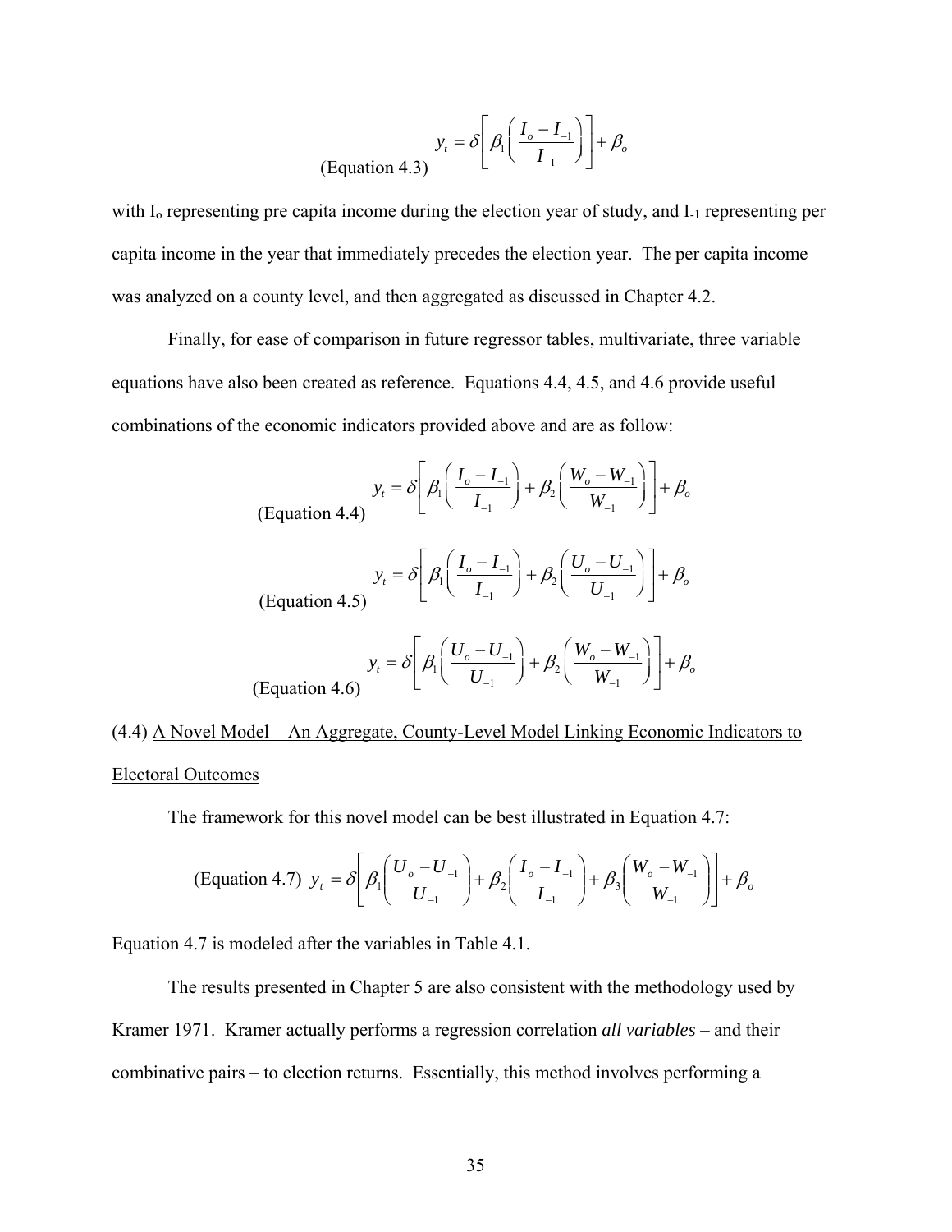$$y_t = \delta\left[\beta_1\left(\frac{I_o - I_{-1}}{I_{-1}}\right)\right] + \beta_o \quad \text{(Equation 4.3)}$$

with $I_o$ representing pre capita income during the election year of study, and $I_{-1}$ representing per capita income in the year that immediately precedes the election year. The per capita income was analyzed on a county level, and then aggregated as discussed in Chapter 4.2.

Finally, for ease of comparison in future regressor tables, multivariate, three variable equations have also been created as reference. Equations 4.4, 4.5, and 4.6 provide useful combinations of the economic indicators provided above and are as follow:

$$y_t = \delta\left[\beta_1\left(\frac{I_o - I_{-1}}{I_{-1}}\right) + \beta_2\left(\frac{W_o - W_{-1}}{W_{-1}}\right)\right] + \beta_o \quad \text{(Equation 4.4)}$$

$$y_t = \delta\left[\beta_1\left(\frac{I_o - I_{-1}}{I_{-1}}\right) + \beta_2\left(\frac{U_o - U_{-1}}{U_{-1}}\right)\right] + \beta_o \quad \text{(Equation 4.5)}$$

$$y_t = \delta\left[\beta_1\left(\frac{U_o - U_{-1}}{U_{-1}}\right) + \beta_2\left(\frac{W_o - W_{-1}}{W_{-1}}\right)\right] + \beta_o \quad \text{(Equation 4.6)}$$

(4.4) A Novel Model – An Aggregate, County-Level Model Linking Economic Indicators to Electoral Outcomes

The framework for this novel model can be best illustrated in Equation 4.7:

$$\text{(Equation 4.7)} \quad y_t = \delta\left[\beta_1\left(\frac{U_o - U_{-1}}{U_{-1}}\right) + \beta_2\left(\frac{I_o - I_{-1}}{I_{-1}}\right) + \beta_3\left(\frac{W_o - W_{-1}}{W_{-1}}\right)\right] + \beta_o$$

Equation 4.7 is modeled after the variables in Table 4.1.

The results presented in Chapter 5 are also consistent with the methodology used by Kramer 1971. Kramer actually performs a regression correlation *all variables* – and their combinative pairs – to election returns. Essentially, this method involves performing a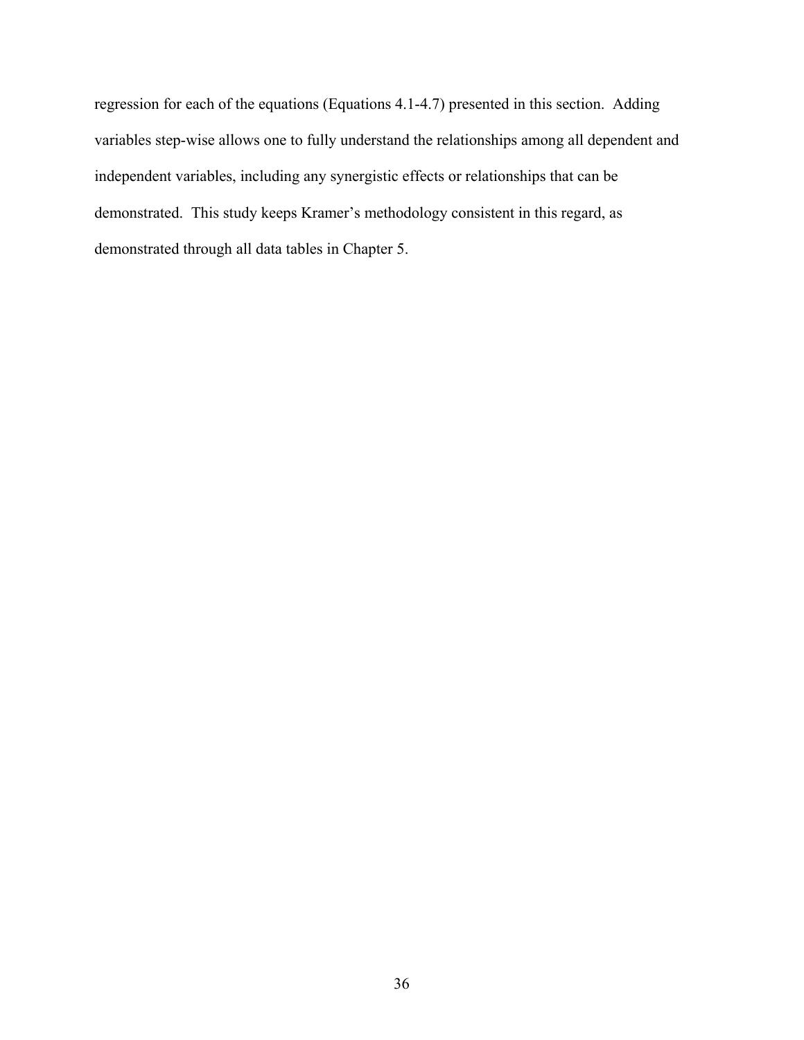regression for each of the equations (Equations 4.1-4.7) presented in this section. Adding variables step-wise allows one to fully understand the relationships among all dependent and independent variables, including any synergistic effects or relationships that can be demonstrated. This study keeps Kramer's methodology consistent in this regard, as demonstrated through all data tables in Chapter 5.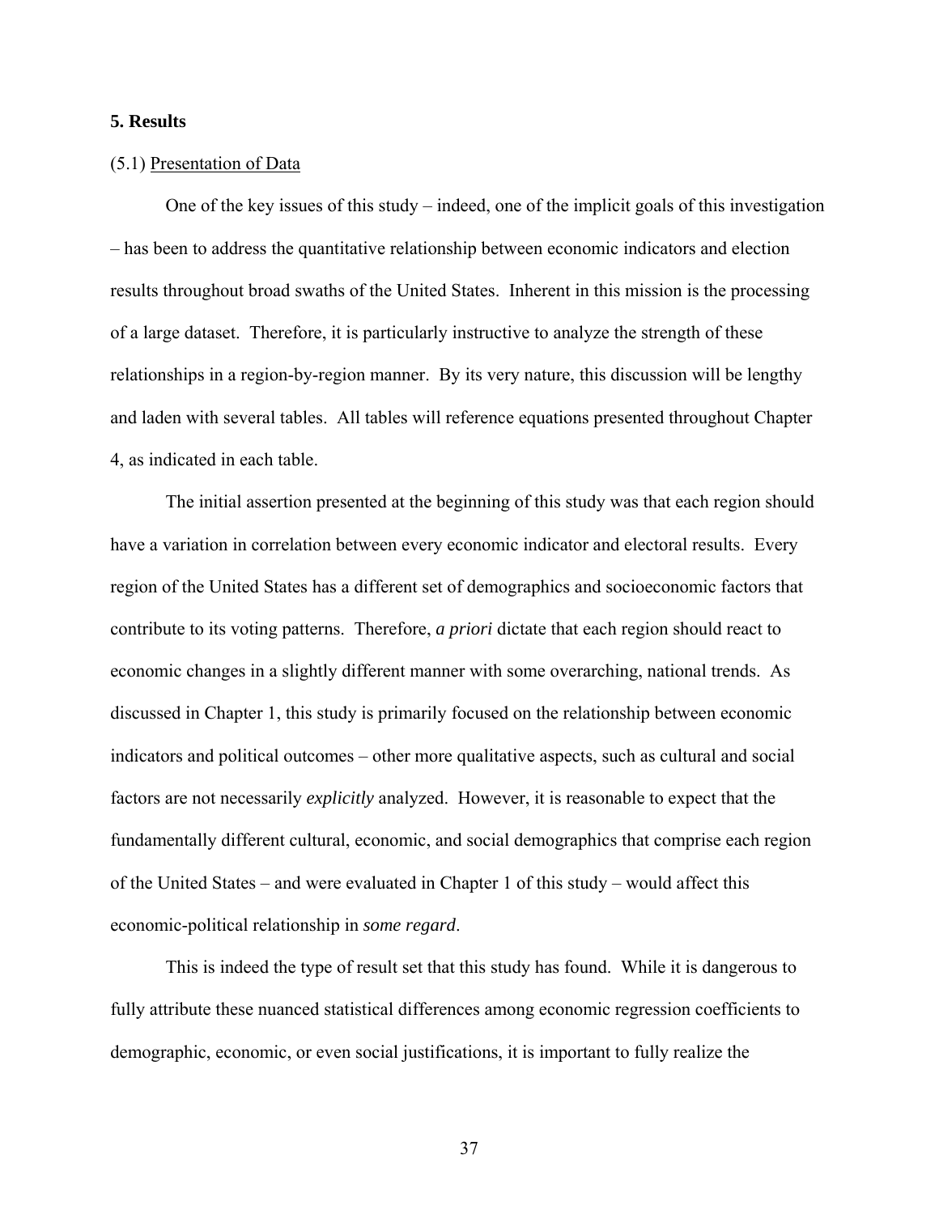## 5. Results

(5.1) Presentation of Data

One of the key issues of this study – indeed, one of the implicit goals of this investigation – has been to address the quantitative relationship between economic indicators and election results throughout broad swaths of the United States. Inherent in this mission is the processing of a large dataset. Therefore, it is particularly instructive to analyze the strength of these relationships in a region-by-region manner. By its very nature, this discussion will be lengthy and laden with several tables. All tables will reference equations presented throughout Chapter 4, as indicated in each table.

The initial assertion presented at the beginning of this study was that each region should have a variation in correlation between every economic indicator and electoral results. Every region of the United States has a different set of demographics and socioeconomic factors that contribute to its voting patterns. Therefore, *a priori* dictate that each region should react to economic changes in a slightly different manner with some overarching, national trends. As discussed in Chapter 1, this study is primarily focused on the relationship between economic indicators and political outcomes – other more qualitative aspects, such as cultural and social factors are not necessarily *explicitly* analyzed. However, it is reasonable to expect that the fundamentally different cultural, economic, and social demographics that comprise each region of the United States – and were evaluated in Chapter 1 of this study – would affect this economic-political relationship in *some regard*.

This is indeed the type of result set that this study has found. While it is dangerous to fully attribute these nuanced statistical differences among economic regression coefficients to demographic, economic, or even social justifications, it is important to fully realize the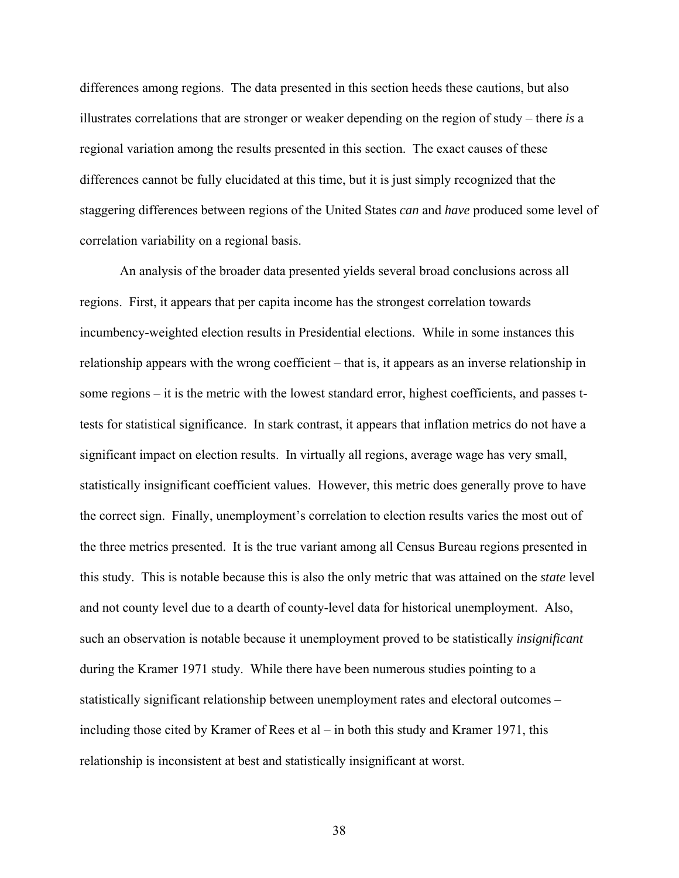differences among regions. The data presented in this section heeds these cautions, but also illustrates correlations that are stronger or weaker depending on the region of study – there *is* a regional variation among the results presented in this section. The exact causes of these differences cannot be fully elucidated at this time, but it is just simply recognized that the staggering differences between regions of the United States *can* and *have* produced some level of correlation variability on a regional basis.

An analysis of the broader data presented yields several broad conclusions across all regions. First, it appears that per capita income has the strongest correlation towards incumbency-weighted election results in Presidential elections. While in some instances this relationship appears with the wrong coefficient – that is, it appears as an inverse relationship in some regions – it is the metric with the lowest standard error, highest coefficients, and passes t-tests for statistical significance. In stark contrast, it appears that inflation metrics do not have a significant impact on election results. In virtually all regions, average wage has very small, statistically insignificant coefficient values. However, this metric does generally prove to have the correct sign. Finally, unemployment's correlation to election results varies the most out of the three metrics presented. It is the true variant among all Census Bureau regions presented in this study. This is notable because this is also the only metric that was attained on the *state* level and not county level due to a dearth of county-level data for historical unemployment. Also, such an observation is notable because it unemployment proved to be statistically *insignificant* during the Kramer 1971 study. While there have been numerous studies pointing to a statistically significant relationship between unemployment rates and electoral outcomes – including those cited by Kramer of Rees et al – in both this study and Kramer 1971, this relationship is inconsistent at best and statistically insignificant at worst.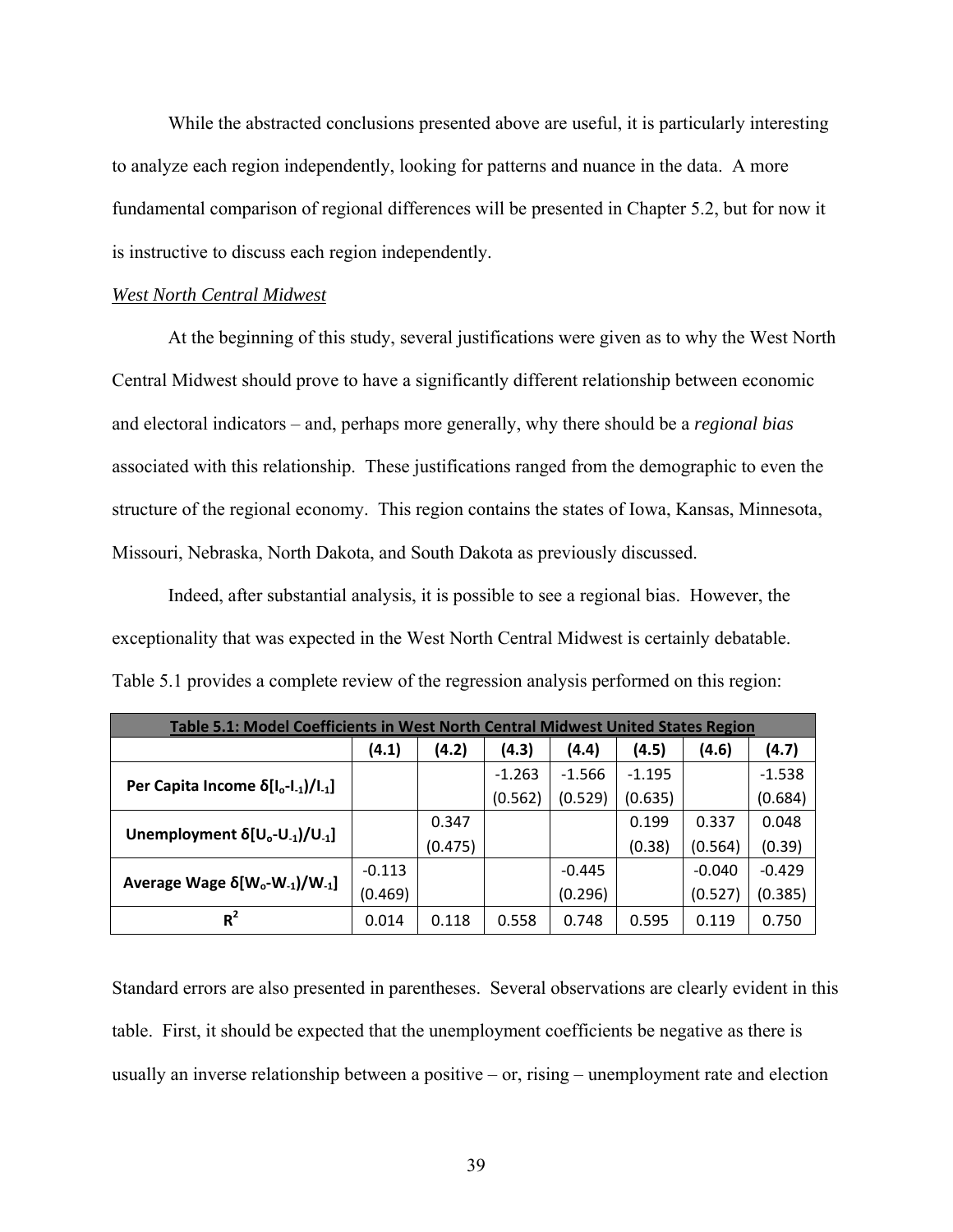While the abstracted conclusions presented above are useful, it is particularly interesting to analyze each region independently, looking for patterns and nuance in the data. A more fundamental comparison of regional differences will be presented in Chapter 5.2, but for now it is instructive to discuss each region independently.

*West North Central Midwest*

At the beginning of this study, several justifications were given as to why the West North Central Midwest should prove to have a significantly different relationship between economic and electoral indicators – and, perhaps more generally, why there should be a *regional bias* associated with this relationship. These justifications ranged from the demographic to even the structure of the regional economy. This region contains the states of Iowa, Kansas, Minnesota, Missouri, Nebraska, North Dakota, and South Dakota as previously discussed.

Indeed, after substantial analysis, it is possible to see a regional bias. However, the exceptionality that was expected in the West North Central Midwest is certainly debatable. Table 5.1 provides a complete review of the regression analysis performed on this region:

| **Table 5.1: Model Coefficients in West North Central Midwest United States Region** | | | | | | | |
|---|---|---|---|---|---|---|---|
| | **(4.1)** | **(4.2)** | **(4.3)** | **(4.4)** | **(4.5)** | **(4.6)** | **(4.7)** |
| **Per Capita Income $\delta[(I_o-I_{-1})/I_{-1}]$** | | | -1.263 (0.562) | -1.566 (0.529) | -1.195 (0.635) | | -1.538 (0.684) |
| **Unemployment $\delta[(U_o-U_{-1})/U_{-1}]$** | | 0.347 (0.475) | | | 0.199 (0.38) | 0.337 (0.564) | 0.048 (0.39) |
| **Average Wage $\delta[(W_o-W_{-1})/W_{-1}]$** | -0.113 (0.469) | | | -0.445 (0.296) | | -0.040 (0.527) | -0.429 (0.385) |
| **$R^2$** | 0.014 | 0.118 | 0.558 | 0.748 | 0.595 | 0.119 | 0.750 |

Standard errors are also presented in parentheses. Several observations are clearly evident in this table. First, it should be expected that the unemployment coefficients be negative as there is usually an inverse relationship between a positive – or, rising – unemployment rate and election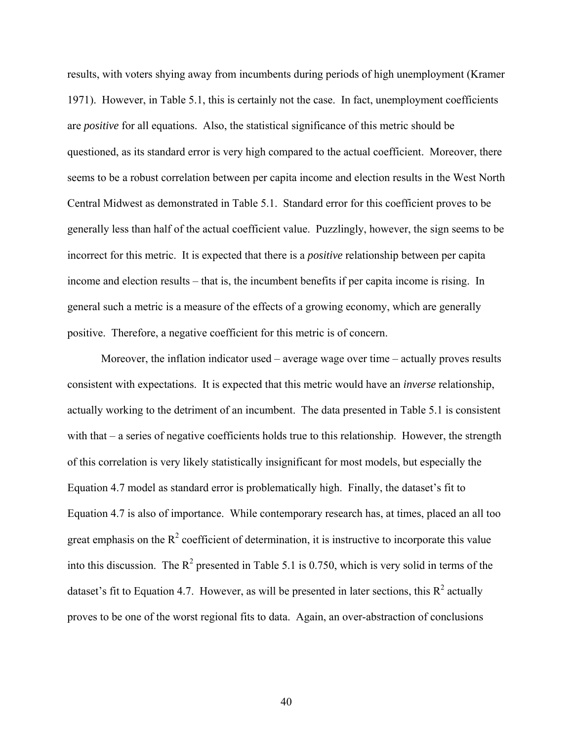results, with voters shying away from incumbents during periods of high unemployment (Kramer 1971). However, in Table 5.1, this is certainly not the case. In fact, unemployment coefficients are *positive* for all equations. Also, the statistical significance of this metric should be questioned, as its standard error is very high compared to the actual coefficient. Moreover, there seems to be a robust correlation between per capita income and election results in the West North Central Midwest as demonstrated in Table 5.1. Standard error for this coefficient proves to be generally less than half of the actual coefficient value. Puzzlingly, however, the sign seems to be incorrect for this metric. It is expected that there is a *positive* relationship between per capita income and election results – that is, the incumbent benefits if per capita income is rising. In general such a metric is a measure of the effects of a growing economy, which are generally positive. Therefore, a negative coefficient for this metric is of concern.

Moreover, the inflation indicator used – average wage over time – actually proves results consistent with expectations. It is expected that this metric would have an *inverse* relationship, actually working to the detriment of an incumbent. The data presented in Table 5.1 is consistent with that – a series of negative coefficients holds true to this relationship. However, the strength of this correlation is very likely statistically insignificant for most models, but especially the Equation 4.7 model as standard error is problematically high. Finally, the dataset's fit to Equation 4.7 is also of importance. While contemporary research has, at times, placed an all too great emphasis on the $R^2$ coefficient of determination, it is instructive to incorporate this value into this discussion. The $R^2$ presented in Table 5.1 is 0.750, which is very solid in terms of the dataset's fit to Equation 4.7. However, as will be presented in later sections, this $R^2$ actually proves to be one of the worst regional fits to data. Again, an over-abstraction of conclusions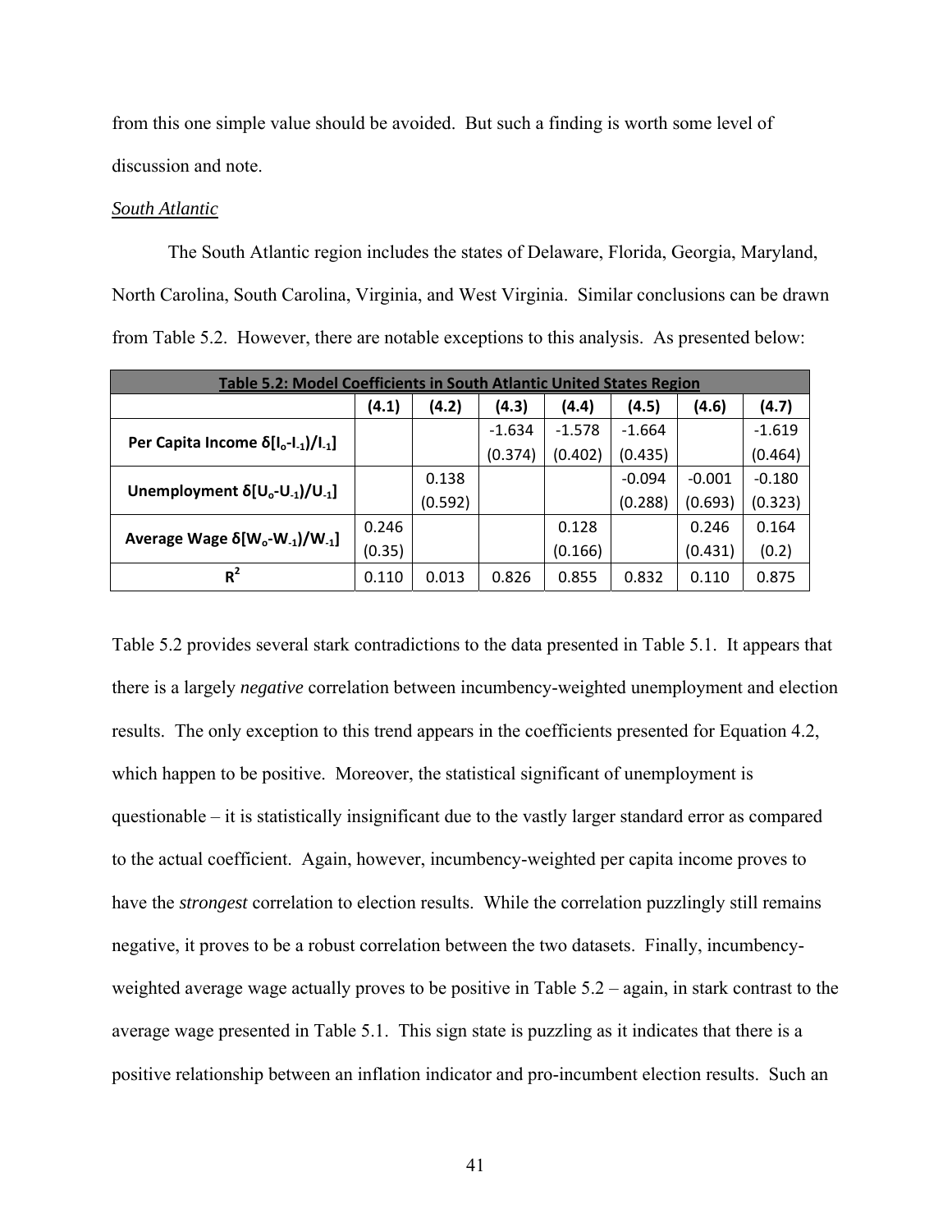from this one simple value should be avoided. But such a finding is worth some level of discussion and note.

*South Atlantic*

The South Atlantic region includes the states of Delaware, Florida, Georgia, Maryland, North Carolina, South Carolina, Virginia, and West Virginia. Similar conclusions can be drawn from Table 5.2. However, there are notable exceptions to this analysis. As presented below:

| **Table 5.2: Model Coefficients in South Atlantic United States Region** | | | | | | | |
|---|---|---|---|---|---|---|---|
| | **(4.1)** | **(4.2)** | **(4.3)** | **(4.4)** | **(4.5)** | **(4.6)** | **(4.7)** |
| **Per Capita Income $\delta[I_o - I_{-1})/I_{-1}]$** | | | -1.634 (0.374) | -1.578 (0.402) | -1.664 (0.435) | | -1.619 (0.464) |
| **Unemployment $\delta[U_o - U_{-1})/U_{-1}]$** | | 0.138 (0.592) | | | -0.094 (0.288) | -0.001 (0.693) | -0.180 (0.323) |
| **Average Wage $\delta[W_o - W_{-1})/W_{-1}]$** | 0.246 (0.35) | | | 0.128 (0.166) | | 0.246 (0.431) | 0.164 (0.2) |
| **$R^2$** | 0.110 | 0.013 | 0.826 | 0.855 | 0.832 | 0.110 | 0.875 |

Table 5.2 provides several stark contradictions to the data presented in Table 5.1. It appears that there is a largely *negative* correlation between incumbency-weighted unemployment and election results. The only exception to this trend appears in the coefficients presented for Equation 4.2, which happen to be positive. Moreover, the statistical significant of unemployment is questionable – it is statistically insignificant due to the vastly larger standard error as compared to the actual coefficient. Again, however, incumbency-weighted per capita income proves to have the *strongest* correlation to election results. While the correlation puzzlingly still remains negative, it proves to be a robust correlation between the two datasets. Finally, incumbency-weighted average wage actually proves to be positive in Table 5.2 – again, in stark contrast to the average wage presented in Table 5.1. This sign state is puzzling as it indicates that there is a positive relationship between an inflation indicator and pro-incumbent election results. Such an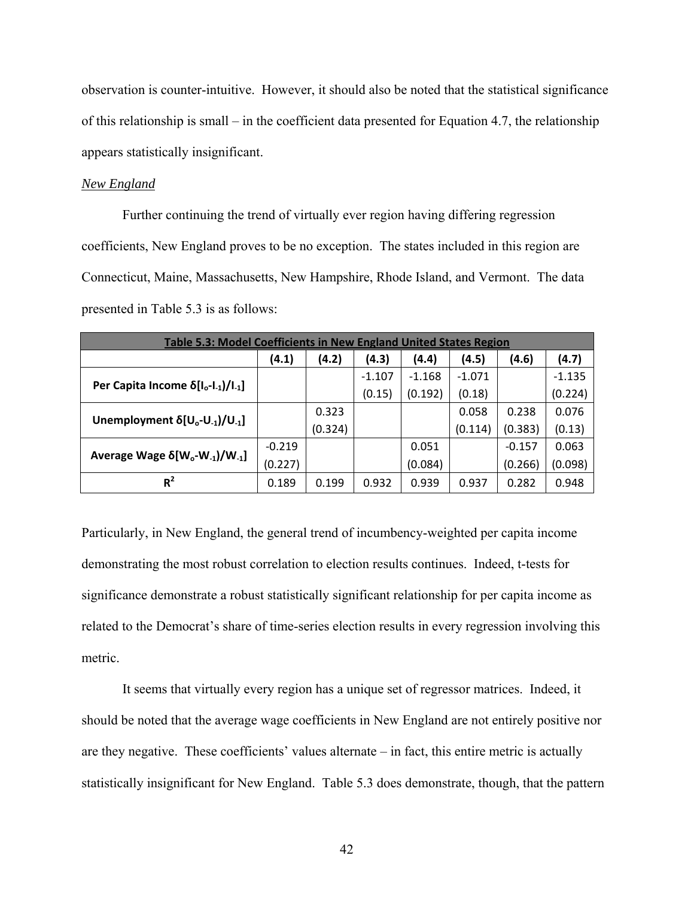observation is counter-intuitive. However, it should also be noted that the statistical significance of this relationship is small – in the coefficient data presented for Equation 4.7, the relationship appears statistically insignificant.

*New England*

Further continuing the trend of virtually ever region having differing regression coefficients, New England proves to be no exception. The states included in this region are Connecticut, Maine, Massachusetts, New Hampshire, Rhode Island, and Vermont. The data presented in Table 5.3 is as follows:

| **Table 5.3: Model Coefficients in New England United States Region** | | | | | | | |
|---|---|---|---|---|---|---|---|
| | **(4.1)** | **(4.2)** | **(4.3)** | **(4.4)** | **(4.5)** | **(4.6)** | **(4.7)** |
| **Per Capita Income $\delta[I_o\text{-}I_{-1})/I_{-1}]$** | | | -1.107 (0.15) | -1.168 (0.192) | -1.071 (0.18) | | -1.135 (0.224) |
| **Unemployment $\delta[U_o\text{-}U_{-1})/U_{-1}]$** | | 0.323 (0.324) | | | 0.058 (0.114) | 0.238 (0.383) | 0.076 (0.13) |
| **Average Wage $\delta[W_o\text{-}W_{-1})/W_{-1}]$** | -0.219 (0.227) | | | 0.051 (0.084) | | -0.157 (0.266) | 0.063 (0.098) |
| **$R^2$** | 0.189 | 0.199 | 0.932 | 0.939 | 0.937 | 0.282 | 0.948 |

Particularly, in New England, the general trend of incumbency-weighted per capita income demonstrating the most robust correlation to election results continues. Indeed, t-tests for significance demonstrate a robust statistically significant relationship for per capita income as related to the Democrat's share of time-series election results in every regression involving this metric.

It seems that virtually every region has a unique set of regressor matrices. Indeed, it should be noted that the average wage coefficients in New England are not entirely positive nor are they negative. These coefficients' values alternate – in fact, this entire metric is actually statistically insignificant for New England. Table 5.3 does demonstrate, though, that the pattern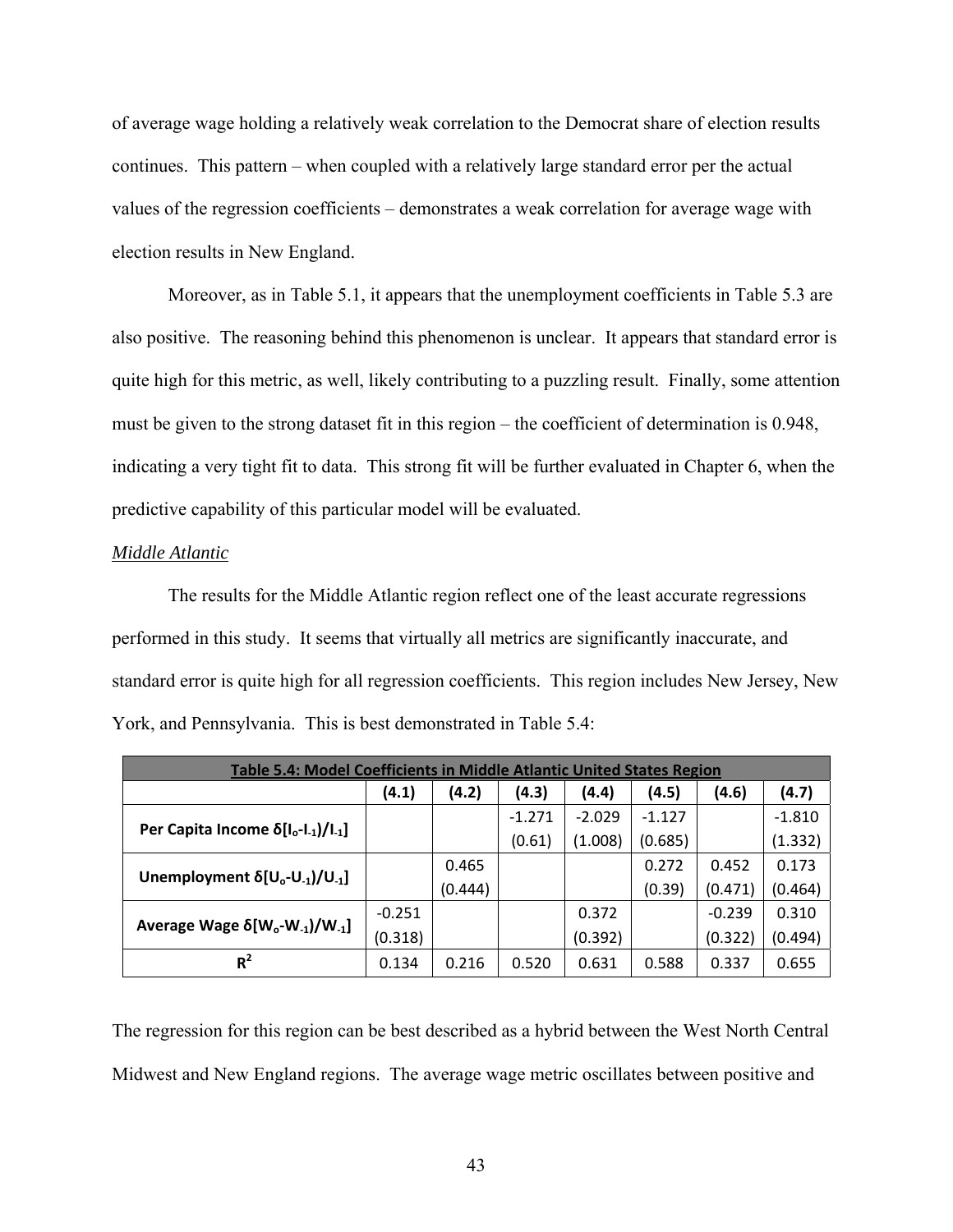of average wage holding a relatively weak correlation to the Democrat share of election results continues. This pattern – when coupled with a relatively large standard error per the actual values of the regression coefficients – demonstrates a weak correlation for average wage with election results in New England.

Moreover, as in Table 5.1, it appears that the unemployment coefficients in Table 5.3 are also positive. The reasoning behind this phenomenon is unclear. It appears that standard error is quite high for this metric, as well, likely contributing to a puzzling result. Finally, some attention must be given to the strong dataset fit in this region – the coefficient of determination is 0.948, indicating a very tight fit to data. This strong fit will be further evaluated in Chapter 6, when the predictive capability of this particular model will be evaluated.

*Middle Atlantic*

The results for the Middle Atlantic region reflect one of the least accurate regressions performed in this study. It seems that virtually all metrics are significantly inaccurate, and standard error is quite high for all regression coefficients. This region includes New Jersey, New York, and Pennsylvania. This is best demonstrated in Table 5.4:

| **Table 5.4: Model Coefficients in Middle Atlantic United States Region** | | | | | | | |
|---|---|---|---|---|---|---|---|
| | **(4.1)** | **(4.2)** | **(4.3)** | **(4.4)** | **(4.5)** | **(4.6)** | **(4.7)** |
| **Per Capita Income $\delta[I_o\text{-}I_{-1})/I_{-1}]$** | | | -1.271 | -2.029 | -1.127 | | -1.810 |
| | | | (0.61) | (1.008) | (0.685) | | (1.332) |
| **Unemployment $\delta[U_o\text{-}U_{-1})/U_{-1}]$** | | 0.465 | | | 0.272 | 0.452 | 0.173 |
| | | (0.444) | | | (0.39) | (0.471) | (0.464) |
| **Average Wage $\delta[W_o\text{-}W_{-1})/W_{-1}]$** | -0.251 | | | 0.372 | | -0.239 | 0.310 |
| | (0.318) | | | (0.392) | | (0.322) | (0.494) |
| **$R^2$** | 0.134 | 0.216 | 0.520 | 0.631 | 0.588 | 0.337 | 0.655 |

The regression for this region can be best described as a hybrid between the West North Central Midwest and New England regions. The average wage metric oscillates between positive and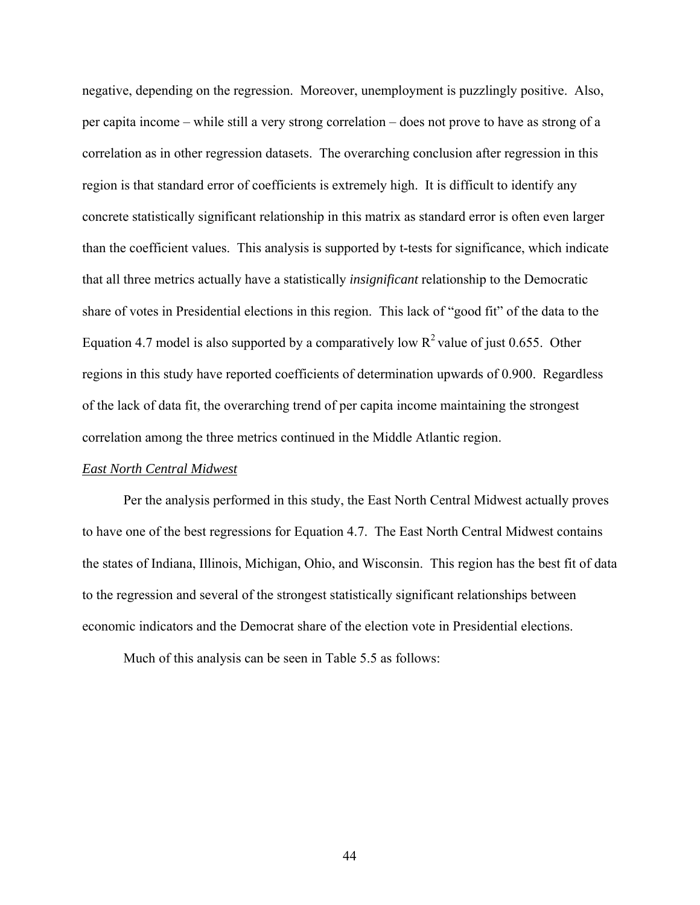negative, depending on the regression. Moreover, unemployment is puzzlingly positive. Also, per capita income – while still a very strong correlation – does not prove to have as strong of a correlation as in other regression datasets. The overarching conclusion after regression in this region is that standard error of coefficients is extremely high. It is difficult to identify any concrete statistically significant relationship in this matrix as standard error is often even larger than the coefficient values. This analysis is supported by t-tests for significance, which indicate that all three metrics actually have a statistically *insignificant* relationship to the Democratic share of votes in Presidential elections in this region. This lack of "good fit" of the data to the Equation 4.7 model is also supported by a comparatively low $R^2$ value of just 0.655. Other regions in this study have reported coefficients of determination upwards of 0.900. Regardless of the lack of data fit, the overarching trend of per capita income maintaining the strongest correlation among the three metrics continued in the Middle Atlantic region.

*East North Central Midwest*

Per the analysis performed in this study, the East North Central Midwest actually proves to have one of the best regressions for Equation 4.7. The East North Central Midwest contains the states of Indiana, Illinois, Michigan, Ohio, and Wisconsin. This region has the best fit of data to the regression and several of the strongest statistically significant relationships between economic indicators and the Democrat share of the election vote in Presidential elections.

Much of this analysis can be seen in Table 5.5 as follows: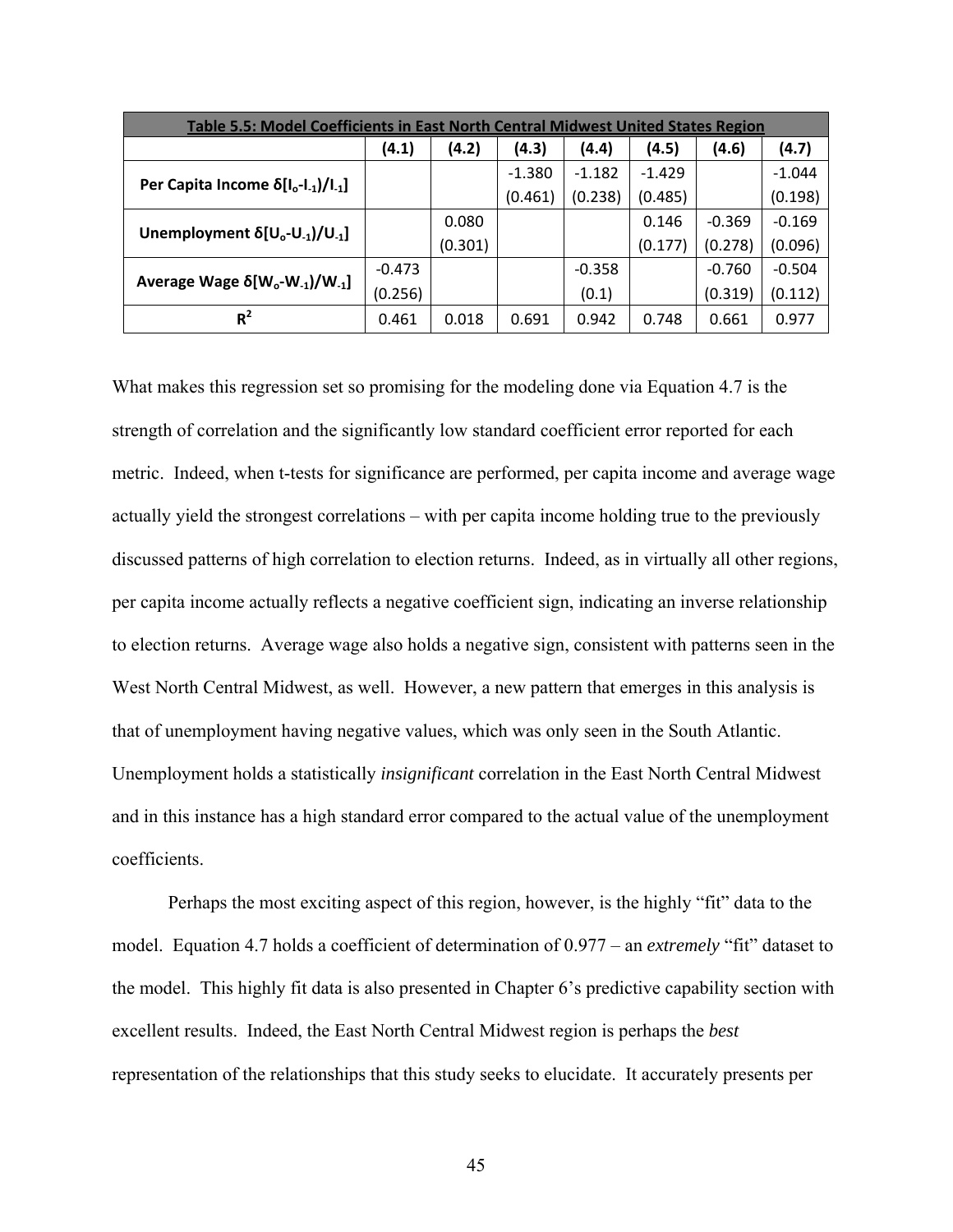| Table 5.5: Model Coefficients in East North Central Midwest United States Region | | | | | | | |
|---|---|---|---|---|---|---|---|
| | (4.1) | (4.2) | (4.3) | (4.4) | (4.5) | (4.6) | (4.7) |
| Per Capita Income $\delta[(I_o - I_{-1})/I_{-1}]$ | | | -1.380 (0.461) | -1.182 (0.238) | -1.429 (0.485) | | -1.044 (0.198) |
| Unemployment $\delta[(U_o - U_{-1})/U_{-1}]$ | | 0.080 (0.301) | | | 0.146 (0.177) | -0.369 (0.278) | -0.169 (0.096) |
| Average Wage $\delta[(W_o - W_{-1})/W_{-1}]$ | -0.473 (0.256) | | | -0.358 (0.1) | | -0.760 (0.319) | -0.504 (0.112) |
| $R^2$ | 0.461 | 0.018 | 0.691 | 0.942 | 0.748 | 0.661 | 0.977 |

What makes this regression set so promising for the modeling done via Equation 4.7 is the strength of correlation and the significantly low standard coefficient error reported for each metric. Indeed, when t-tests for significance are performed, per capita income and average wage actually yield the strongest correlations – with per capita income holding true to the previously discussed patterns of high correlation to election returns. Indeed, as in virtually all other regions, per capita income actually reflects a negative coefficient sign, indicating an inverse relationship to election returns. Average wage also holds a negative sign, consistent with patterns seen in the West North Central Midwest, as well. However, a new pattern that emerges in this analysis is that of unemployment having negative values, which was only seen in the South Atlantic. Unemployment holds a statistically *insignificant* correlation in the East North Central Midwest and in this instance has a high standard error compared to the actual value of the unemployment coefficients.

Perhaps the most exciting aspect of this region, however, is the highly "fit" data to the model. Equation 4.7 holds a coefficient of determination of 0.977 – an *extremely* "fit" dataset to the model. This highly fit data is also presented in Chapter 6's predictive capability section with excellent results. Indeed, the East North Central Midwest region is perhaps the *best* representation of the relationships that this study seeks to elucidate. It accurately presents per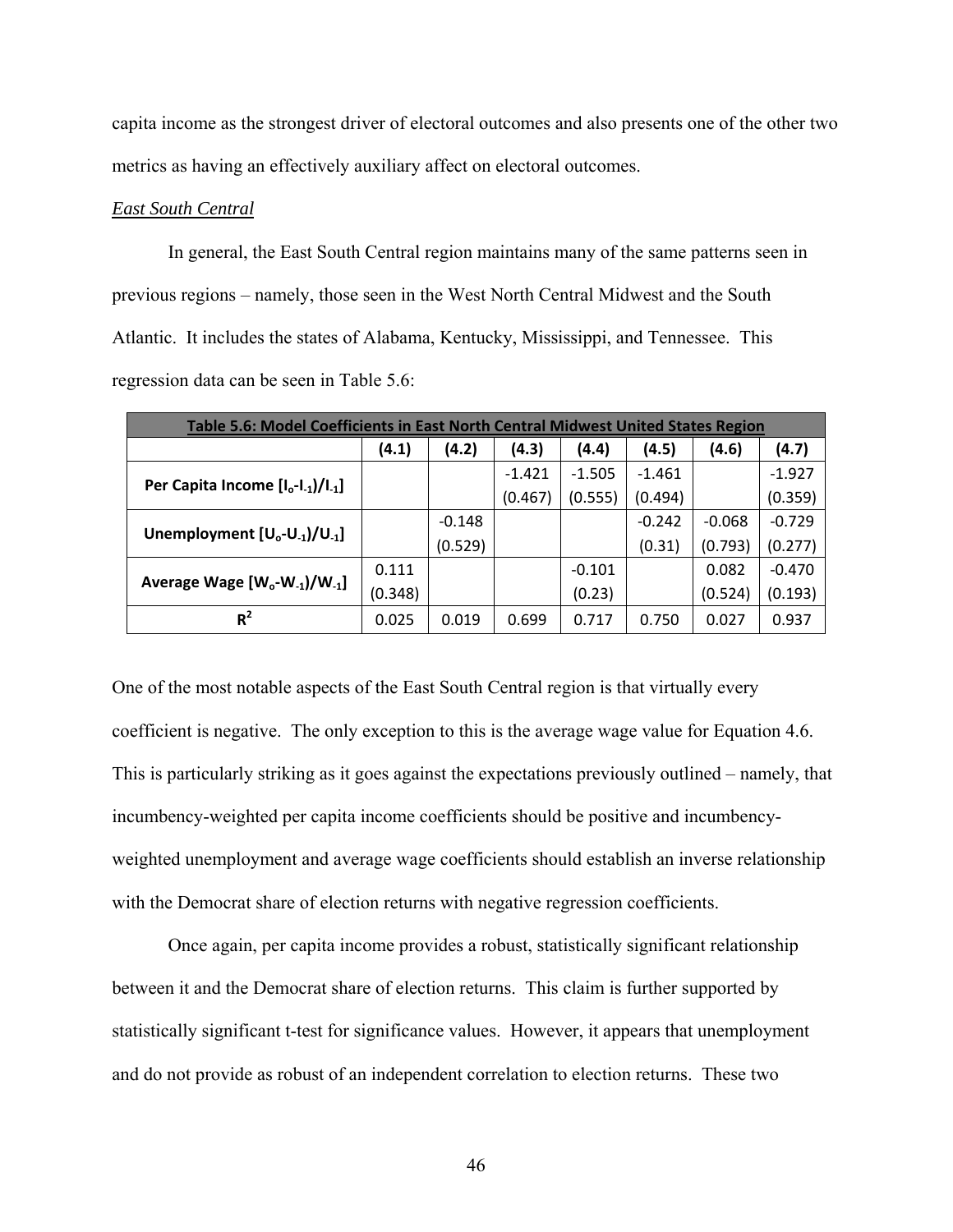capita income as the strongest driver of electoral outcomes and also presents one of the other two metrics as having an effectively auxiliary affect on electoral outcomes.

*East South Central*

In general, the East South Central region maintains many of the same patterns seen in previous regions – namely, those seen in the West North Central Midwest and the South Atlantic. It includes the states of Alabama, Kentucky, Mississippi, and Tennessee. This regression data can be seen in Table 5.6:

| Table 5.6: Model Coefficients in East North Central Midwest United States Region | | | | | | | |
|---|---|---|---|---|---|---|---|
| | **(4.1)** | **(4.2)** | **(4.3)** | **(4.4)** | **(4.5)** | **(4.6)** | **(4.7)** |
| **Per Capita Income $[I_o-I_{-1})/I_{-1}]$** | | | -1.421 | -1.505 | -1.461 | | -1.927 |
| | | | (0.467) | (0.555) | (0.494) | | (0.359) |
| **Unemployment $[U_o-U_{-1})/U_{-1}]$** | | -0.148 | | | -0.242 | -0.068 | -0.729 |
| | | (0.529) | | | (0.31) | (0.793) | (0.277) |
| **Average Wage $[W_o-W_{-1})/W_{-1}]$** | 0.111 | | | -0.101 | | 0.082 | -0.470 |
| | (0.348) | | | (0.23) | | (0.524) | (0.193) |
| **$R^2$** | 0.025 | 0.019 | 0.699 | 0.717 | 0.750 | 0.027 | 0.937 |

One of the most notable aspects of the East South Central region is that virtually every coefficient is negative. The only exception to this is the average wage value for Equation 4.6. This is particularly striking as it goes against the expectations previously outlined – namely, that incumbency-weighted per capita income coefficients should be positive and incumbency-weighted unemployment and average wage coefficients should establish an inverse relationship with the Democrat share of election returns with negative regression coefficients.

Once again, per capita income provides a robust, statistically significant relationship between it and the Democrat share of election returns. This claim is further supported by statistically significant t-test for significance values. However, it appears that unemployment and do not provide as robust of an independent correlation to election returns. These two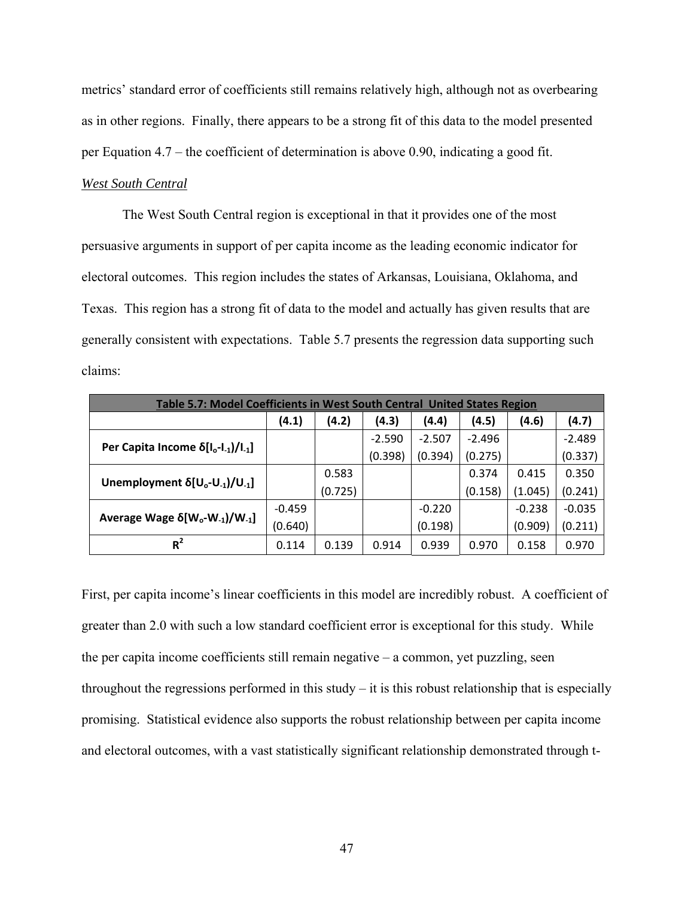metrics' standard error of coefficients still remains relatively high, although not as overbearing as in other regions. Finally, there appears to be a strong fit of this data to the model presented per Equation 4.7 – the coefficient of determination is above 0.90, indicating a good fit.

*West South Central*

The West South Central region is exceptional in that it provides one of the most persuasive arguments in support of per capita income as the leading economic indicator for electoral outcomes. This region includes the states of Arkansas, Louisiana, Oklahoma, and Texas. This region has a strong fit of data to the model and actually has given results that are generally consistent with expectations. Table 5.7 presents the regression data supporting such claims:

| Table 5.7: Model Coefficients in West South Central United States Region | | | | | | | |
|---|---|---|---|---|---|---|---|
| | (4.1) | (4.2) | (4.3) | (4.4) | (4.5) | (4.6) | (4.7) |
| Per Capita Income $\delta[I_o\text{-}I_{-1})/I_{-1}]$ | | | -2.590 (0.398) | -2.507 (0.394) | -2.496 (0.275) | | -2.489 (0.337) |
| Unemployment $\delta[U_o\text{-}U_{-1})/U_{-1}]$ | | 0.583 (0.725) | | | 0.374 (0.158) | 0.415 (1.045) | 0.350 (0.241) |
| Average Wage $\delta[W_o\text{-}W_{-1})/W_{-1}]$ | -0.459 (0.640) | | | -0.220 (0.198) | | -0.238 (0.909) | -0.035 (0.211) |
| $R^2$ | 0.114 | 0.139 | 0.914 | 0.939 | 0.970 | 0.158 | 0.970 |

First, per capita income's linear coefficients in this model are incredibly robust. A coefficient of greater than 2.0 with such a low standard coefficient error is exceptional for this study. While the per capita income coefficients still remain negative – a common, yet puzzling, seen throughout the regressions performed in this study – it is this robust relationship that is especially promising. Statistical evidence also supports the robust relationship between per capita income and electoral outcomes, with a vast statistically significant relationship demonstrated through t-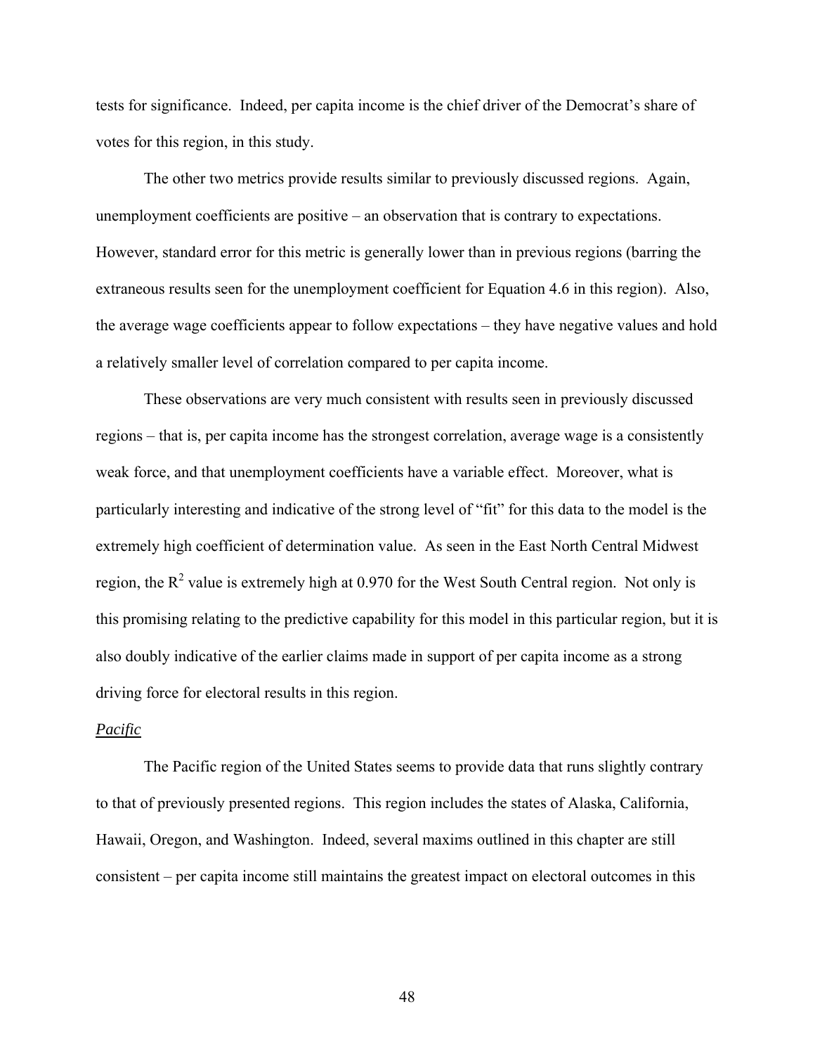tests for significance. Indeed, per capita income is the chief driver of the Democrat's share of votes for this region, in this study.

The other two metrics provide results similar to previously discussed regions. Again, unemployment coefficients are positive – an observation that is contrary to expectations. However, standard error for this metric is generally lower than in previous regions (barring the extraneous results seen for the unemployment coefficient for Equation 4.6 in this region). Also, the average wage coefficients appear to follow expectations – they have negative values and hold a relatively smaller level of correlation compared to per capita income.

These observations are very much consistent with results seen in previously discussed regions – that is, per capita income has the strongest correlation, average wage is a consistently weak force, and that unemployment coefficients have a variable effect. Moreover, what is particularly interesting and indicative of the strong level of "fit" for this data to the model is the extremely high coefficient of determination value. As seen in the East North Central Midwest region, the $R^2$ value is extremely high at 0.970 for the West South Central region. Not only is this promising relating to the predictive capability for this model in this particular region, but it is also doubly indicative of the earlier claims made in support of per capita income as a strong driving force for electoral results in this region.

*Pacific*

The Pacific region of the United States seems to provide data that runs slightly contrary to that of previously presented regions. This region includes the states of Alaska, California, Hawaii, Oregon, and Washington. Indeed, several maxims outlined in this chapter are still consistent – per capita income still maintains the greatest impact on electoral outcomes in this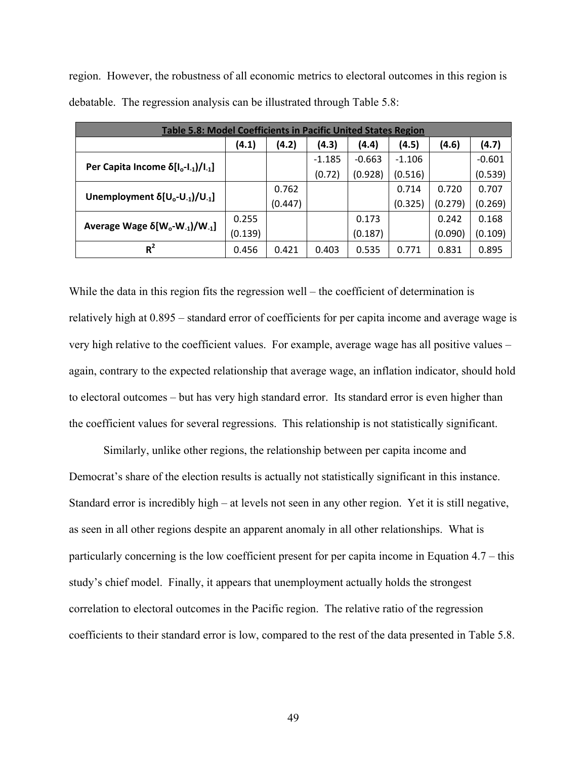region. However, the robustness of all economic metrics to electoral outcomes in this region is debatable. The regression analysis can be illustrated through Table 5.8:

| **Table 5.8: Model Coefficients in Pacific United States Region** | | | | | | | |
|---|---|---|---|---|---|---|---|
| | **(4.1)** | **(4.2)** | **(4.3)** | **(4.4)** | **(4.5)** | **(4.6)** | **(4.7)** |
| **Per Capita Income $\delta[I_o\text{-}I_{-1})/I_{-1}]$** | | | -1.185<br>(0.72) | -0.663<br>(0.928) | -1.106<br>(0.516) | | -0.601<br>(0.539) |
| **Unemployment $\delta[U_o\text{-}U_{-1})/U_{-1}]$** | | 0.762<br>(0.447) | | | 0.714<br>(0.325) | 0.720<br>(0.279) | 0.707<br>(0.269) |
| **Average Wage $\delta[W_o\text{-}W_{-1})/W_{-1}]$** | 0.255<br>(0.139) | | | 0.173<br>(0.187) | | 0.242<br>(0.090) | 0.168<br>(0.109) |
| **$R^2$** | 0.456 | 0.421 | 0.403 | 0.535 | 0.771 | 0.831 | 0.895 |

While the data in this region fits the regression well – the coefficient of determination is relatively high at 0.895 – standard error of coefficients for per capita income and average wage is very high relative to the coefficient values. For example, average wage has all positive values – again, contrary to the expected relationship that average wage, an inflation indicator, should hold to electoral outcomes – but has very high standard error. Its standard error is even higher than the coefficient values for several regressions. This relationship is not statistically significant.

Similarly, unlike other regions, the relationship between per capita income and Democrat's share of the election results is actually not statistically significant in this instance. Standard error is incredibly high – at levels not seen in any other region. Yet it is still negative, as seen in all other regions despite an apparent anomaly in all other relationships. What is particularly concerning is the low coefficient present for per capita income in Equation 4.7 – this study's chief model. Finally, it appears that unemployment actually holds the strongest correlation to electoral outcomes in the Pacific region. The relative ratio of the regression coefficients to their standard error is low, compared to the rest of the data presented in Table 5.8.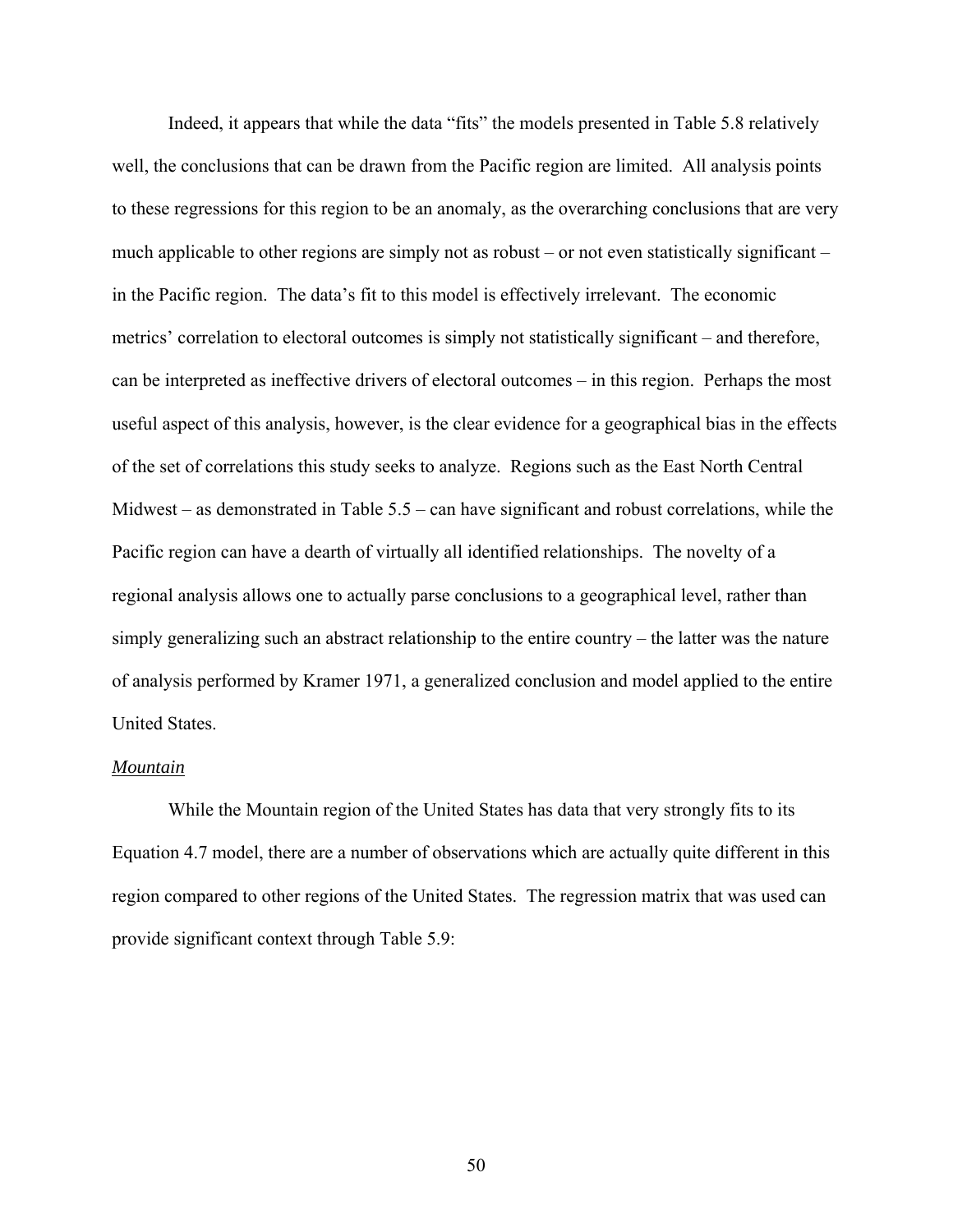Indeed, it appears that while the data "fits" the models presented in Table 5.8 relatively well, the conclusions that can be drawn from the Pacific region are limited. All analysis points to these regressions for this region to be an anomaly, as the overarching conclusions that are very much applicable to other regions are simply not as robust – or not even statistically significant – in the Pacific region. The data's fit to this model is effectively irrelevant. The economic metrics' correlation to electoral outcomes is simply not statistically significant – and therefore, can be interpreted as ineffective drivers of electoral outcomes – in this region. Perhaps the most useful aspect of this analysis, however, is the clear evidence for a geographical bias in the effects of the set of correlations this study seeks to analyze. Regions such as the East North Central Midwest – as demonstrated in Table 5.5 – can have significant and robust correlations, while the Pacific region can have a dearth of virtually all identified relationships. The novelty of a regional analysis allows one to actually parse conclusions to a geographical level, rather than simply generalizing such an abstract relationship to the entire country – the latter was the nature of analysis performed by Kramer 1971, a generalized conclusion and model applied to the entire United States.

*Mountain*

While the Mountain region of the United States has data that very strongly fits to its Equation 4.7 model, there are a number of observations which are actually quite different in this region compared to other regions of the United States. The regression matrix that was used can provide significant context through Table 5.9: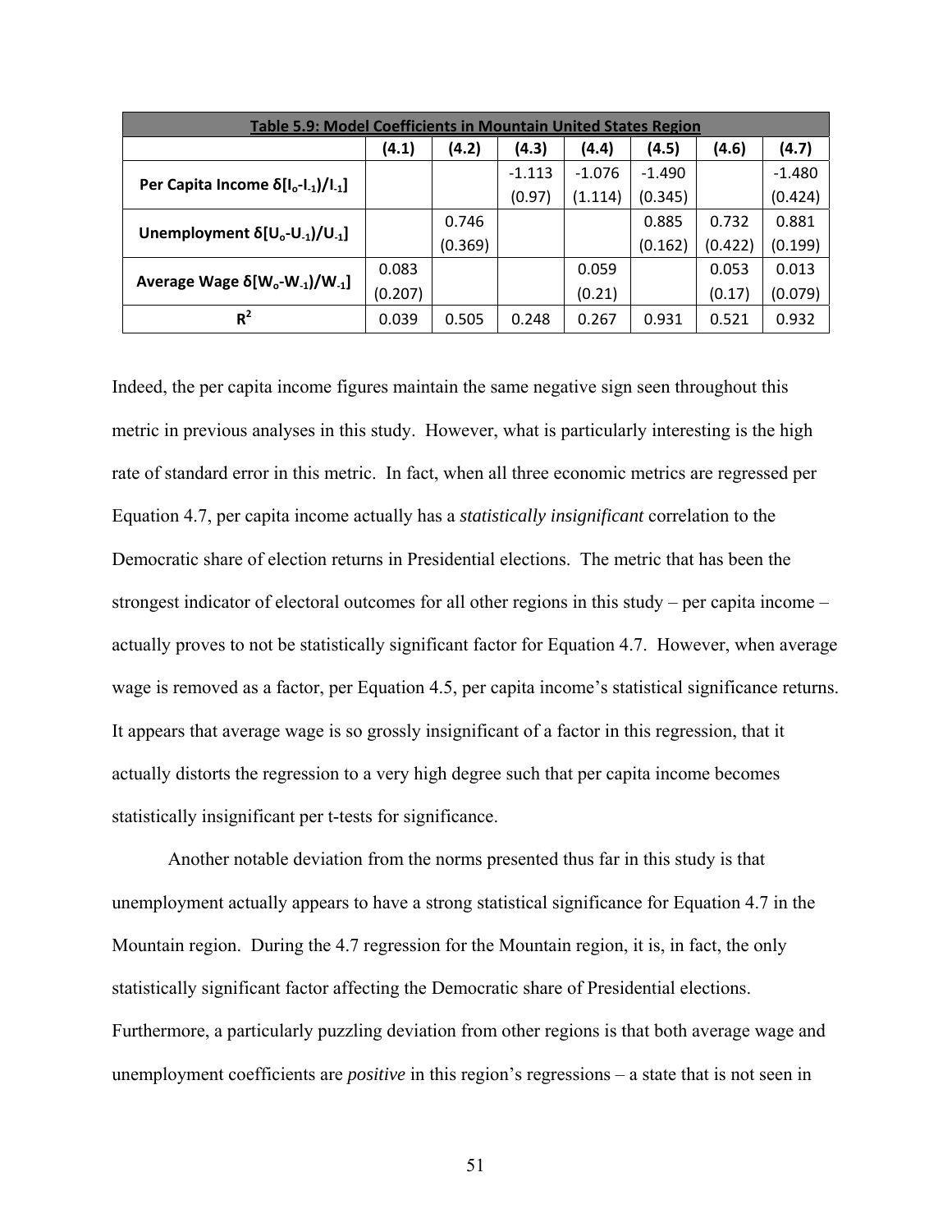| Table 5.9: Model Coefficients in Mountain United States Region | | | | | | | |
|---|---|---|---|---|---|---|---|
| | (4.1) | (4.2) | (4.3) | (4.4) | (4.5) | (4.6) | (4.7) |
| Per Capita Income $\delta[I_o\text{-}I_{-1})/I_{-1}]$ | | | -1.113 (0.97) | -1.076 (1.114) | -1.490 (0.345) | | -1.480 (0.424) |
| Unemployment $\delta[U_o\text{-}U_{-1})/U_{-1}]$ | | 0.746 (0.369) | | | 0.885 (0.162) | 0.732 (0.422) | 0.881 (0.199) |
| Average Wage $\delta[W_o\text{-}W_{-1})/W_{-1}]$ | 0.083 (0.207) | | | 0.059 (0.21) | | 0.053 (0.17) | 0.013 (0.079) |
| $R^2$ | 0.039 | 0.505 | 0.248 | 0.267 | 0.931 | 0.521 | 0.932 |

Indeed, the per capita income figures maintain the same negative sign seen throughout this metric in previous analyses in this study. However, what is particularly interesting is the high rate of standard error in this metric. In fact, when all three economic metrics are regressed per Equation 4.7, per capita income actually has a *statistically insignificant* correlation to the Democratic share of election returns in Presidential elections. The metric that has been the strongest indicator of electoral outcomes for all other regions in this study – per capita income – actually proves to not be statistically significant factor for Equation 4.7. However, when average wage is removed as a factor, per Equation 4.5, per capita income's statistical significance returns. It appears that average wage is so grossly insignificant of a factor in this regression, that it actually distorts the regression to a very high degree such that per capita income becomes statistically insignificant per t-tests for significance.

Another notable deviation from the norms presented thus far in this study is that unemployment actually appears to have a strong statistical significance for Equation 4.7 in the Mountain region. During the 4.7 regression for the Mountain region, it is, in fact, the only statistically significant factor affecting the Democratic share of Presidential elections. Furthermore, a particularly puzzling deviation from other regions is that both average wage and unemployment coefficients are *positive* in this region's regressions – a state that is not seen in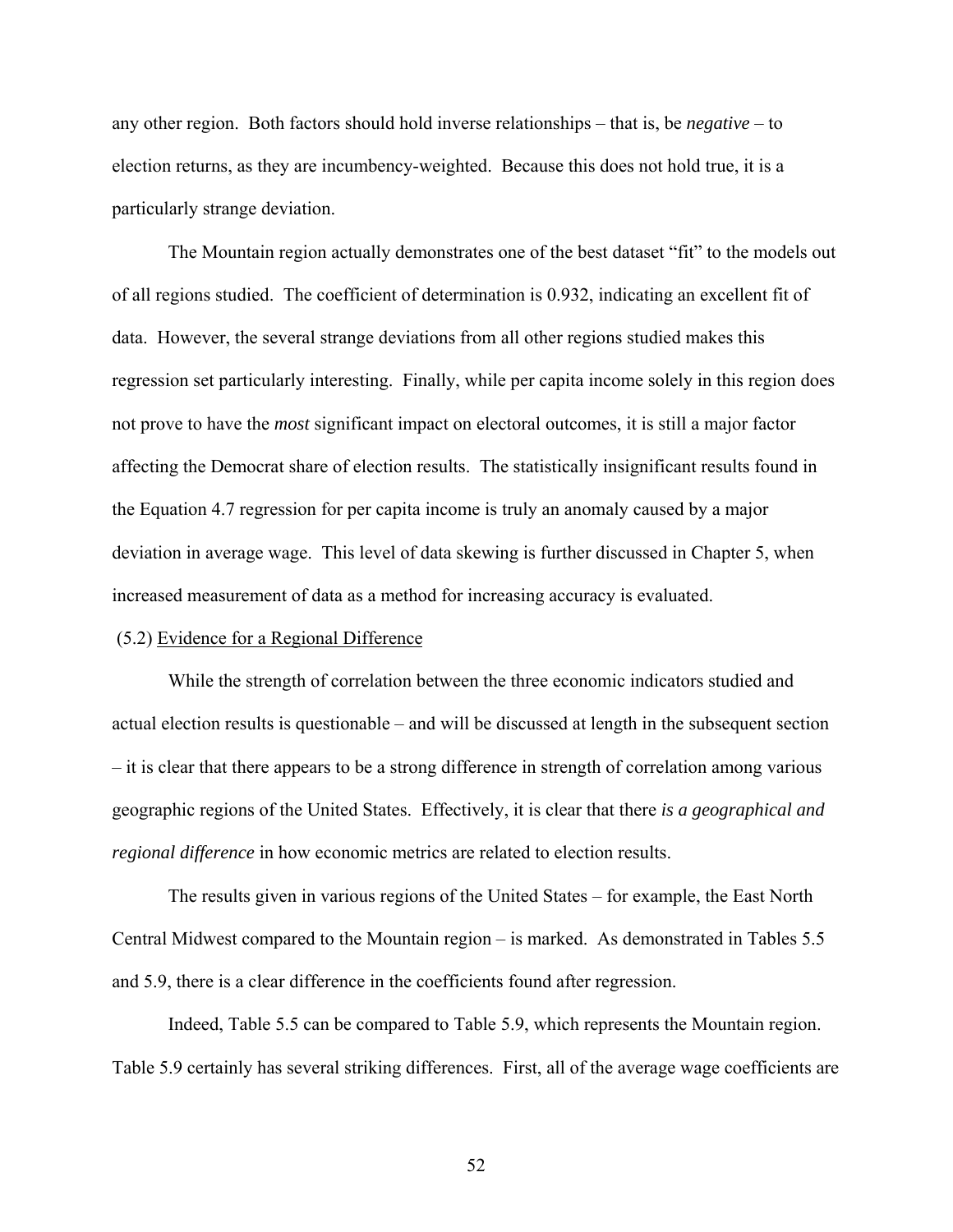any other region. Both factors should hold inverse relationships – that is, be *negative* – to election returns, as they are incumbency-weighted. Because this does not hold true, it is a particularly strange deviation.

The Mountain region actually demonstrates one of the best dataset "fit" to the models out of all regions studied. The coefficient of determination is 0.932, indicating an excellent fit of data. However, the several strange deviations from all other regions studied makes this regression set particularly interesting. Finally, while per capita income solely in this region does not prove to have the *most* significant impact on electoral outcomes, it is still a major factor affecting the Democrat share of election results. The statistically insignificant results found in the Equation 4.7 regression for per capita income is truly an anomaly caused by a major deviation in average wage. This level of data skewing is further discussed in Chapter 5, when increased measurement of data as a method for increasing accuracy is evaluated.

(5.2) <u>Evidence for a Regional Difference</u>

While the strength of correlation between the three economic indicators studied and actual election results is questionable – and will be discussed at length in the subsequent section – it is clear that there appears to be a strong difference in strength of correlation among various geographic regions of the United States. Effectively, it is clear that there *is a geographical and regional difference* in how economic metrics are related to election results.

The results given in various regions of the United States – for example, the East North Central Midwest compared to the Mountain region – is marked. As demonstrated in Tables 5.5 and 5.9, there is a clear difference in the coefficients found after regression.

Indeed, Table 5.5 can be compared to Table 5.9, which represents the Mountain region. Table 5.9 certainly has several striking differences. First, all of the average wage coefficients are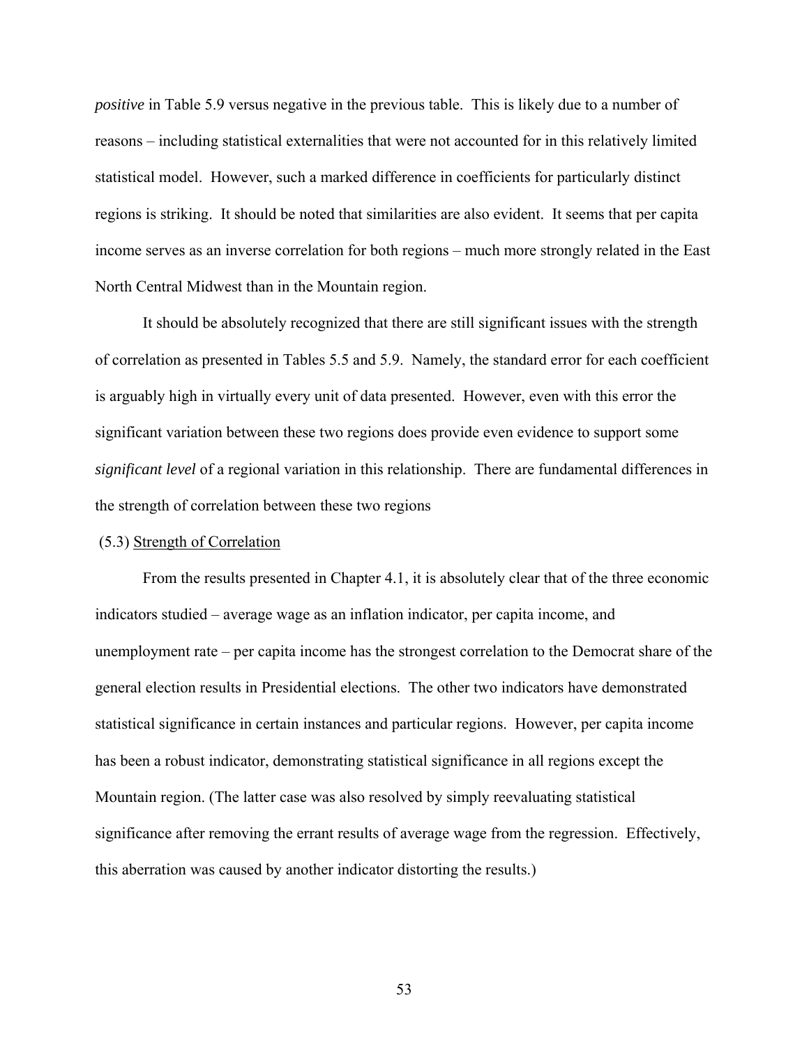*positive* in Table 5.9 versus negative in the previous table. This is likely due to a number of reasons – including statistical externalities that were not accounted for in this relatively limited statistical model. However, such a marked difference in coefficients for particularly distinct regions is striking. It should be noted that similarities are also evident. It seems that per capita income serves as an inverse correlation for both regions – much more strongly related in the East North Central Midwest than in the Mountain region.

It should be absolutely recognized that there are still significant issues with the strength of correlation as presented in Tables 5.5 and 5.9. Namely, the standard error for each coefficient is arguably high in virtually every unit of data presented. However, even with this error the significant variation between these two regions does provide even evidence to support some *significant level* of a regional variation in this relationship. There are fundamental differences in the strength of correlation between these two regions

(5.3) <u>Strength of Correlation</u>

From the results presented in Chapter 4.1, it is absolutely clear that of the three economic indicators studied – average wage as an inflation indicator, per capita income, and unemployment rate – per capita income has the strongest correlation to the Democrat share of the general election results in Presidential elections. The other two indicators have demonstrated statistical significance in certain instances and particular regions. However, per capita income has been a robust indicator, demonstrating statistical significance in all regions except the Mountain region. (The latter case was also resolved by simply reevaluating statistical significance after removing the errant results of average wage from the regression. Effectively, this aberration was caused by another indicator distorting the results.)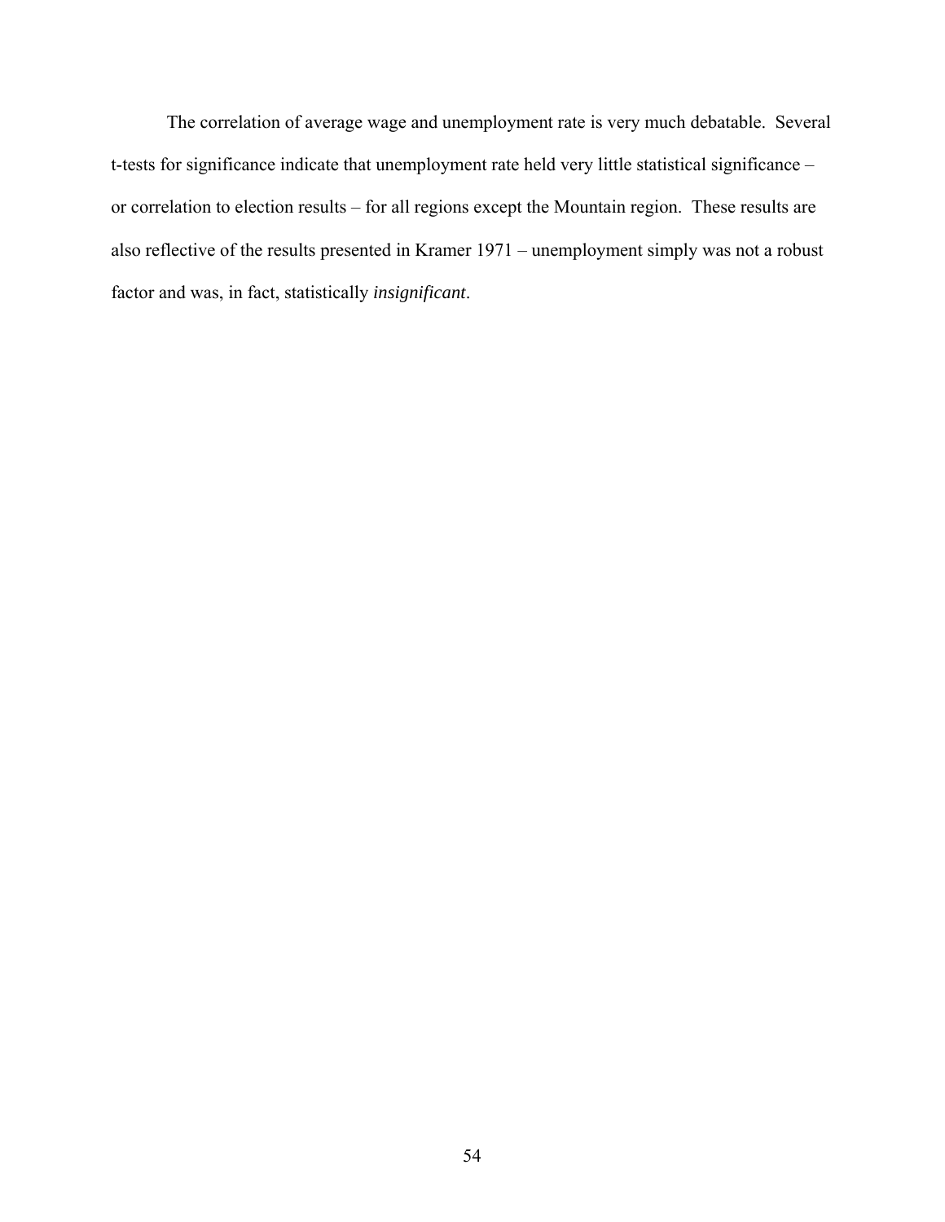The correlation of average wage and unemployment rate is very much debatable. Several t-tests for significance indicate that unemployment rate held very little statistical significance – or correlation to election results – for all regions except the Mountain region. These results are also reflective of the results presented in Kramer 1971 – unemployment simply was not a robust factor and was, in fact, statistically *insignificant*.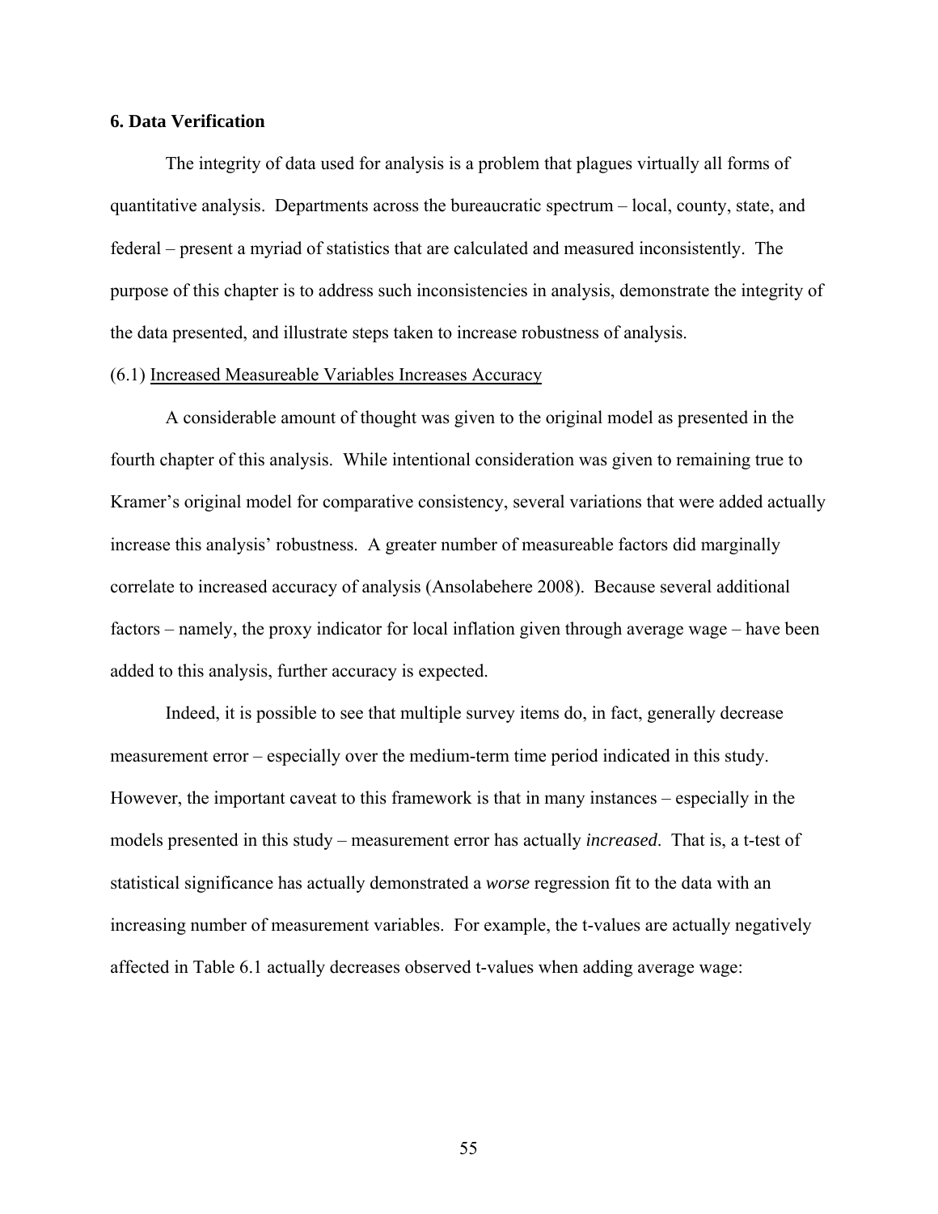## 6. Data Verification

The integrity of data used for analysis is a problem that plagues virtually all forms of quantitative analysis. Departments across the bureaucratic spectrum – local, county, state, and federal – present a myriad of statistics that are calculated and measured inconsistently. The purpose of this chapter is to address such inconsistencies in analysis, demonstrate the integrity of the data presented, and illustrate steps taken to increase robustness of analysis.

### (6.1) Increased Measureable Variables Increases Accuracy

A considerable amount of thought was given to the original model as presented in the fourth chapter of this analysis. While intentional consideration was given to remaining true to Kramer's original model for comparative consistency, several variations that were added actually increase this analysis' robustness. A greater number of measureable factors did marginally correlate to increased accuracy of analysis (Ansolabehere 2008). Because several additional factors – namely, the proxy indicator for local inflation given through average wage – have been added to this analysis, further accuracy is expected.

Indeed, it is possible to see that multiple survey items do, in fact, generally decrease measurement error – especially over the medium-term time period indicated in this study. However, the important caveat to this framework is that in many instances – especially in the models presented in this study – measurement error has actually *increased*. That is, a t-test of statistical significance has actually demonstrated a *worse* regression fit to the data with an increasing number of measurement variables. For example, the t-values are actually negatively affected in Table 6.1 actually decreases observed t-values when adding average wage: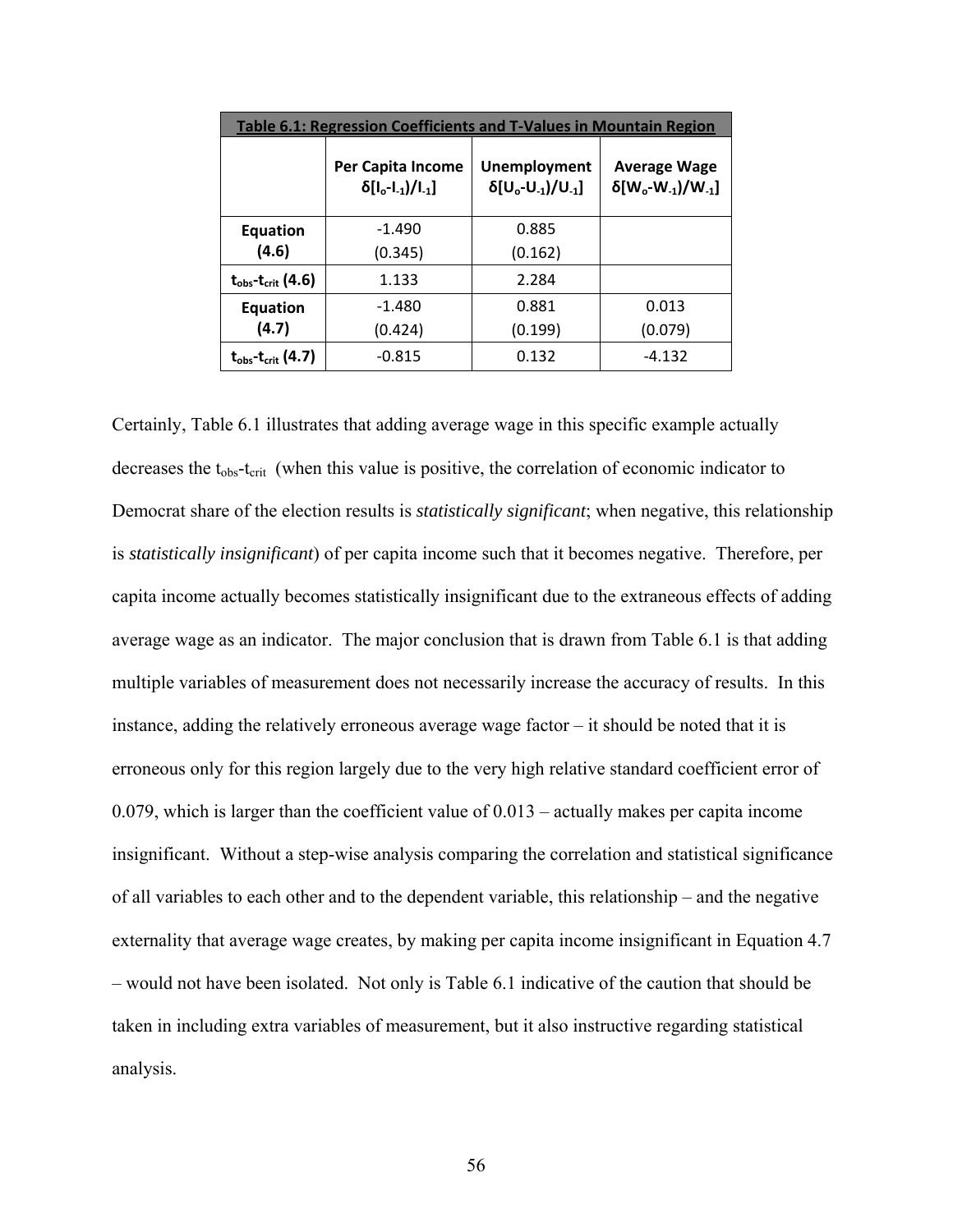| Table 6.1: Regression Coefficients and T-Values in Mountain Region | | | |
|---|---|---|---|
| | Per Capita Income $\delta[I_o-I_{-1})/I_{-1}]$ | Unemployment $\delta[U_o-U_{-1})/U_{-1}]$ | Average Wage $\delta[W_o-W_{-1})/W_{-1}]$ |
| **Equation (4.6)** | -1.490 (0.345) | 0.885 (0.162) | |
| **$t_{obs}$-$t_{crit}$ (4.6)** | 1.133 | 2.284 | |
| **Equation (4.7)** | -1.480 (0.424) | 0.881 (0.199) | 0.013 (0.079) |
| **$t_{obs}$-$t_{crit}$ (4.7)** | -0.815 | 0.132 | -4.132 |

Certainly, Table 6.1 illustrates that adding average wage in this specific example actually decreases the $t_{obs}$-$t_{crit}$ (when this value is positive, the correlation of economic indicator to Democrat share of the election results is *statistically significant*; when negative, this relationship is *statistically insignificant*) of per capita income such that it becomes negative. Therefore, per capita income actually becomes statistically insignificant due to the extraneous effects of adding average wage as an indicator. The major conclusion that is drawn from Table 6.1 is that adding multiple variables of measurement does not necessarily increase the accuracy of results. In this instance, adding the relatively erroneous average wage factor – it should be noted that it is erroneous only for this region largely due to the very high relative standard coefficient error of 0.079, which is larger than the coefficient value of 0.013 – actually makes per capita income insignificant. Without a step-wise analysis comparing the correlation and statistical significance of all variables to each other and to the dependent variable, this relationship – and the negative externality that average wage creates, by making per capita income insignificant in Equation 4.7 – would not have been isolated. Not only is Table 6.1 indicative of the caution that should be taken in including extra variables of measurement, but it also instructive regarding statistical analysis.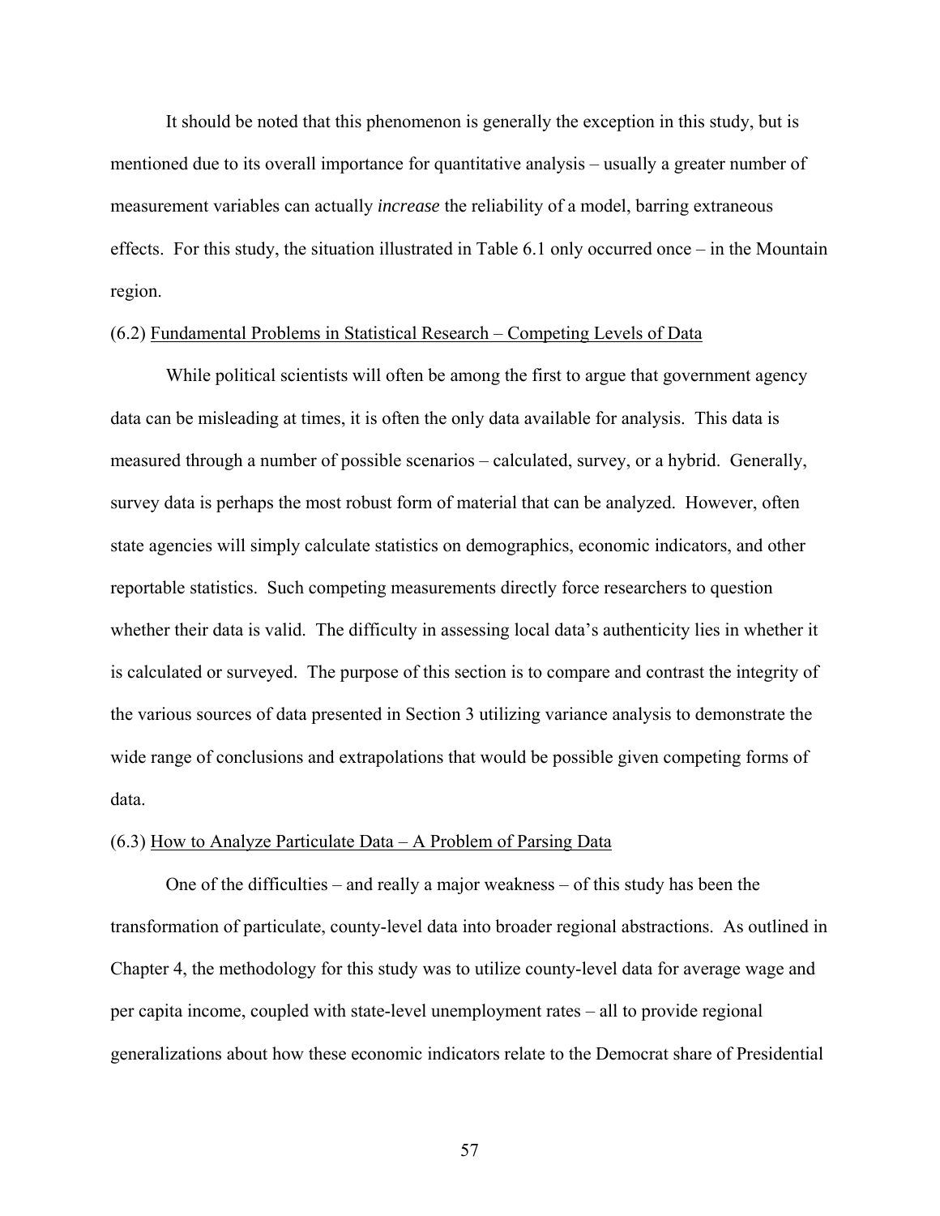It should be noted that this phenomenon is generally the exception in this study, but is mentioned due to its overall importance for quantitative analysis – usually a greater number of measurement variables can actually *increase* the reliability of a model, barring extraneous effects. For this study, the situation illustrated in Table 6.1 only occurred once – in the Mountain region.

### (6.2) Fundamental Problems in Statistical Research – Competing Levels of Data

While political scientists will often be among the first to argue that government agency data can be misleading at times, it is often the only data available for analysis. This data is measured through a number of possible scenarios – calculated, survey, or a hybrid. Generally, survey data is perhaps the most robust form of material that can be analyzed. However, often state agencies will simply calculate statistics on demographics, economic indicators, and other reportable statistics. Such competing measurements directly force researchers to question whether their data is valid. The difficulty in assessing local data's authenticity lies in whether it is calculated or surveyed. The purpose of this section is to compare and contrast the integrity of the various sources of data presented in Section 3 utilizing variance analysis to demonstrate the wide range of conclusions and extrapolations that would be possible given competing forms of data.

### (6.3) How to Analyze Particulate Data – A Problem of Parsing Data

One of the difficulties – and really a major weakness – of this study has been the transformation of particulate, county-level data into broader regional abstractions. As outlined in Chapter 4, the methodology for this study was to utilize county-level data for average wage and per capita income, coupled with state-level unemployment rates – all to provide regional generalizations about how these economic indicators relate to the Democrat share of Presidential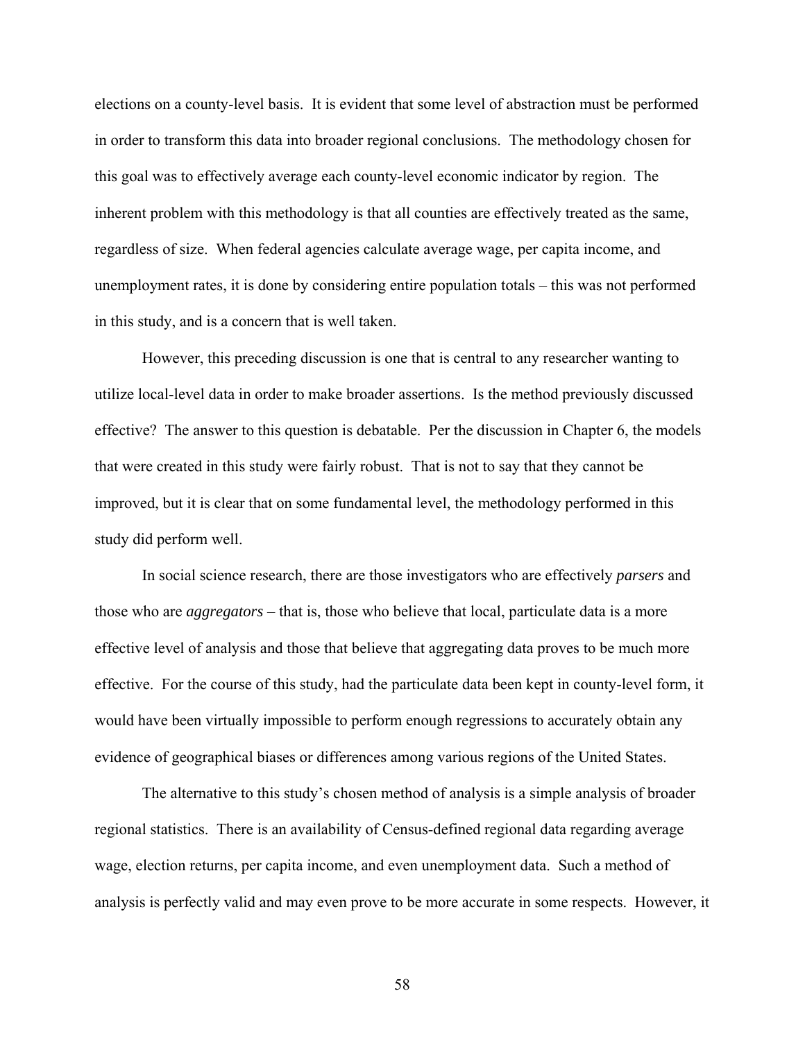elections on a county-level basis. It is evident that some level of abstraction must be performed in order to transform this data into broader regional conclusions. The methodology chosen for this goal was to effectively average each county-level economic indicator by region. The inherent problem with this methodology is that all counties are effectively treated as the same, regardless of size. When federal agencies calculate average wage, per capita income, and unemployment rates, it is done by considering entire population totals – this was not performed in this study, and is a concern that is well taken.

However, this preceding discussion is one that is central to any researcher wanting to utilize local-level data in order to make broader assertions. Is the method previously discussed effective? The answer to this question is debatable. Per the discussion in Chapter 6, the models that were created in this study were fairly robust. That is not to say that they cannot be improved, but it is clear that on some fundamental level, the methodology performed in this study did perform well.

In social science research, there are those investigators who are effectively *parsers* and those who are *aggregators* – that is, those who believe that local, particulate data is a more effective level of analysis and those that believe that aggregating data proves to be much more effective. For the course of this study, had the particulate data been kept in county-level form, it would have been virtually impossible to perform enough regressions to accurately obtain any evidence of geographical biases or differences among various regions of the United States.

The alternative to this study's chosen method of analysis is a simple analysis of broader regional statistics. There is an availability of Census-defined regional data regarding average wage, election returns, per capita income, and even unemployment data. Such a method of analysis is perfectly valid and may even prove to be more accurate in some respects. However, it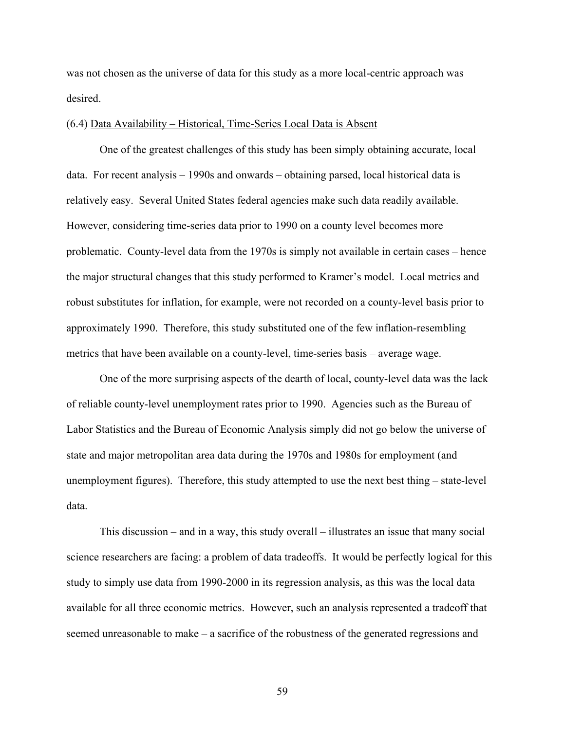was not chosen as the universe of data for this study as a more local-centric approach was desired.

(6.4) Data Availability – Historical, Time-Series Local Data is Absent

One of the greatest challenges of this study has been simply obtaining accurate, local data. For recent analysis – 1990s and onwards – obtaining parsed, local historical data is relatively easy. Several United States federal agencies make such data readily available. However, considering time-series data prior to 1990 on a county level becomes more problematic. County-level data from the 1970s is simply not available in certain cases – hence the major structural changes that this study performed to Kramer's model. Local metrics and robust substitutes for inflation, for example, were not recorded on a county-level basis prior to approximately 1990. Therefore, this study substituted one of the few inflation-resembling metrics that have been available on a county-level, time-series basis – average wage.

One of the more surprising aspects of the dearth of local, county-level data was the lack of reliable county-level unemployment rates prior to 1990. Agencies such as the Bureau of Labor Statistics and the Bureau of Economic Analysis simply did not go below the universe of state and major metropolitan area data during the 1970s and 1980s for employment (and unemployment figures). Therefore, this study attempted to use the next best thing – state-level data.

This discussion – and in a way, this study overall – illustrates an issue that many social science researchers are facing: a problem of data tradeoffs. It would be perfectly logical for this study to simply use data from 1990-2000 in its regression analysis, as this was the local data available for all three economic metrics. However, such an analysis represented a tradeoff that seemed unreasonable to make – a sacrifice of the robustness of the generated regressions and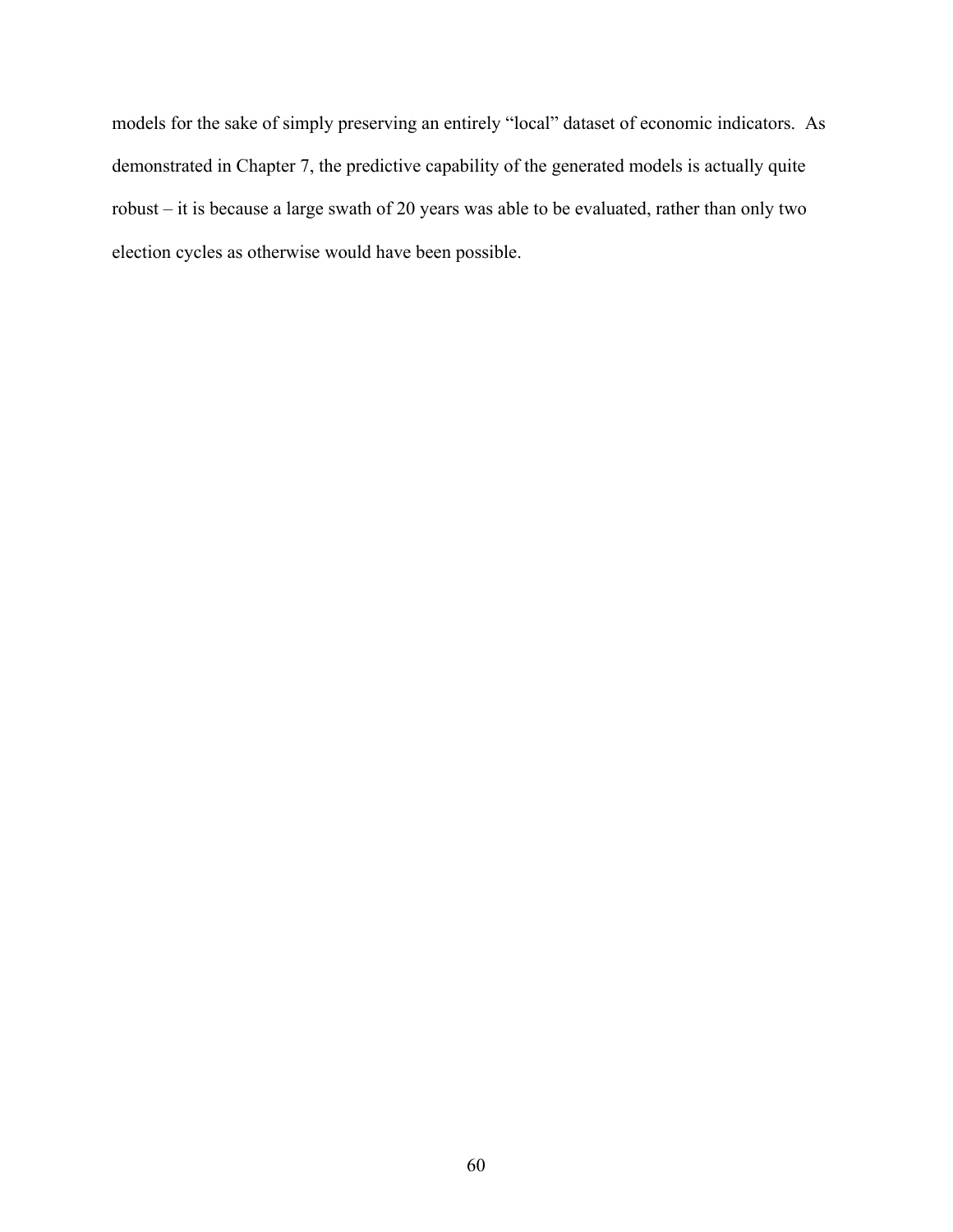models for the sake of simply preserving an entirely "local" dataset of economic indicators. As demonstrated in Chapter 7, the predictive capability of the generated models is actually quite robust – it is because a large swath of 20 years was able to be evaluated, rather than only two election cycles as otherwise would have been possible.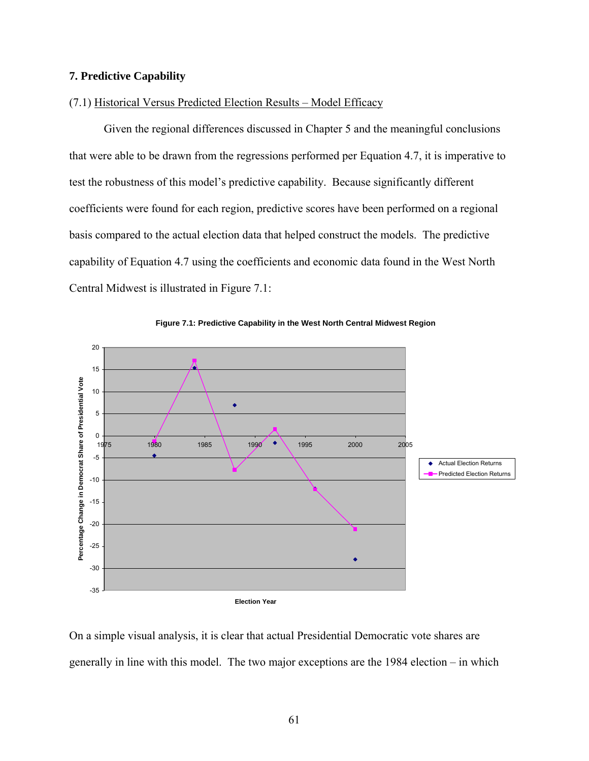## 7. Predictive Capability

### (7.1) Historical Versus Predicted Election Results – Model Efficacy

Given the regional differences discussed in Chapter 5 and the meaningful conclusions that were able to be drawn from the regressions performed per Equation 4.7, it is imperative to test the robustness of this model's predictive capability. Because significantly different coefficients were found for each region, predictive scores have been performed on a regional basis compared to the actual election data that helped construct the models. The predictive capability of Equation 4.7 using the coefficients and economic data found in the West North Central Midwest is illustrated in Figure 7.1:

**Figure 7.1: Predictive Capability in the West North Central Midwest Region**

On a simple visual analysis, it is clear that actual Presidential Democratic vote shares are generally in line with this model. The two major exceptions are the 1984 election – in which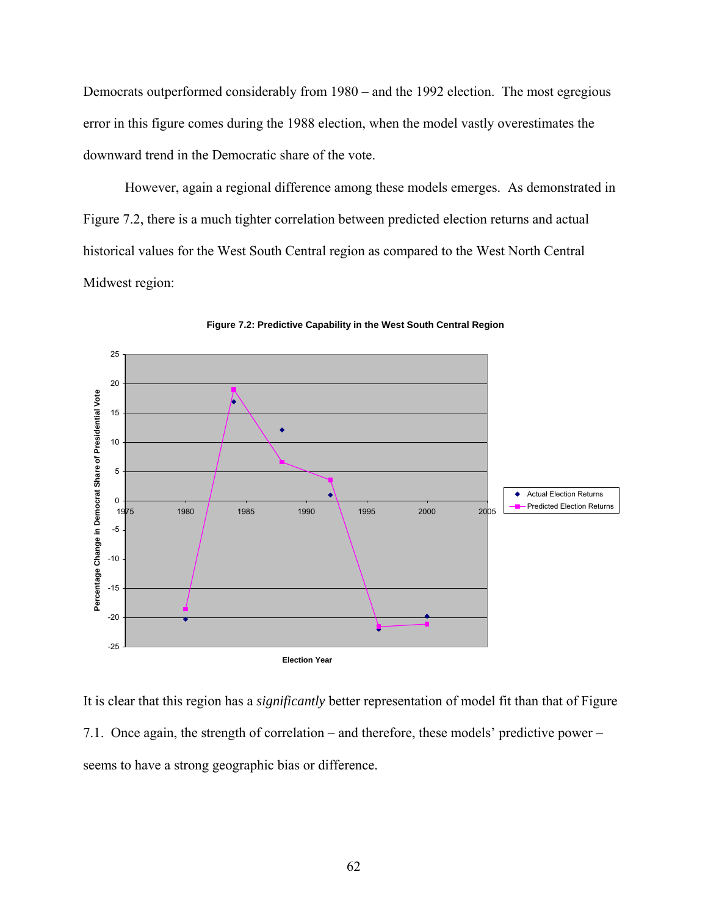Democrats outperformed considerably from 1980 – and the 1992 election. The most egregious error in this figure comes during the 1988 election, when the model vastly overestimates the downward trend in the Democratic share of the vote.

However, again a regional difference among these models emerges. As demonstrated in Figure 7.2, there is a much tighter correlation between predicted election returns and actual historical values for the West South Central region as compared to the West North Central Midwest region:

**Figure 7.2: Predictive Capability in the West South Central Region**

It is clear that this region has a *significantly* better representation of model fit than that of Figure 7.1. Once again, the strength of correlation – and therefore, these models' predictive power – seems to have a strong geographic bias or difference.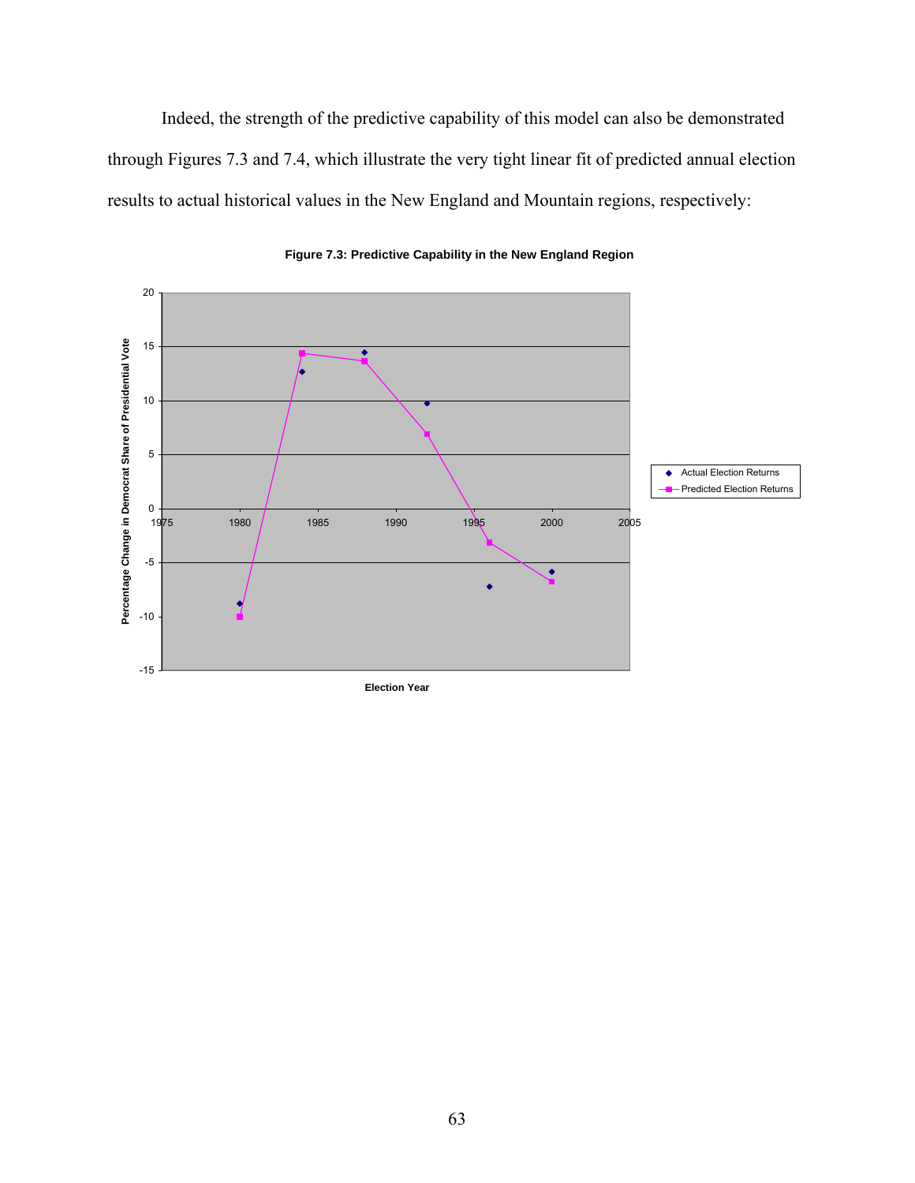Indeed, the strength of the predictive capability of this model can also be demonstrated through Figures 7.3 and 7.4, which illustrate the very tight linear fit of predicted annual election results to actual historical values in the New England and Mountain regions, respectively:

**Figure 7.3: Predictive Capability in the New England Region**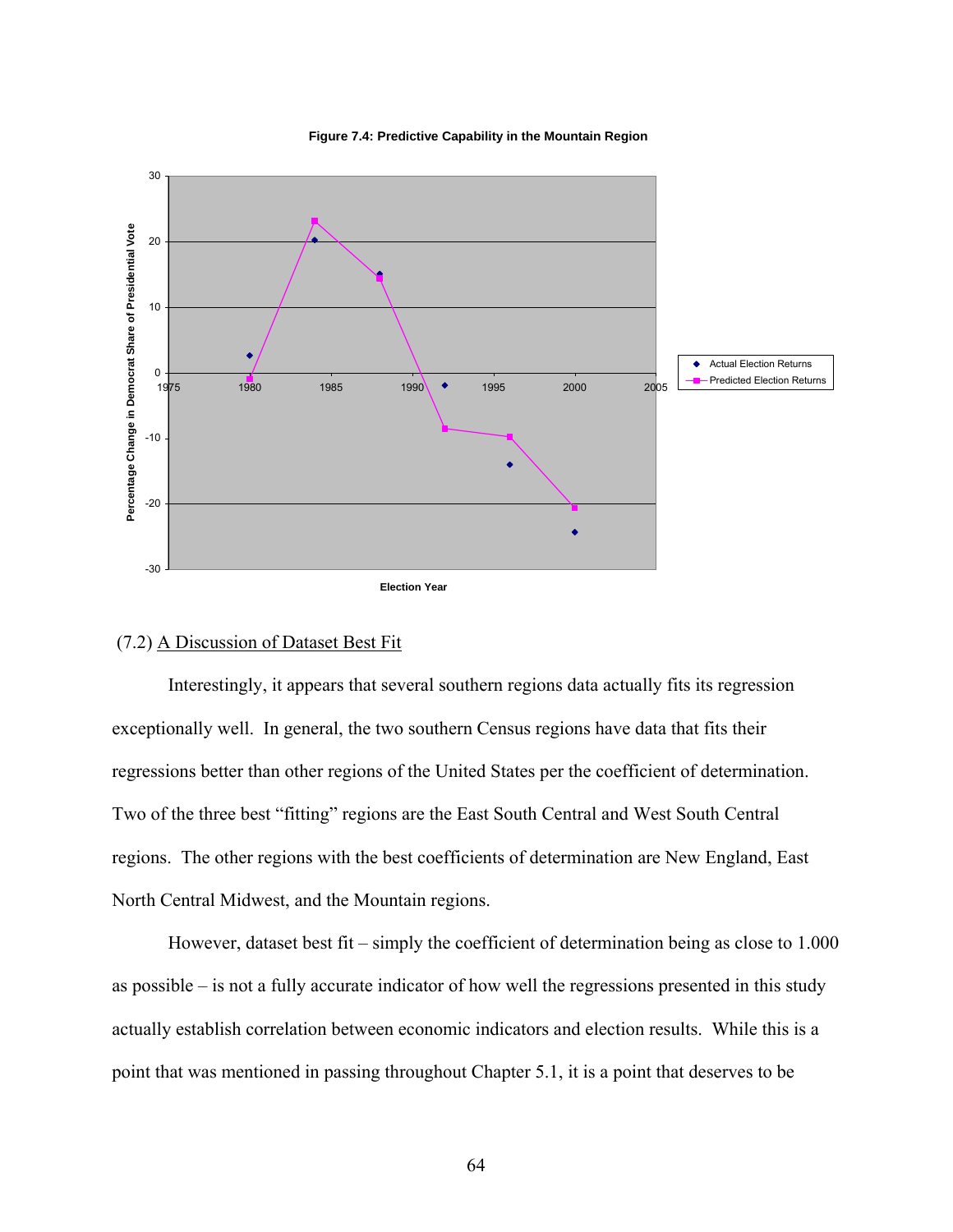**Figure 7.4: Predictive Capability in the Mountain Region**

(7.2) <u>A Discussion of Dataset Best Fit</u>

Interestingly, it appears that several southern regions data actually fits its regression exceptionally well. In general, the two southern Census regions have data that fits their regressions better than other regions of the United States per the coefficient of determination. Two of the three best "fitting" regions are the East South Central and West South Central regions. The other regions with the best coefficients of determination are New England, East North Central Midwest, and the Mountain regions.

However, dataset best fit – simply the coefficient of determination being as close to 1.000 as possible – is not a fully accurate indicator of how well the regressions presented in this study actually establish correlation between economic indicators and election results. While this is a point that was mentioned in passing throughout Chapter 5.1, it is a point that deserves to be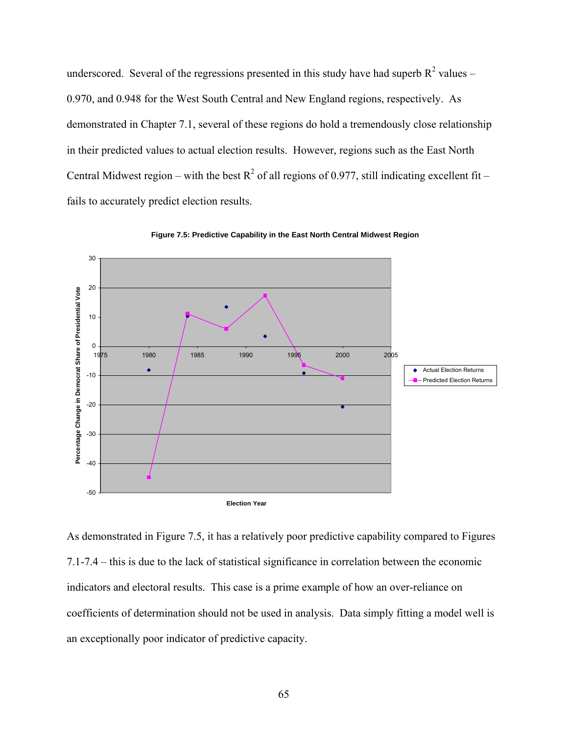underscored. Several of the regressions presented in this study have had superb $R^2$ values – 0.970, and 0.948 for the West South Central and New England regions, respectively. As demonstrated in Chapter 7.1, several of these regions do hold a tremendously close relationship in their predicted values to actual election results. However, regions such as the East North Central Midwest region – with the best $R^2$ of all regions of 0.977, still indicating excellent fit – fails to accurately predict election results.

**Figure 7.5: Predictive Capability in the East North Central Midwest Region**

As demonstrated in Figure 7.5, it has a relatively poor predictive capability compared to Figures 7.1-7.4 – this is due to the lack of statistical significance in correlation between the economic indicators and electoral results. This case is a prime example of how an over-reliance on coefficients of determination should not be used in analysis. Data simply fitting a model well is an exceptionally poor indicator of predictive capacity.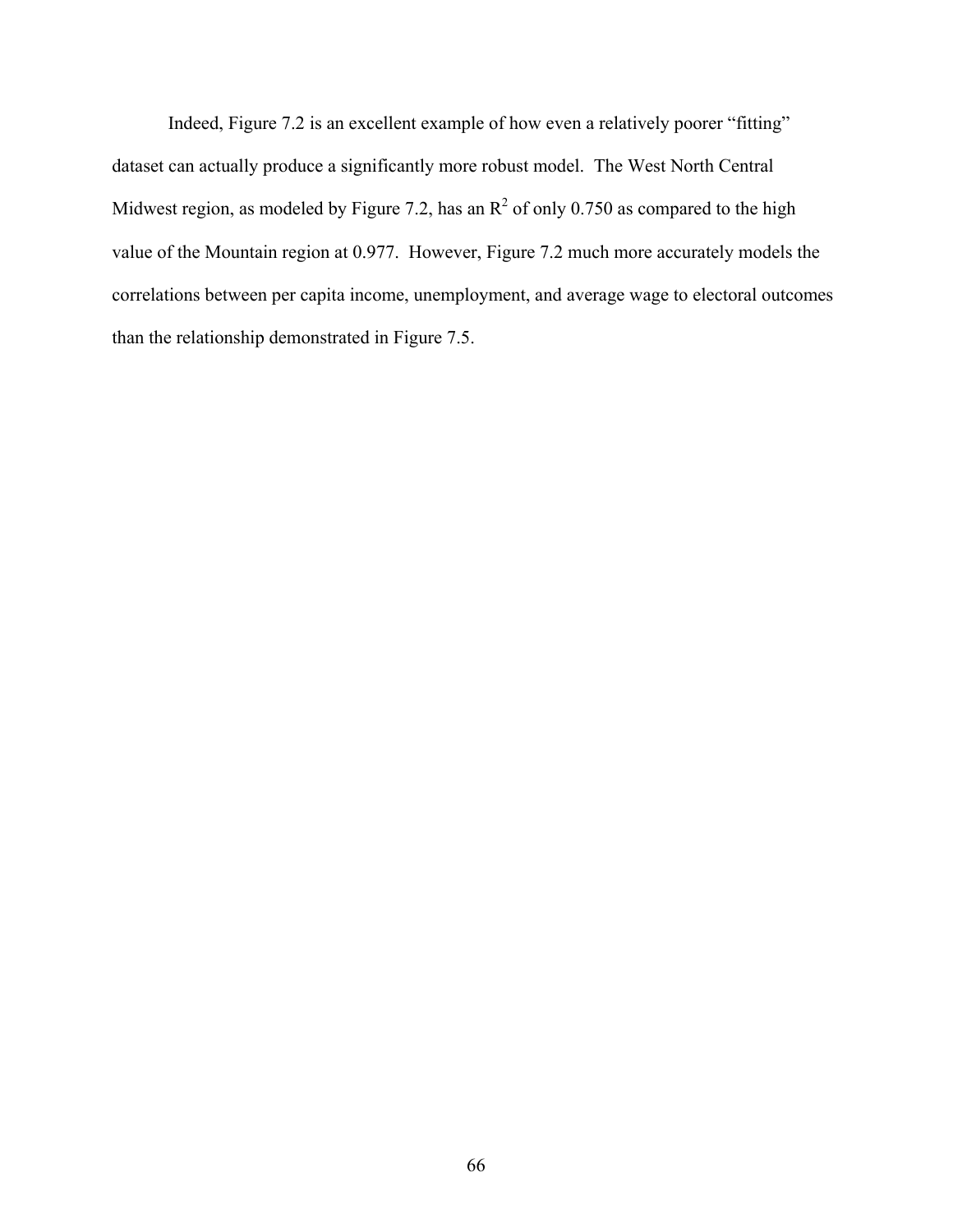Indeed, Figure 7.2 is an excellent example of how even a relatively poorer "fitting" dataset can actually produce a significantly more robust model. The West North Central Midwest region, as modeled by Figure 7.2, has an $R^2$ of only 0.750 as compared to the high value of the Mountain region at 0.977. However, Figure 7.2 much more accurately models the correlations between per capita income, unemployment, and average wage to electoral outcomes than the relationship demonstrated in Figure 7.5.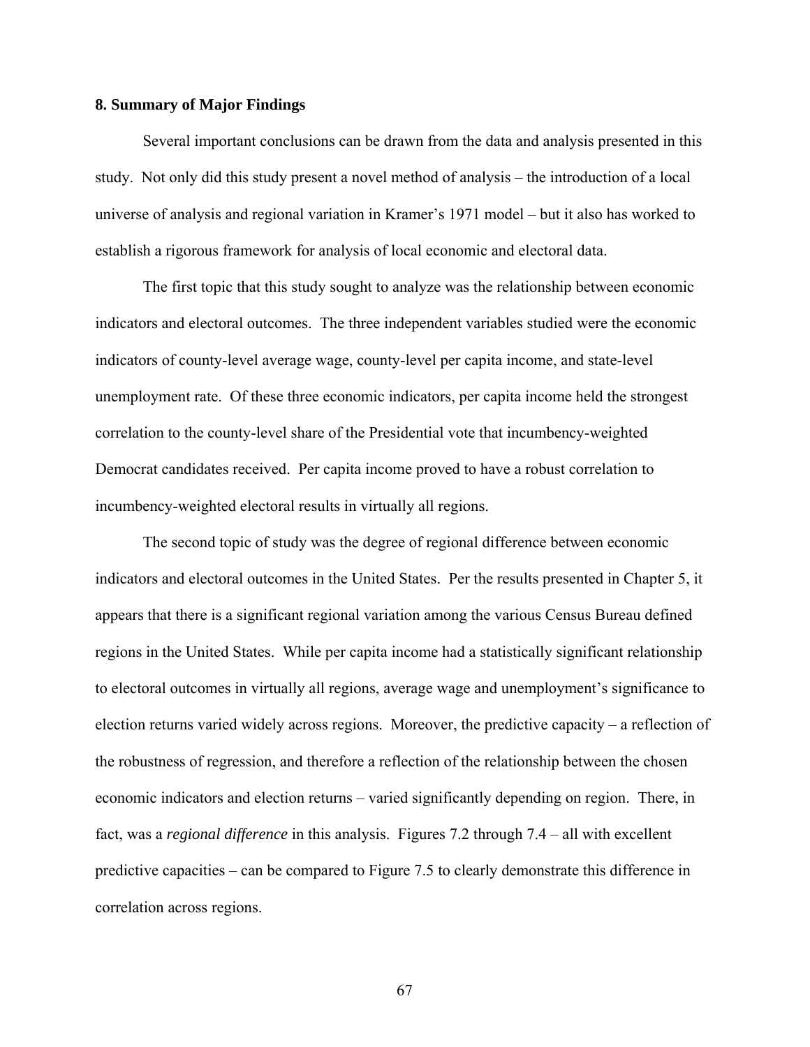## 8. Summary of Major Findings

Several important conclusions can be drawn from the data and analysis presented in this study. Not only did this study present a novel method of analysis – the introduction of a local universe of analysis and regional variation in Kramer's 1971 model – but it also has worked to establish a rigorous framework for analysis of local economic and electoral data.

The first topic that this study sought to analyze was the relationship between economic indicators and electoral outcomes. The three independent variables studied were the economic indicators of county-level average wage, county-level per capita income, and state-level unemployment rate. Of these three economic indicators, per capita income held the strongest correlation to the county-level share of the Presidential vote that incumbency-weighted Democrat candidates received. Per capita income proved to have a robust correlation to incumbency-weighted electoral results in virtually all regions.

The second topic of study was the degree of regional difference between economic indicators and electoral outcomes in the United States. Per the results presented in Chapter 5, it appears that there is a significant regional variation among the various Census Bureau defined regions in the United States. While per capita income had a statistically significant relationship to electoral outcomes in virtually all regions, average wage and unemployment's significance to election returns varied widely across regions. Moreover, the predictive capacity – a reflection of the robustness of regression, and therefore a reflection of the relationship between the chosen economic indicators and election returns – varied significantly depending on region. There, in fact, was a *regional difference* in this analysis. Figures 7.2 through 7.4 – all with excellent predictive capacities – can be compared to Figure 7.5 to clearly demonstrate this difference in correlation across regions.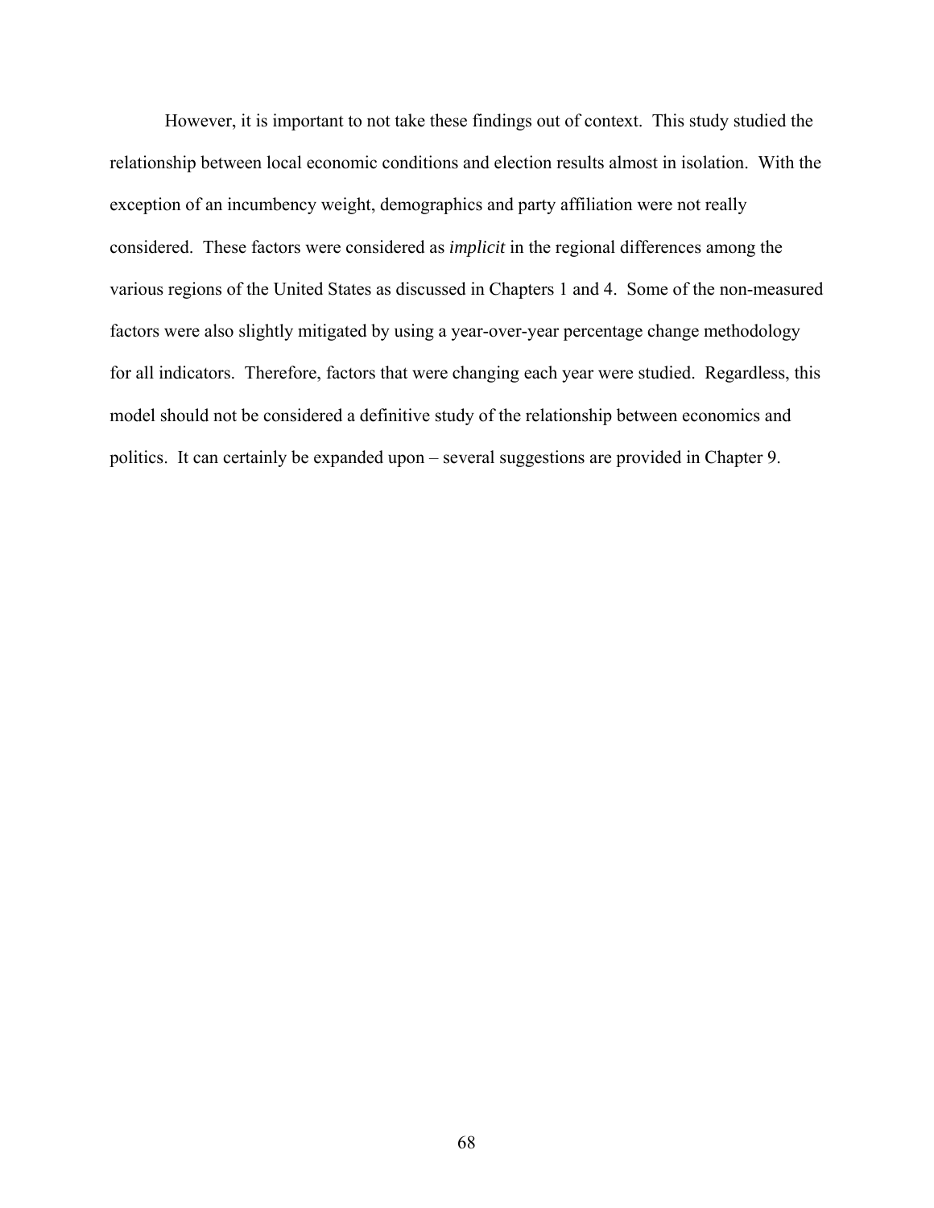However, it is important to not take these findings out of context. This study studied the relationship between local economic conditions and election results almost in isolation. With the exception of an incumbency weight, demographics and party affiliation were not really considered. These factors were considered as *implicit* in the regional differences among the various regions of the United States as discussed in Chapters 1 and 4. Some of the non-measured factors were also slightly mitigated by using a year-over-year percentage change methodology for all indicators. Therefore, factors that were changing each year were studied. Regardless, this model should not be considered a definitive study of the relationship between economics and politics. It can certainly be expanded upon – several suggestions are provided in Chapter 9.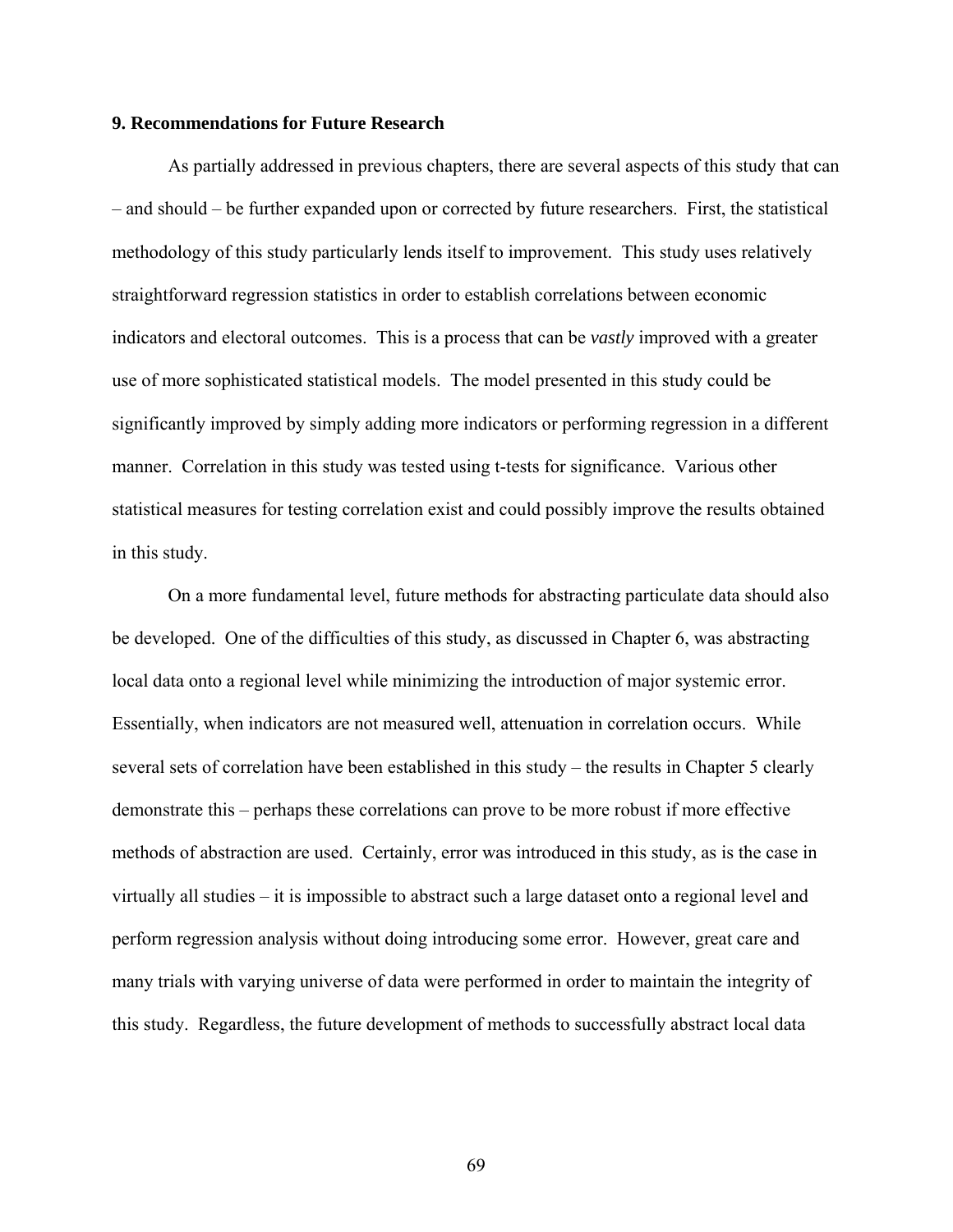## 9. Recommendations for Future Research

As partially addressed in previous chapters, there are several aspects of this study that can – and should – be further expanded upon or corrected by future researchers. First, the statistical methodology of this study particularly lends itself to improvement. This study uses relatively straightforward regression statistics in order to establish correlations between economic indicators and electoral outcomes. This is a process that can be *vastly* improved with a greater use of more sophisticated statistical models. The model presented in this study could be significantly improved by simply adding more indicators or performing regression in a different manner. Correlation in this study was tested using t-tests for significance. Various other statistical measures for testing correlation exist and could possibly improve the results obtained in this study.

On a more fundamental level, future methods for abstracting particulate data should also be developed. One of the difficulties of this study, as discussed in Chapter 6, was abstracting local data onto a regional level while minimizing the introduction of major systemic error. Essentially, when indicators are not measured well, attenuation in correlation occurs. While several sets of correlation have been established in this study – the results in Chapter 5 clearly demonstrate this – perhaps these correlations can prove to be more robust if more effective methods of abstraction are used. Certainly, error was introduced in this study, as is the case in virtually all studies – it is impossible to abstract such a large dataset onto a regional level and perform regression analysis without doing introducing some error. However, great care and many trials with varying universe of data were performed in order to maintain the integrity of this study. Regardless, the future development of methods to successfully abstract local data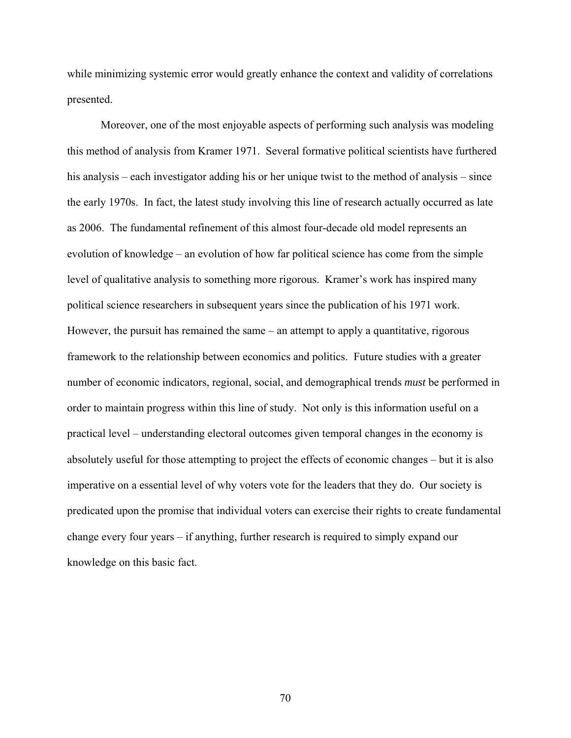while minimizing systemic error would greatly enhance the context and validity of correlations presented.

Moreover, one of the most enjoyable aspects of performing such analysis was modeling this method of analysis from Kramer 1971. Several formative political scientists have furthered his analysis – each investigator adding his or her unique twist to the method of analysis – since the early 1970s. In fact, the latest study involving this line of research actually occurred as late as 2006. The fundamental refinement of this almost four-decade old model represents an evolution of knowledge – an evolution of how far political science has come from the simple level of qualitative analysis to something more rigorous. Kramer's work has inspired many political science researchers in subsequent years since the publication of his 1971 work. However, the pursuit has remained the same – an attempt to apply a quantitative, rigorous framework to the relationship between economics and politics. Future studies with a greater number of economic indicators, regional, social, and demographical trends *must* be performed in order to maintain progress within this line of study. Not only is this information useful on a practical level – understanding electoral outcomes given temporal changes in the economy is absolutely useful for those attempting to project the effects of economic changes – but it is also imperative on a essential level of why voters vote for the leaders that they do. Our society is predicated upon the promise that individual voters can exercise their rights to create fundamental change every four years – if anything, further research is required to simply expand our knowledge on this basic fact.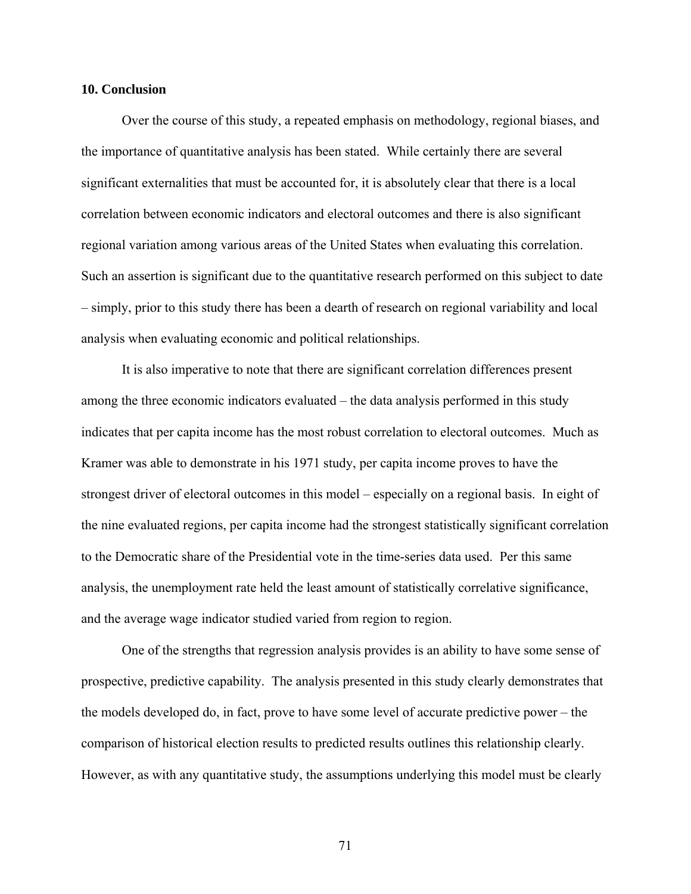## 10. Conclusion

Over the course of this study, a repeated emphasis on methodology, regional biases, and the importance of quantitative analysis has been stated. While certainly there are several significant externalities that must be accounted for, it is absolutely clear that there is a local correlation between economic indicators and electoral outcomes and there is also significant regional variation among various areas of the United States when evaluating this correlation. Such an assertion is significant due to the quantitative research performed on this subject to date – simply, prior to this study there has been a dearth of research on regional variability and local analysis when evaluating economic and political relationships.

It is also imperative to note that there are significant correlation differences present among the three economic indicators evaluated – the data analysis performed in this study indicates that per capita income has the most robust correlation to electoral outcomes. Much as Kramer was able to demonstrate in his 1971 study, per capita income proves to have the strongest driver of electoral outcomes in this model – especially on a regional basis. In eight of the nine evaluated regions, per capita income had the strongest statistically significant correlation to the Democratic share of the Presidential vote in the time-series data used. Per this same analysis, the unemployment rate held the least amount of statistically correlative significance, and the average wage indicator studied varied from region to region.

One of the strengths that regression analysis provides is an ability to have some sense of prospective, predictive capability. The analysis presented in this study clearly demonstrates that the models developed do, in fact, prove to have some level of accurate predictive power – the comparison of historical election results to predicted results outlines this relationship clearly. However, as with any quantitative study, the assumptions underlying this model must be clearly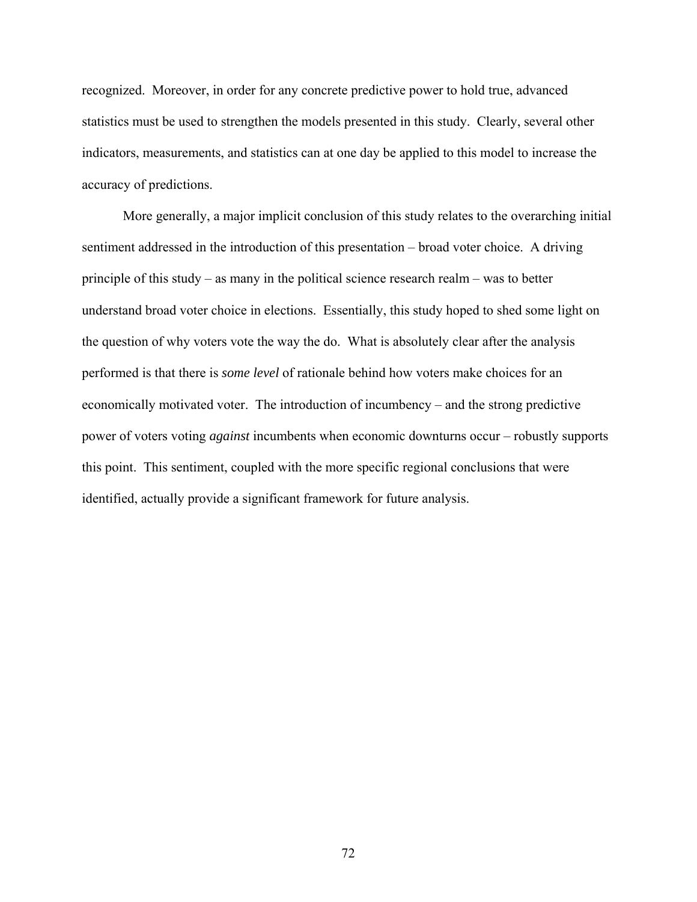recognized. Moreover, in order for any concrete predictive power to hold true, advanced statistics must be used to strengthen the models presented in this study. Clearly, several other indicators, measurements, and statistics can at one day be applied to this model to increase the accuracy of predictions.

More generally, a major implicit conclusion of this study relates to the overarching initial sentiment addressed in the introduction of this presentation – broad voter choice. A driving principle of this study – as many in the political science research realm – was to better understand broad voter choice in elections. Essentially, this study hoped to shed some light on the question of why voters vote the way the do. What is absolutely clear after the analysis performed is that there is *some level* of rationale behind how voters make choices for an economically motivated voter. The introduction of incumbency – and the strong predictive power of voters voting *against* incumbents when economic downturns occur – robustly supports this point. This sentiment, coupled with the more specific regional conclusions that were identified, actually provide a significant framework for future analysis.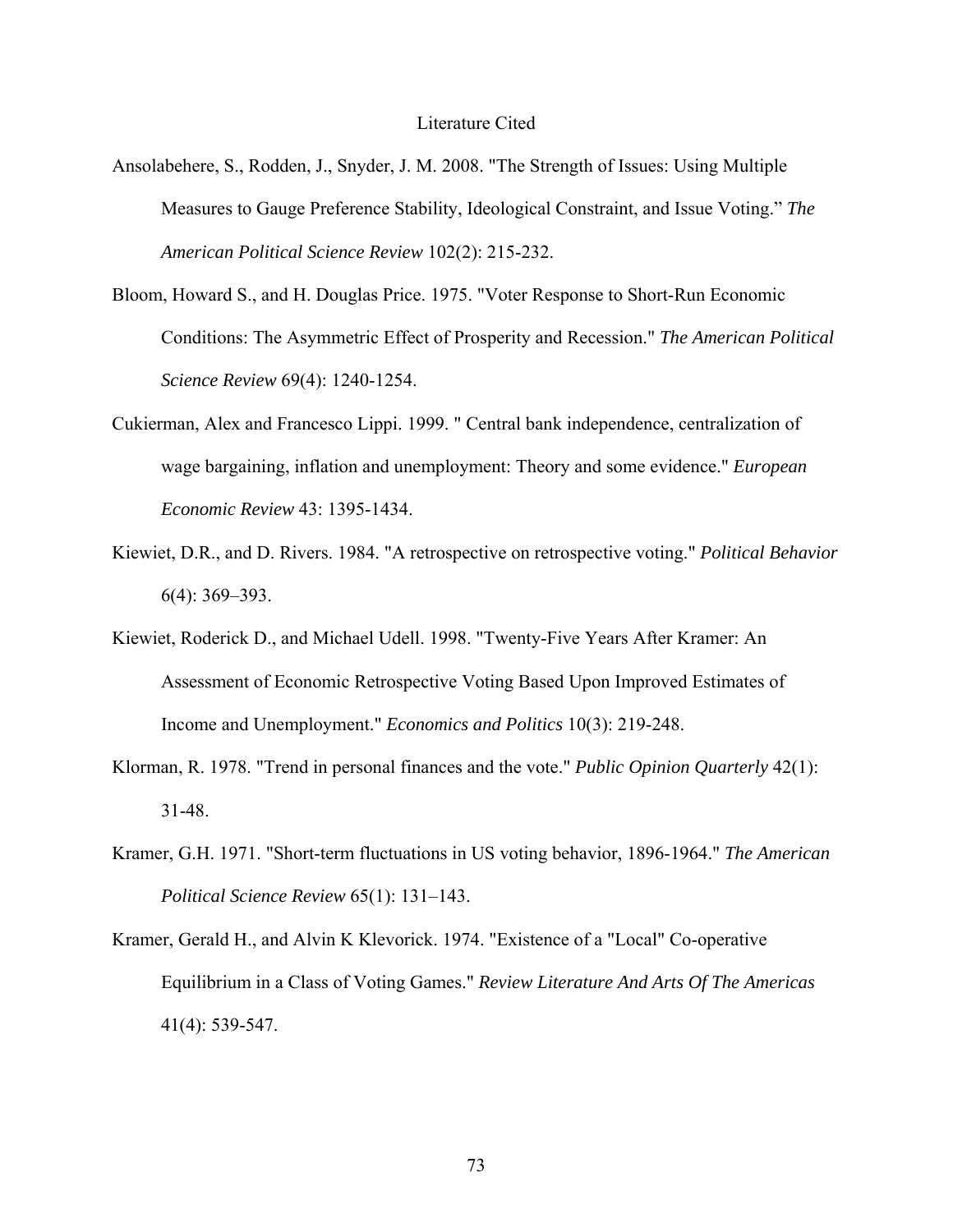# Literature Cited

Ansolabehere, S., Rodden, J., Snyder, J. M. 2008. "The Strength of Issues: Using Multiple Measures to Gauge Preference Stability, Ideological Constraint, and Issue Voting." *The American Political Science Review* 102(2): 215-232.

Bloom, Howard S., and H. Douglas Price. 1975. "Voter Response to Short-Run Economic Conditions: The Asymmetric Effect of Prosperity and Recession." *The American Political Science Review* 69(4): 1240-1254.

Cukierman, Alex and Francesco Lippi. 1999. " Central bank independence, centralization of wage bargaining, inflation and unemployment: Theory and some evidence." *European Economic Review* 43: 1395-1434.

Kiewiet, D.R., and D. Rivers. 1984. "A retrospective on retrospective voting." *Political Behavior* 6(4): 369–393.

Kiewiet, Roderick D., and Michael Udell. 1998. "Twenty-Five Years After Kramer: An Assessment of Economic Retrospective Voting Based Upon Improved Estimates of Income and Unemployment." *Economics and Politics* 10(3): 219-248.

Klorman, R. 1978. "Trend in personal finances and the vote." *Public Opinion Quarterly* 42(1): 31-48.

Kramer, G.H. 1971. "Short-term fluctuations in US voting behavior, 1896-1964." *The American Political Science Review* 65(1): 131–143.

Kramer, Gerald H., and Alvin K Klevorick. 1974. "Existence of a "Local" Co-operative Equilibrium in a Class of Voting Games." *Review Literature And Arts Of The Americas* 41(4): 539-547.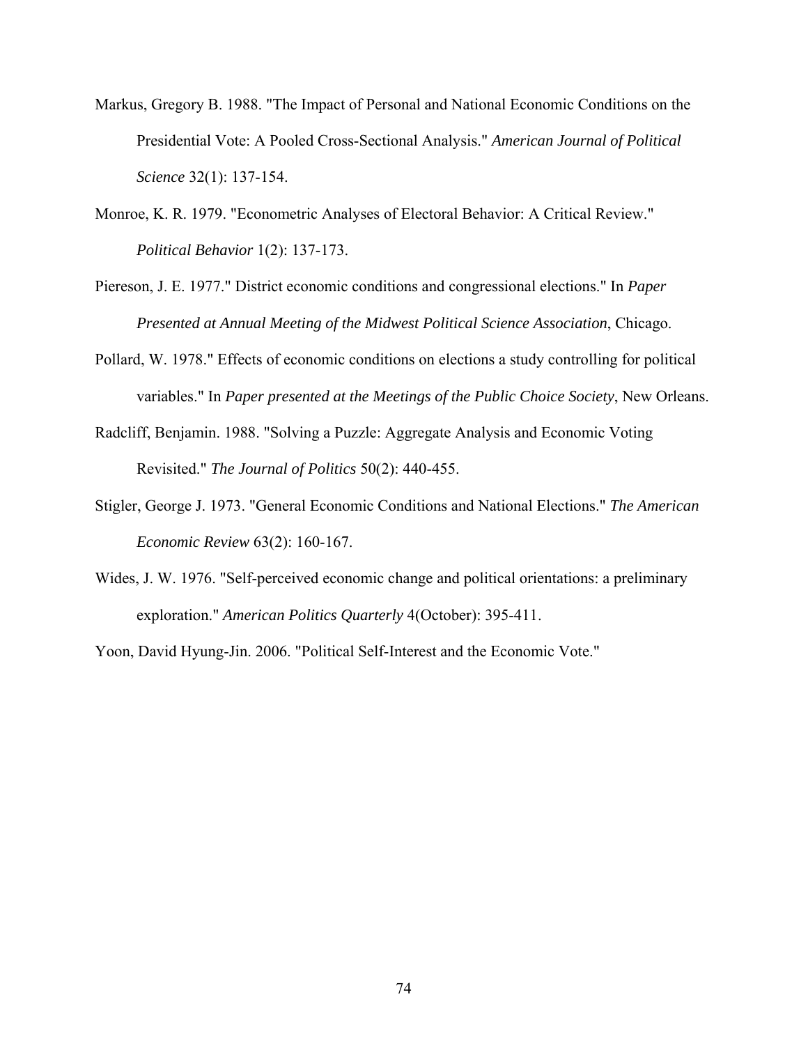Markus, Gregory B. 1988. "The Impact of Personal and National Economic Conditions on the Presidential Vote: A Pooled Cross-Sectional Analysis." *American Journal of Political Science* 32(1): 137-154.

Monroe, K. R. 1979. "Econometric Analyses of Electoral Behavior: A Critical Review." *Political Behavior* 1(2): 137-173.

Piereson, J. E. 1977." District economic conditions and congressional elections." In *Paper Presented at Annual Meeting of the Midwest Political Science Association*, Chicago.

Pollard, W. 1978." Effects of economic conditions on elections a study controlling for political variables." In *Paper presented at the Meetings of the Public Choice Society*, New Orleans.

Radcliff, Benjamin. 1988. "Solving a Puzzle: Aggregate Analysis and Economic Voting Revisited." *The Journal of Politics* 50(2): 440-455.

Stigler, George J. 1973. "General Economic Conditions and National Elections." *The American Economic Review* 63(2): 160-167.

Wides, J. W. 1976. "Self-perceived economic change and political orientations: a preliminary exploration." *American Politics Quarterly* 4(October): 395-411.

Yoon, David Hyung-Jin. 2006. "Political Self-Interest and the Economic Vote."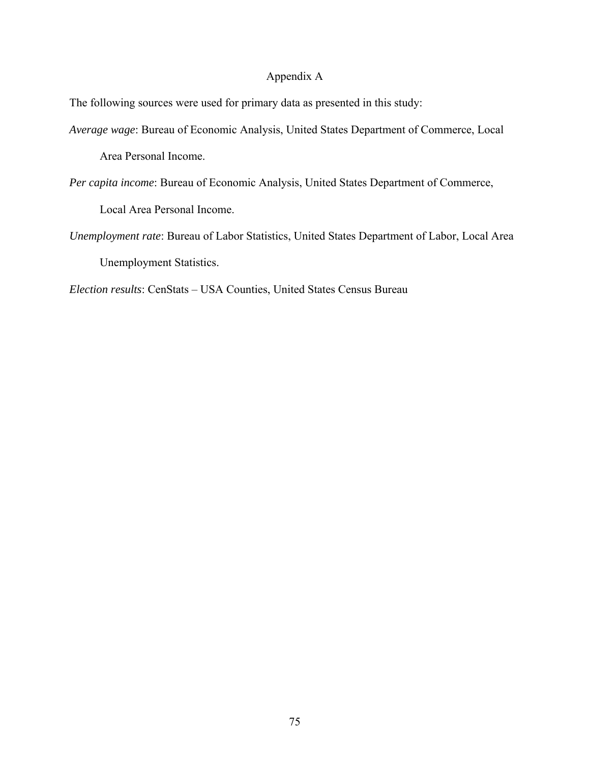# Appendix A

The following sources were used for primary data as presented in this study:

*Average wage*: Bureau of Economic Analysis, United States Department of Commerce, Local Area Personal Income.

*Per capita income*: Bureau of Economic Analysis, United States Department of Commerce, Local Area Personal Income.

*Unemployment rate*: Bureau of Labor Statistics, United States Department of Labor, Local Area Unemployment Statistics.

*Election results*: CenStats – USA Counties, United States Census Bureau